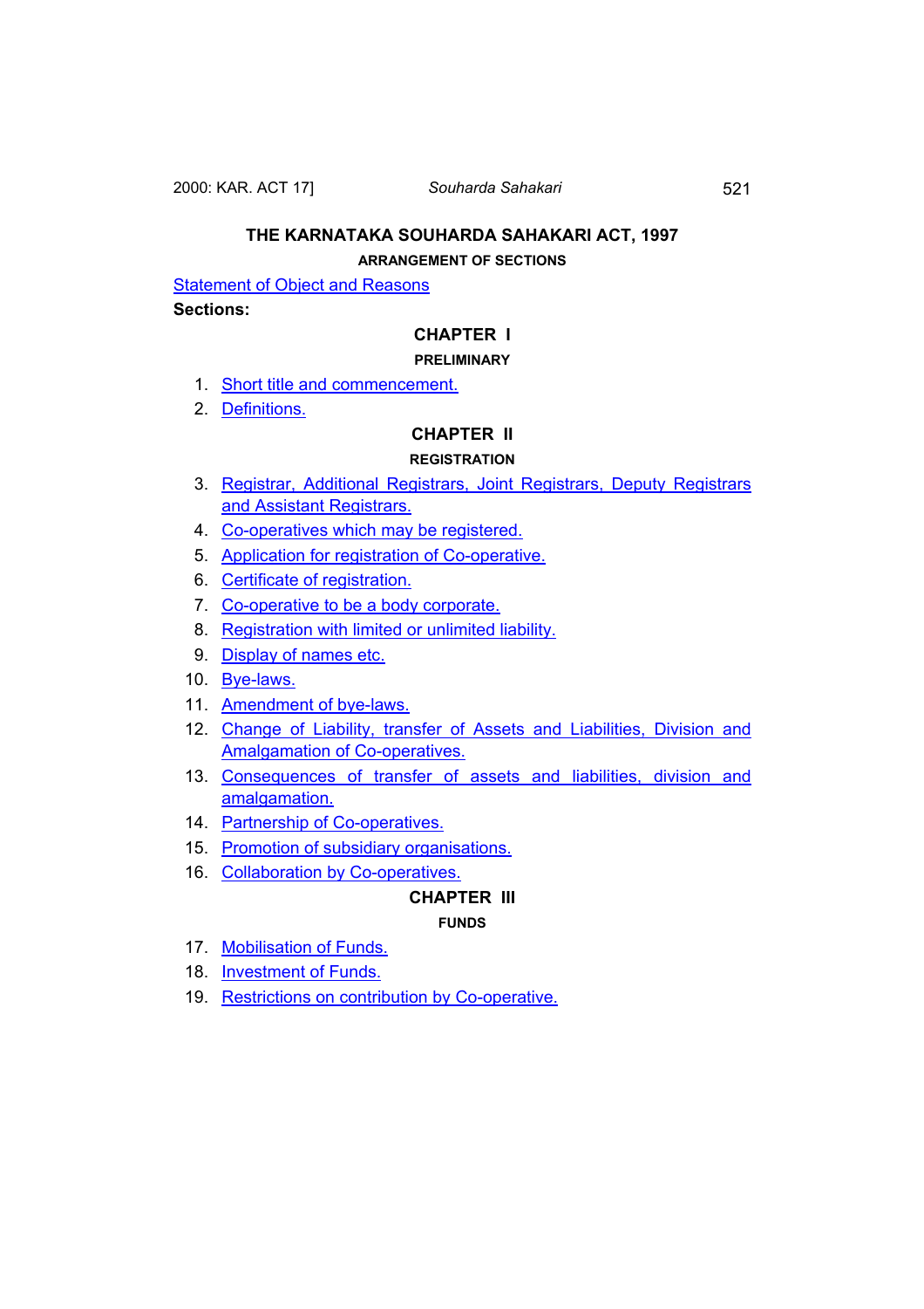# THE KARNATAKA SOUHARDA SAHAKARI ACT, 1997

## ARRANGEMENT OF SECTIONS

Statement of Object and Reasons

**Sections:**

### CHAPTER I

#### PRELIMINARY

1. Short title and commencement.
2. Definitions.

### CHAPTER II

#### REGISTRATION

3. Registrar, Additional Registrars, Joint Registrars, Deputy Registrars and Assistant Registrars.
4. Co-operatives which may be registered.
5. Application for registration of Co-operative.
6. Certificate of registration.
7. Co-operative to be a body corporate.
8. Registration with limited or unlimited liability.
9. Display of names etc.
10. Bye-laws.
11. Amendment of bye-laws.
12. Change of Liability, transfer of Assets and Liabilities, Division and Amalgamation of Co-operatives.
13. Consequences of transfer of assets and liabilities, division and amalgamation.
14. Partnership of Co-operatives.
15. Promotion of subsidiary organisations.
16. Collaboration by Co-operatives.

### CHAPTER III

#### FUNDS

17. Mobilisation of Funds.
18. Investment of Funds.
19. Restrictions on contribution by Co-operative.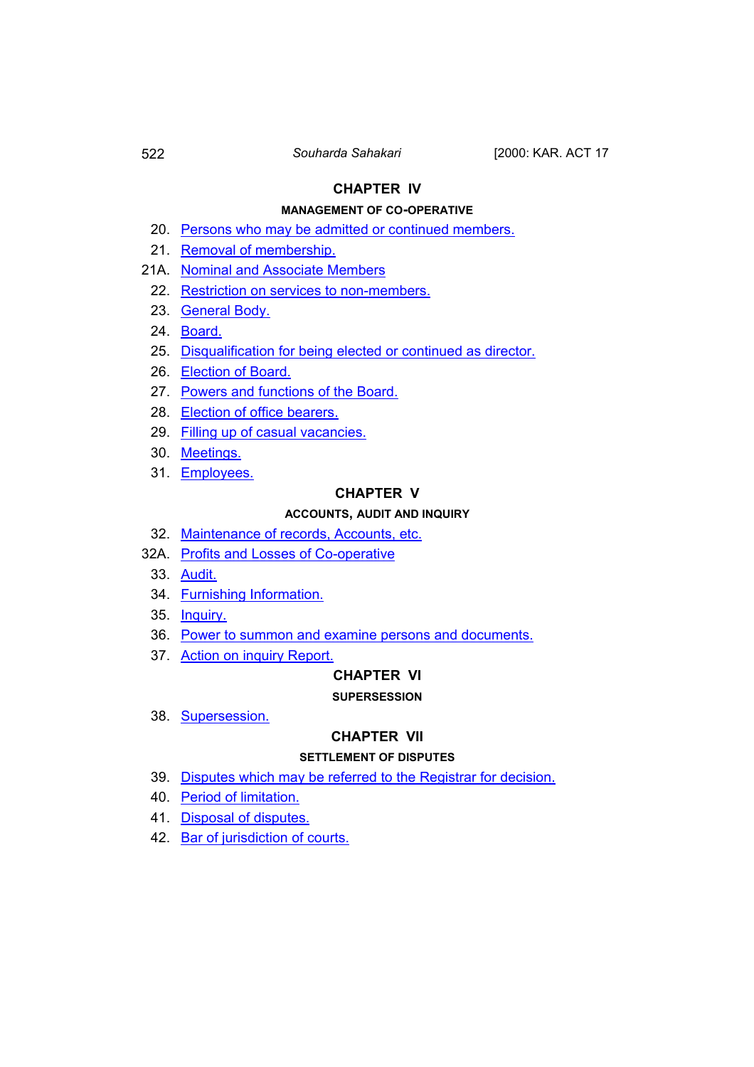## CHAPTER IV

### MANAGEMENT OF CO-OPERATIVE

20. Persons who may be admitted or continued members.
21. Removal of membership.
21A. Nominal and Associate Members
22. Restriction on services to non-members.
23. General Body.
24. Board.
25. Disqualification for being elected or continued as director.
26. Election of Board.
27. Powers and functions of the Board.
28. Election of office bearers.
29. Filling up of casual vacancies.
30. Meetings.
31. Employees.

## CHAPTER V

### ACCOUNTS, AUDIT AND INQUIRY

32. Maintenance of records, Accounts, etc.
32A. Profits and Losses of Co-operative
33. Audit.
34. Furnishing Information.
35. Inquiry.
36. Power to summon and examine persons and documents.
37. Action on inquiry Report.

## CHAPTER VI

### SUPERSESSION

38. Supersession.

## CHAPTER VII

### SETTLEMENT OF DISPUTES

39. Disputes which may be referred to the Registrar for decision.
40. Period of limitation.
41. Disposal of disputes.
42. Bar of jurisdiction of courts.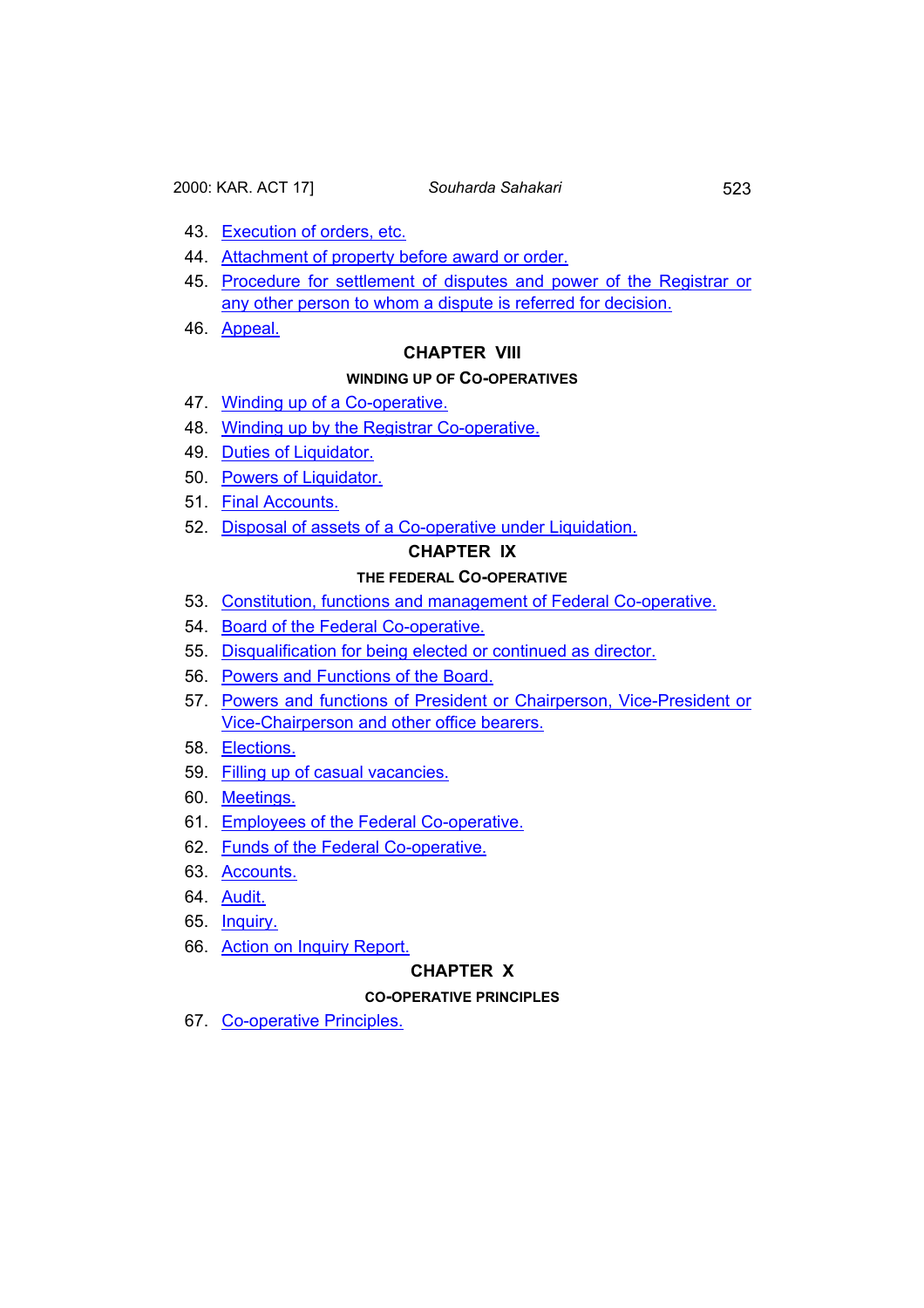43. Execution of orders, etc.
44. Attachment of property before award or order.
45. Procedure for settlement of disputes and power of the Registrar or any other person to whom a dispute is referred for decision.
46. Appeal.

## CHAPTER VIII

### WINDING UP OF CO-OPERATIVES

47. Winding up of a Co-operative.
48. Winding up by the Registrar Co-operative.
49. Duties of Liquidator.
50. Powers of Liquidator.
51. Final Accounts.
52. Disposal of assets of a Co-operative under Liquidation.

## CHAPTER IX

### THE FEDERAL CO-OPERATIVE

53. Constitution, functions and management of Federal Co-operative.
54. Board of the Federal Co-operative.
55. Disqualification for being elected or continued as director.
56. Powers and Functions of the Board.
57. Powers and functions of President or Chairperson, Vice-President or Vice-Chairperson and other office bearers.
58. Elections.
59. Filling up of casual vacancies.
60. Meetings.
61. Employees of the Federal Co-operative.
62. Funds of the Federal Co-operative.
63. Accounts.
64. Audit.
65. Inquiry.
66. Action on Inquiry Report.

## CHAPTER X

### CO-OPERATIVE PRINCIPLES

67. Co-operative Principles.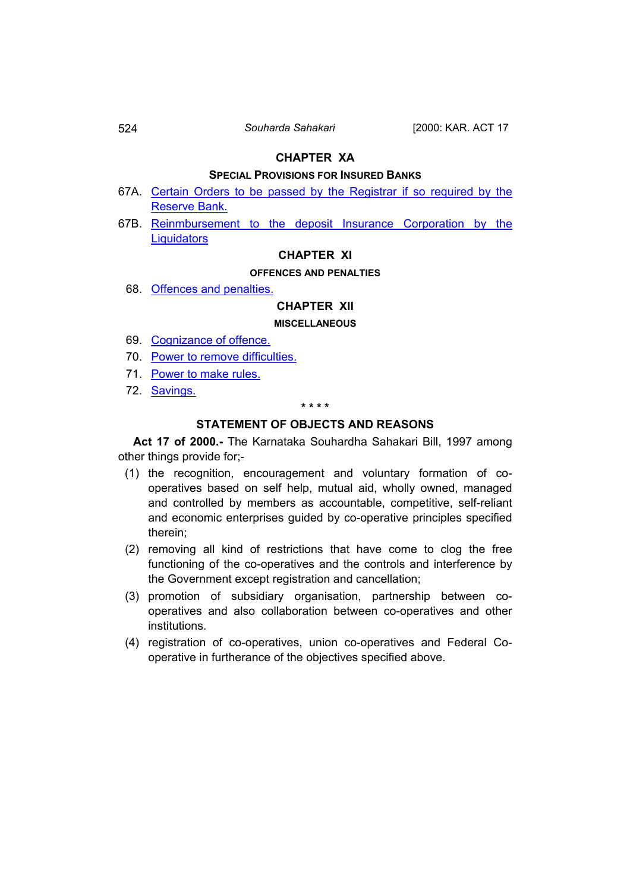## CHAPTER XA

### SPECIAL PROVISIONS FOR INSURED BANKS

67A. Certain Orders to be passed by the Registrar if so required by the Reserve Bank.

67B. Reinmbursement to the deposit Insurance Corporation by the Liquidators

## CHAPTER XI

### OFFENCES AND PENALTIES

68. Offences and penalties.

## CHAPTER XII

### MISCELLANEOUS

69. Cognizance of offence.
70. Power to remove difficulties.
71. Power to make rules.
72. Savings.

\* \* \* \*

### STATEMENT OF OBJECTS AND REASONS

**Act 17 of 2000.-** The Karnataka Souhardha Sahakari Bill, 1997 among other things provide for;-

(1) the recognition, encouragement and voluntary formation of co-operatives based on self help, mutual aid, wholly owned, managed and controlled by members as accountable, competitive, self-reliant and economic enterprises guided by co-operative principles specified therein;

(2) removing all kind of restrictions that have come to clog the free functioning of the co-operatives and the controls and interference by the Government except registration and cancellation;

(3) promotion of subsidiary organisation, partnership between co-operatives and also collaboration between co-operatives and other institutions.

(4) registration of co-operatives, union co-operatives and Federal Co-operative in furtherance of the objectives specified above.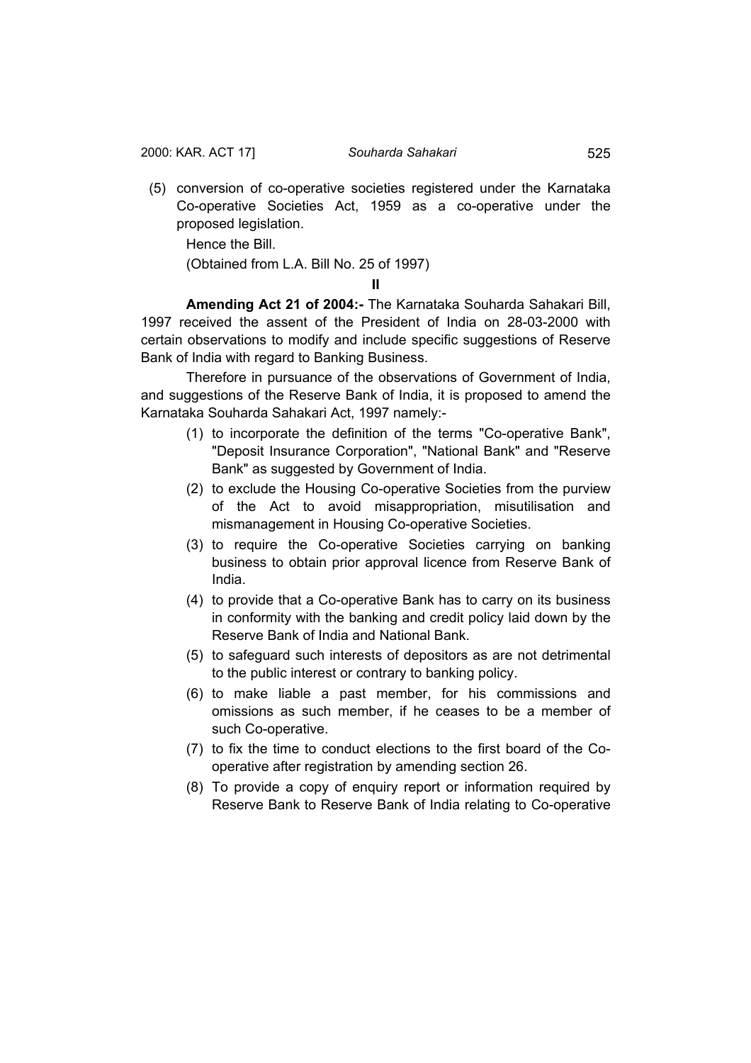(5) conversion of co-operative societies registered under the Karnataka Co-operative Societies Act, 1959 as a co-operative under the proposed legislation.

Hence the Bill.

(Obtained from L.A. Bill No. 25 of 1997)

**II**

**Amending Act 21 of 2004:-** The Karnataka Souharda Sahakari Bill, 1997 received the assent of the President of India on 28-03-2000 with certain observations to modify and include specific suggestions of Reserve Bank of India with regard to Banking Business.

Therefore in pursuance of the observations of Government of India, and suggestions of the Reserve Bank of India, it is proposed to amend the Karnataka Souharda Sahakari Act, 1997 namely:-

(1) to incorporate the definition of the terms "Co-operative Bank", "Deposit Insurance Corporation", "National Bank" and "Reserve Bank" as suggested by Government of India.

(2) to exclude the Housing Co-operative Societies from the purview of the Act to avoid misappropriation, misutilisation and mismanagement in Housing Co-operative Societies.

(3) to require the Co-operative Societies carrying on banking business to obtain prior approval licence from Reserve Bank of India.

(4) to provide that a Co-operative Bank has to carry on its business in conformity with the banking and credit policy laid down by the Reserve Bank of India and National Bank.

(5) to safeguard such interests of depositors as are not detrimental to the public interest or contrary to banking policy.

(6) to make liable a past member, for his commissions and omissions as such member, if he ceases to be a member of such Co-operative.

(7) to fix the time to conduct elections to the first board of the Co-operative after registration by amending section 26.

(8) To provide a copy of enquiry report or information required by Reserve Bank to Reserve Bank of India relating to Co-operative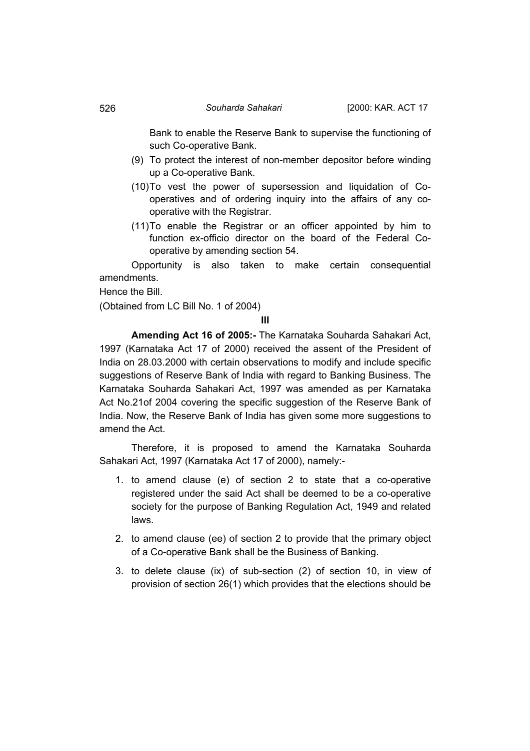Bank to enable the Reserve Bank to supervise the functioning of such Co-operative Bank.

(9) To protect the interest of non-member depositor before winding up a Co-operative Bank.

(10) To vest the power of supersession and liquidation of Co-operatives and of ordering inquiry into the affairs of any co-operative with the Registrar.

(11) To enable the Registrar or an officer appointed by him to function ex-officio director on the board of the Federal Co-operative by amending section 54.

Opportunity is also taken to make certain consequential amendments.

Hence the Bill.

(Obtained from LC Bill No. 1 of 2004)

**III**

**Amending Act 16 of 2005:-** The Karnataka Souharda Sahakari Act, 1997 (Karnataka Act 17 of 2000) received the assent of the President of India on 28.03.2000 with certain observations to modify and include specific suggestions of Reserve Bank of India with regard to Banking Business. The Karnataka Souharda Sahakari Act, 1997 was amended as per Karnataka Act No.21of 2004 covering the specific suggestion of the Reserve Bank of India. Now, the Reserve Bank of India has given some more suggestions to amend the Act.

Therefore, it is proposed to amend the Karnataka Souharda Sahakari Act, 1997 (Karnataka Act 17 of 2000), namely:-

1. to amend clause (e) of section 2 to state that a co-operative registered under the said Act shall be deemed to be a co-operative society for the purpose of Banking Regulation Act, 1949 and related laws.

2. to amend clause (ee) of section 2 to provide that the primary object of a Co-operative Bank shall be the Business of Banking.

3. to delete clause (ix) of sub-section (2) of section 10, in view of provision of section 26(1) which provides that the elections should be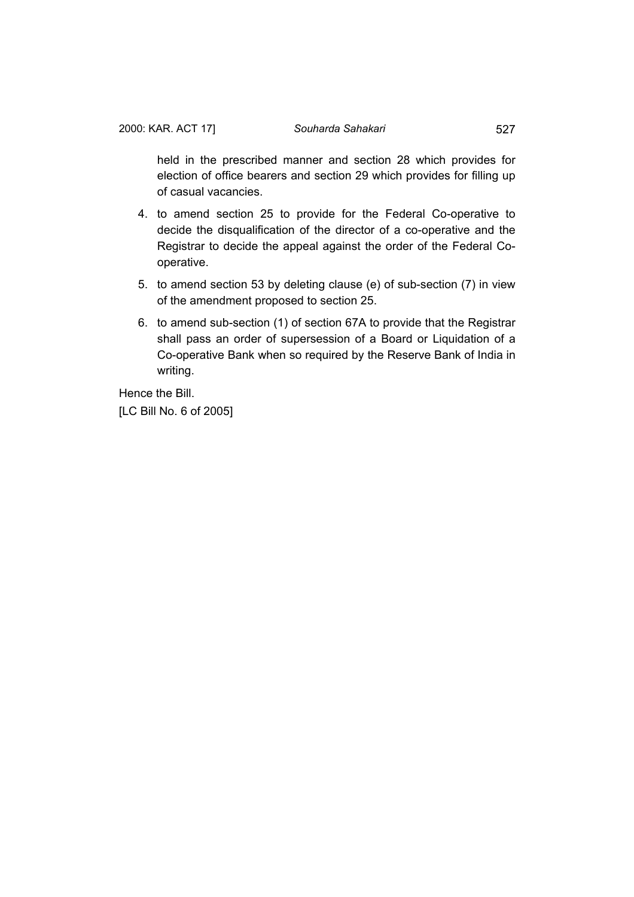held in the prescribed manner and section 28 which provides for election of office bearers and section 29 which provides for filling up of casual vacancies.

4. to amend section 25 to provide for the Federal Co-operative to decide the disqualification of the director of a co-operative and the Registrar to decide the appeal against the order of the Federal Co-operative.

5. to amend section 53 by deleting clause (e) of sub-section (7) in view of the amendment proposed to section 25.

6. to amend sub-section (1) of section 67A to provide that the Registrar shall pass an order of supersession of a Board or Liquidation of a Co-operative Bank when so required by the Reserve Bank of India in writing.

Hence the Bill.

[LC Bill No. 6 of 2005]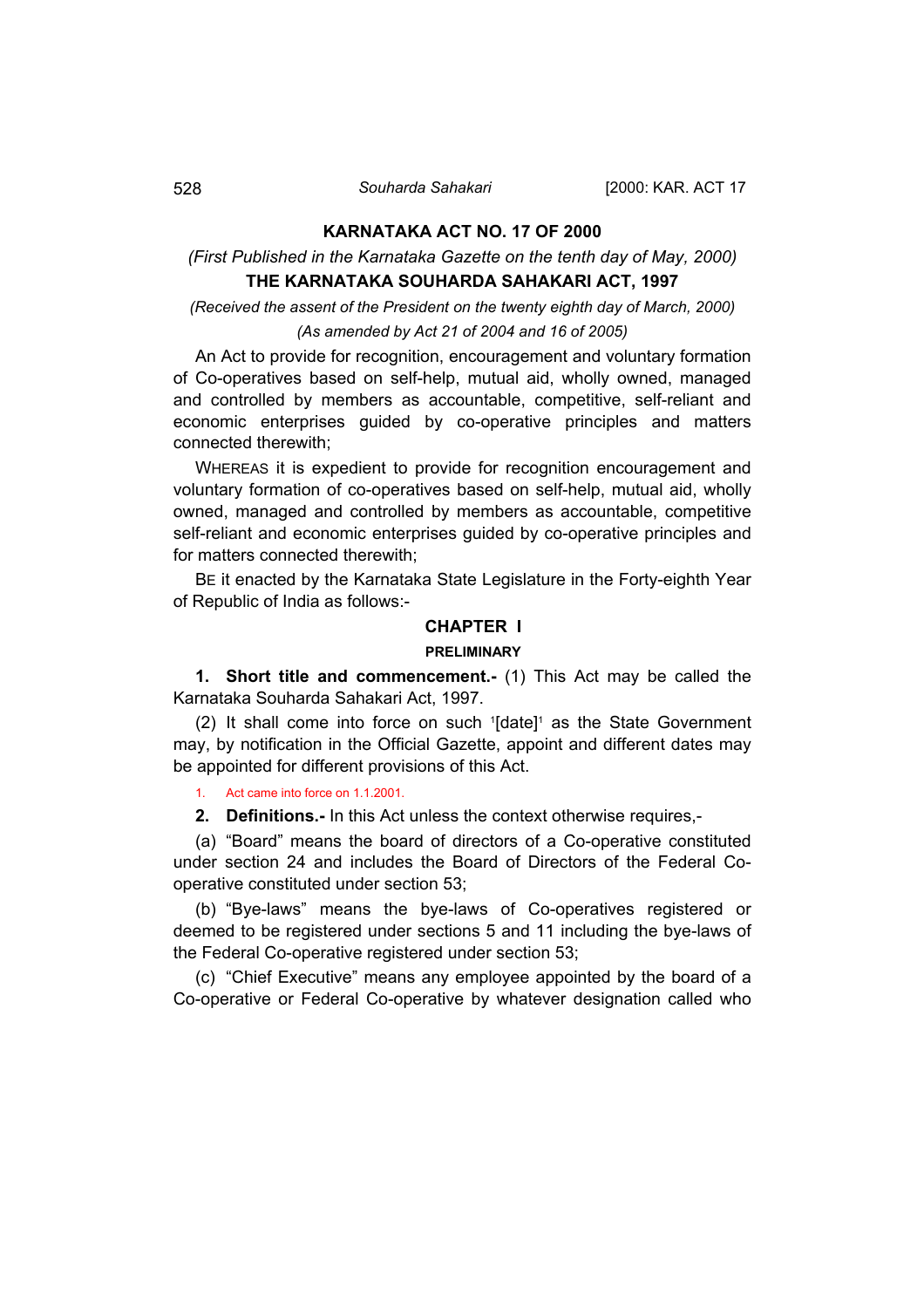# KARNATAKA ACT NO. 17 OF 2000

*(First Published in the Karnataka Gazette on the tenth day of May, 2000)*

## THE KARNATAKA SOUHARDA SAHAKARI ACT, 1997

*(Received the assent of the President on the twenty eighth day of March, 2000)*

*(As amended by Act 21 of 2004 and 16 of 2005)*

An Act to provide for recognition, encouragement and voluntary formation of Co-operatives based on self-help, mutual aid, wholly owned, managed and controlled by members as accountable, competitive, self-reliant and economic enterprises guided by co-operative principles and matters connected therewith;

WHEREAS it is expedient to provide for recognition encouragement and voluntary formation of co-operatives based on self-help, mutual aid, wholly owned, managed and controlled by members as accountable, competitive self-reliant and economic enterprises guided by co-operative principles and for matters connected therewith;

BE it enacted by the Karnataka State Legislature in the Forty-eighth Year of Republic of India as follows:-

## CHAPTER I

### PRELIMINARY

**1. Short title and commencement.-** (1) This Act may be called the Karnataka Souharda Sahakari Act, 1997.

(2) It shall come into force on such [1][date][1] as the State Government may, by notification in the Official Gazette, appoint and different dates may be appointed for different provisions of this Act.

1. Act came into force on 1.1.2001.

**2. Definitions.-** In this Act unless the context otherwise requires,-

(a) "Board" means the board of directors of a Co-operative constituted under section 24 and includes the Board of Directors of the Federal Co-operative constituted under section 53;

(b) "Bye-laws" means the bye-laws of Co-operatives registered or deemed to be registered under sections 5 and 11 including the bye-laws of the Federal Co-operative registered under section 53;

(c) "Chief Executive" means any employee appointed by the board of a Co-operative or Federal Co-operative by whatever designation called who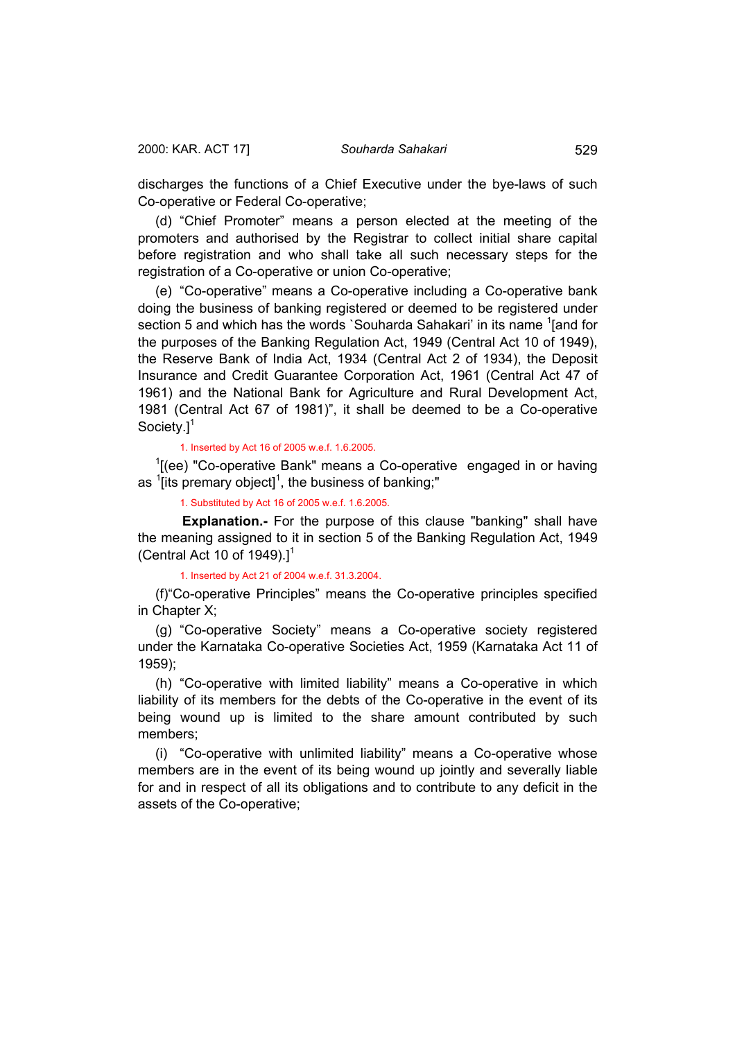discharges the functions of a Chief Executive under the bye-laws of such Co-operative or Federal Co-operative;

(d) "Chief Promoter" means a person elected at the meeting of the promoters and authorised by the Registrar to collect initial share capital before registration and who shall take all such necessary steps for the registration of a Co-operative or union Co-operative;

(e) "Co-operative" means a Co-operative including a Co-operative bank doing the business of banking registered or deemed to be registered under section 5 and which has the words `Souharda Sahakari' in its name [1][and for the purposes of the Banking Regulation Act, 1949 (Central Act 10 of 1949), the Reserve Bank of India Act, 1934 (Central Act 2 of 1934), the Deposit Insurance and Credit Guarantee Corporation Act, 1961 (Central Act 47 of 1961) and the National Bank for Agriculture and Rural Development Act, 1981 (Central Act 67 of 1981)", it shall be deemed to be a Co-operative Society.][1]

1. Inserted by Act 16 of 2005 w.e.f. 1.6.2005.

[1][(ee) "Co-operative Bank" means a Co-operative engaged in or having as [1][its premary object][1], the business of banking;"

1. Substituted by Act 16 of 2005 w.e.f. 1.6.2005.

**Explanation.-** For the purpose of this clause "banking" shall have the meaning assigned to it in section 5 of the Banking Regulation Act, 1949 (Central Act 10 of 1949).][1]

1. Inserted by Act 21 of 2004 w.e.f. 31.3.2004.

(f)"Co-operative Principles" means the Co-operative principles specified in Chapter X;

(g) "Co-operative Society" means a Co-operative society registered under the Karnataka Co-operative Societies Act, 1959 (Karnataka Act 11 of 1959);

(h) "Co-operative with limited liability" means a Co-operative in which liability of its members for the debts of the Co-operative in the event of its being wound up is limited to the share amount contributed by such members;

(i) "Co-operative with unlimited liability" means a Co-operative whose members are in the event of its being wound up jointly and severally liable for and in respect of all its obligations and to contribute to any deficit in the assets of the Co-operative;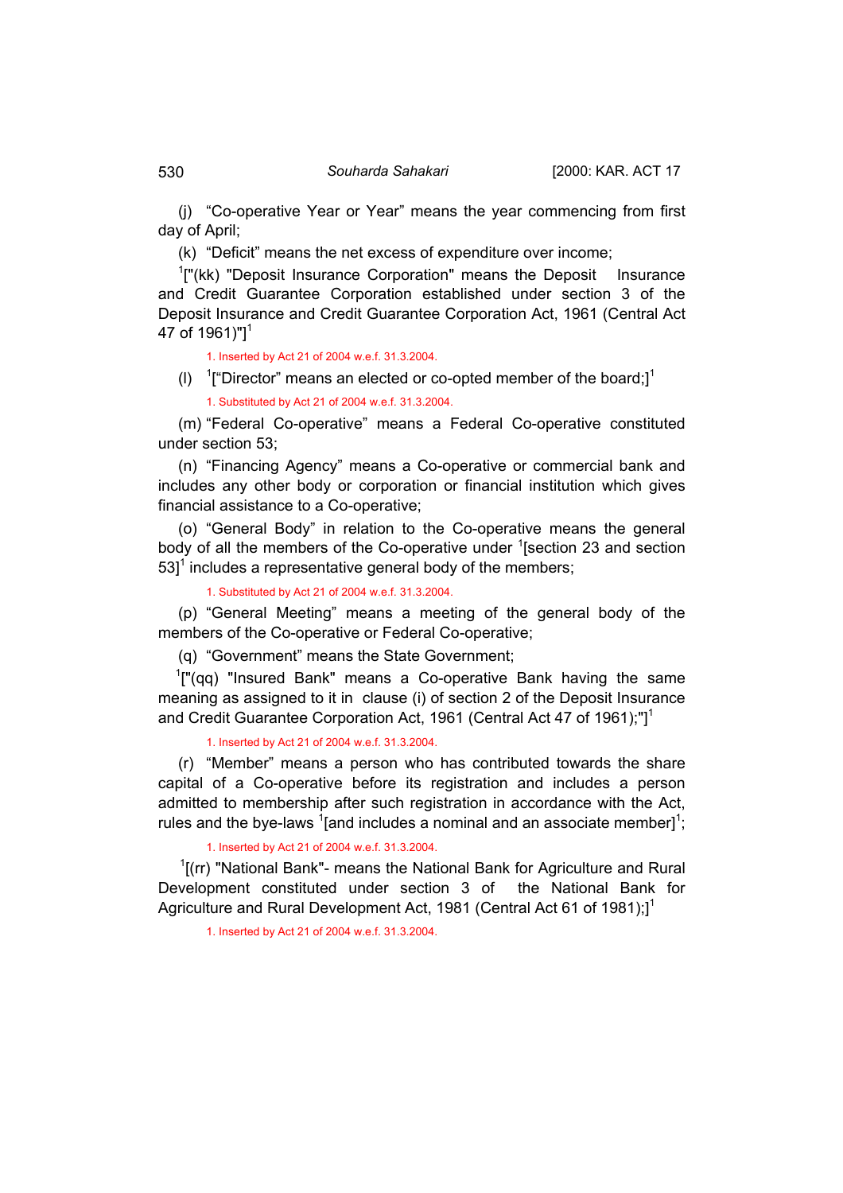(j) "Co-operative Year or Year" means the year commencing from first day of April;

(k) "Deficit" means the net excess of expenditure over income;

[1]["(kk) "Deposit Insurance Corporation" means the Deposit Insurance and Credit Guarantee Corporation established under section 3 of the Deposit Insurance and Credit Guarantee Corporation Act, 1961 (Central Act 47 of 1961)"][1]

1. Inserted by Act 21 of 2004 w.e.f. 31.3.2004.

(l) [1]["Director" means an elected or co-opted member of the board;][1]

1. Substituted by Act 21 of 2004 w.e.f. 31.3.2004.

(m) "Federal Co-operative" means a Federal Co-operative constituted under section 53;

(n) "Financing Agency" means a Co-operative or commercial bank and includes any other body or corporation or financial institution which gives financial assistance to a Co-operative;

(o) "General Body" in relation to the Co-operative means the general body of all the members of the Co-operative under [1][section 23 and section 53][1] includes a representative general body of the members;

1. Substituted by Act 21 of 2004 w.e.f. 31.3.2004.

(p) "General Meeting" means a meeting of the general body of the members of the Co-operative or Federal Co-operative;

(q) "Government" means the State Government;

[1]["(qq) "Insured Bank" means a Co-operative Bank having the same meaning as assigned to it in clause (i) of section 2 of the Deposit Insurance and Credit Guarantee Corporation Act, 1961 (Central Act 47 of 1961);"][1]

1. Inserted by Act 21 of 2004 w.e.f. 31.3.2004.

(r) "Member" means a person who has contributed towards the share capital of a Co-operative before its registration and includes a person admitted to membership after such registration in accordance with the Act, rules and the bye-laws [1][and includes a nominal and an associate member][1];

1. Inserted by Act 21 of 2004 w.e.f. 31.3.2004.

[1][(rr) "National Bank"- means the National Bank for Agriculture and Rural Development constituted under section 3 of the National Bank for Agriculture and Rural Development Act, 1981 (Central Act 61 of 1981);][1]

1. Inserted by Act 21 of 2004 w.e.f. 31.3.2004.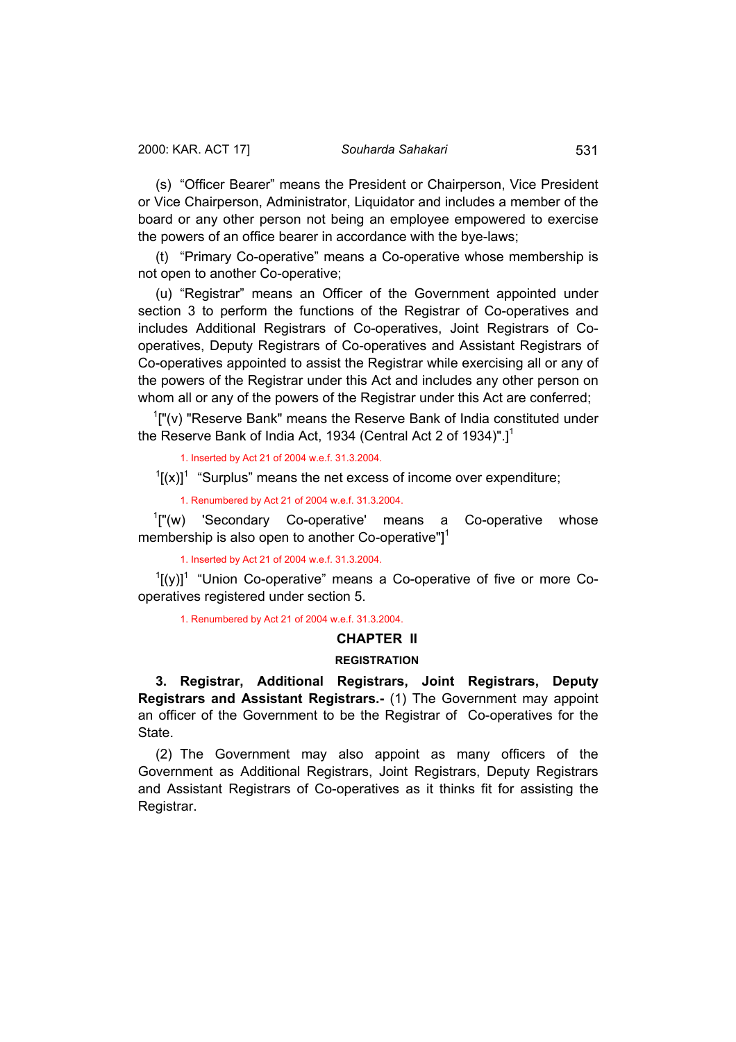(s) "Officer Bearer" means the President or Chairperson, Vice President or Vice Chairperson, Administrator, Liquidator and includes a member of the board or any other person not being an employee empowered to exercise the powers of an office bearer in accordance with the bye-laws;

(t) "Primary Co-operative" means a Co-operative whose membership is not open to another Co-operative;

(u) "Registrar" means an Officer of the Government appointed under section 3 to perform the functions of the Registrar of Co-operatives and includes Additional Registrars of Co-operatives, Joint Registrars of Co-operatives, Deputy Registrars of Co-operatives and Assistant Registrars of Co-operatives appointed to assist the Registrar while exercising all or any of the powers of the Registrar under this Act and includes any other person on whom all or any of the powers of the Registrar under this Act are conferred;

[1]["(v) "Reserve Bank" means the Reserve Bank of India constituted under the Reserve Bank of India Act, 1934 (Central Act 2 of 1934)".][1]

1. Inserted by Act 21 of 2004 w.e.f. 31.3.2004.

[1][(x)][1] "Surplus" means the net excess of income over expenditure;

1. Renumbered by Act 21 of 2004 w.e.f. 31.3.2004.

[1]["(w) 'Secondary Co-operative' means a Co-operative whose membership is also open to another Co-operative"][1]

1. Inserted by Act 21 of 2004 w.e.f. 31.3.2004.

[1][(y)][1] "Union Co-operative" means a Co-operative of five or more Co-operatives registered under section 5.

1. Renumbered by Act 21 of 2004 w.e.f. 31.3.2004.

## CHAPTER II

### REGISTRATION

**3. Registrar, Additional Registrars, Joint Registrars, Deputy Registrars and Assistant Registrars.-** (1) The Government may appoint an officer of the Government to be the Registrar of Co-operatives for the State.

(2) The Government may also appoint as many officers of the Government as Additional Registrars, Joint Registrars, Deputy Registrars and Assistant Registrars of Co-operatives as it thinks fit for assisting the Registrar.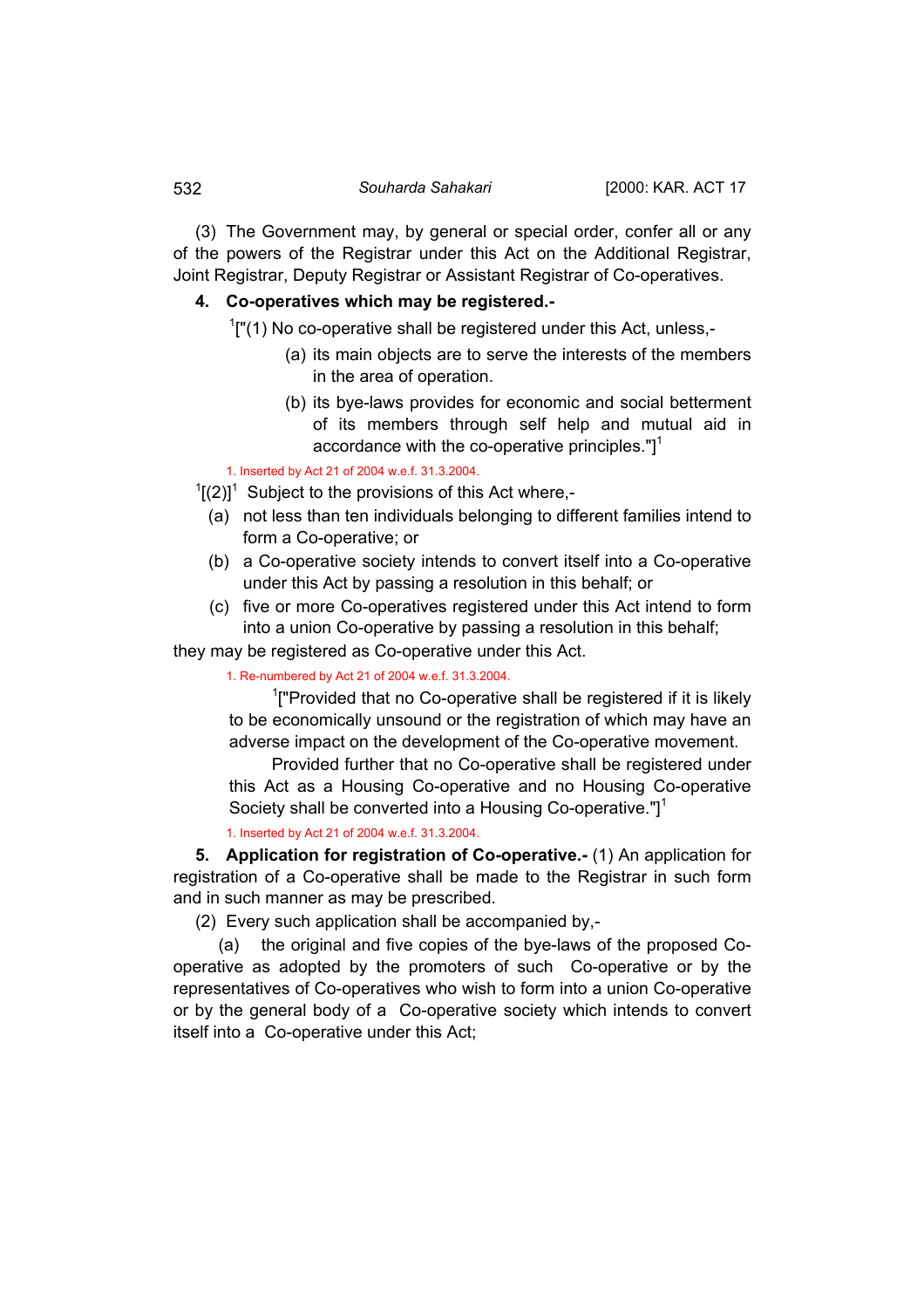(3) The Government may, by general or special order, confer all or any of the powers of the Registrar under this Act on the Additional Registrar, Joint Registrar, Deputy Registrar or Assistant Registrar of Co-operatives.

**4. Co-operatives which may be registered.-**

[1]["(1) No co-operative shall be registered under this Act, unless,-

(a) its main objects are to serve the interests of the members in the area of operation.

(b) its bye-laws provides for economic and social betterment of its members through self help and mutual aid in accordance with the co-operative principles."][1]

1. Inserted by Act 21 of 2004 w.e.f. 31.3.2004.

[1][(2)][1] Subject to the provisions of this Act where,-

(a) not less than ten individuals belonging to different families intend to form a Co-operative; or

(b) a Co-operative society intends to convert itself into a Co-operative under this Act by passing a resolution in this behalf; or

(c) five or more Co-operatives registered under this Act intend to form into a union Co-operative by passing a resolution in this behalf;

they may be registered as Co-operative under this Act.

1. Re-numbered by Act 21 of 2004 w.e.f. 31.3.2004.

[1]["Provided that no Co-operative shall be registered if it is likely to be economically unsound or the registration of which may have an adverse impact on the development of the Co-operative movement.

Provided further that no Co-operative shall be registered under this Act as a Housing Co-operative and no Housing Co-operative Society shall be converted into a Housing Co-operative."][1]

1. Inserted by Act 21 of 2004 w.e.f. 31.3.2004.

**5. Application for registration of Co-operative.-** (1) An application for registration of a Co-operative shall be made to the Registrar in such form and in such manner as may be prescribed.

(2) Every such application shall be accompanied by,-

(a) the original and five copies of the bye-laws of the proposed Co-operative as adopted by the promoters of such Co-operative or by the representatives of Co-operatives who wish to form into a union Co-operative or by the general body of a Co-operative society which intends to convert itself into a Co-operative under this Act;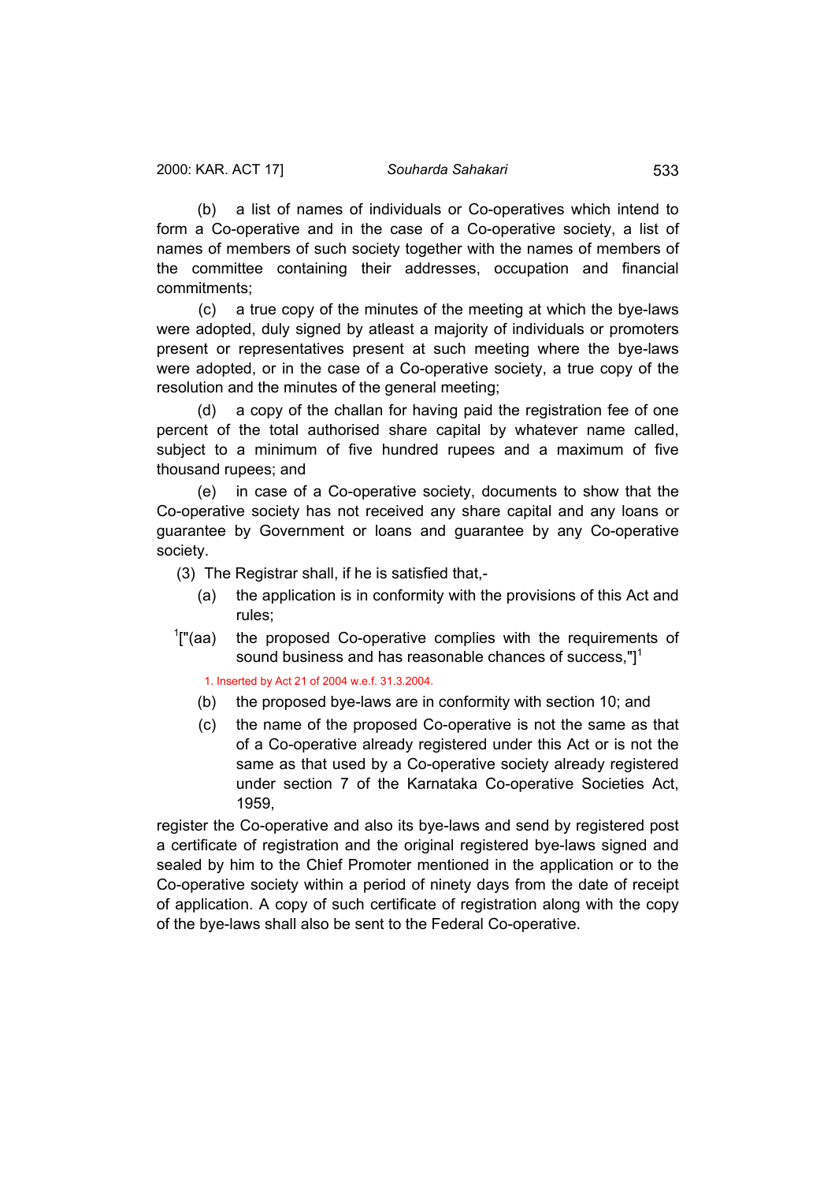(b) a list of names of individuals or Co-operatives which intend to form a Co-operative and in the case of a Co-operative society, a list of names of members of such society together with the names of members of the committee containing their addresses, occupation and financial commitments;

(c) a true copy of the minutes of the meeting at which the bye-laws were adopted, duly signed by atleast a majority of individuals or promoters present or representatives present at such meeting where the bye-laws were adopted, or in the case of a Co-operative society, a true copy of the resolution and the minutes of the general meeting;

(d) a copy of the challan for having paid the registration fee of one percent of the total authorised share capital by whatever name called, subject to a minimum of five hundred rupees and a maximum of five thousand rupees; and

(e) in case of a Co-operative society, documents to show that the Co-operative society has not received any share capital and any loans or guarantee by Government or loans and guarantee by any Co-operative society.

(3) The Registrar shall, if he is satisfied that,-

(a) the application is in conformity with the provisions of this Act and rules;

[1]["(aa) the proposed Co-operative complies with the requirements of sound business and has reasonable chances of success,"][1]

1. Inserted by Act 21 of 2004 w.e.f. 31.3.2004.

(b) the proposed bye-laws are in conformity with section 10; and

(c) the name of the proposed Co-operative is not the same as that of a Co-operative already registered under this Act or is not the same as that used by a Co-operative society already registered under section 7 of the Karnataka Co-operative Societies Act, 1959,

register the Co-operative and also its bye-laws and send by registered post a certificate of registration and the original registered bye-laws signed and sealed by him to the Chief Promoter mentioned in the application or to the Co-operative society within a period of ninety days from the date of receipt of application. A copy of such certificate of registration along with the copy of the bye-laws shall also be sent to the Federal Co-operative.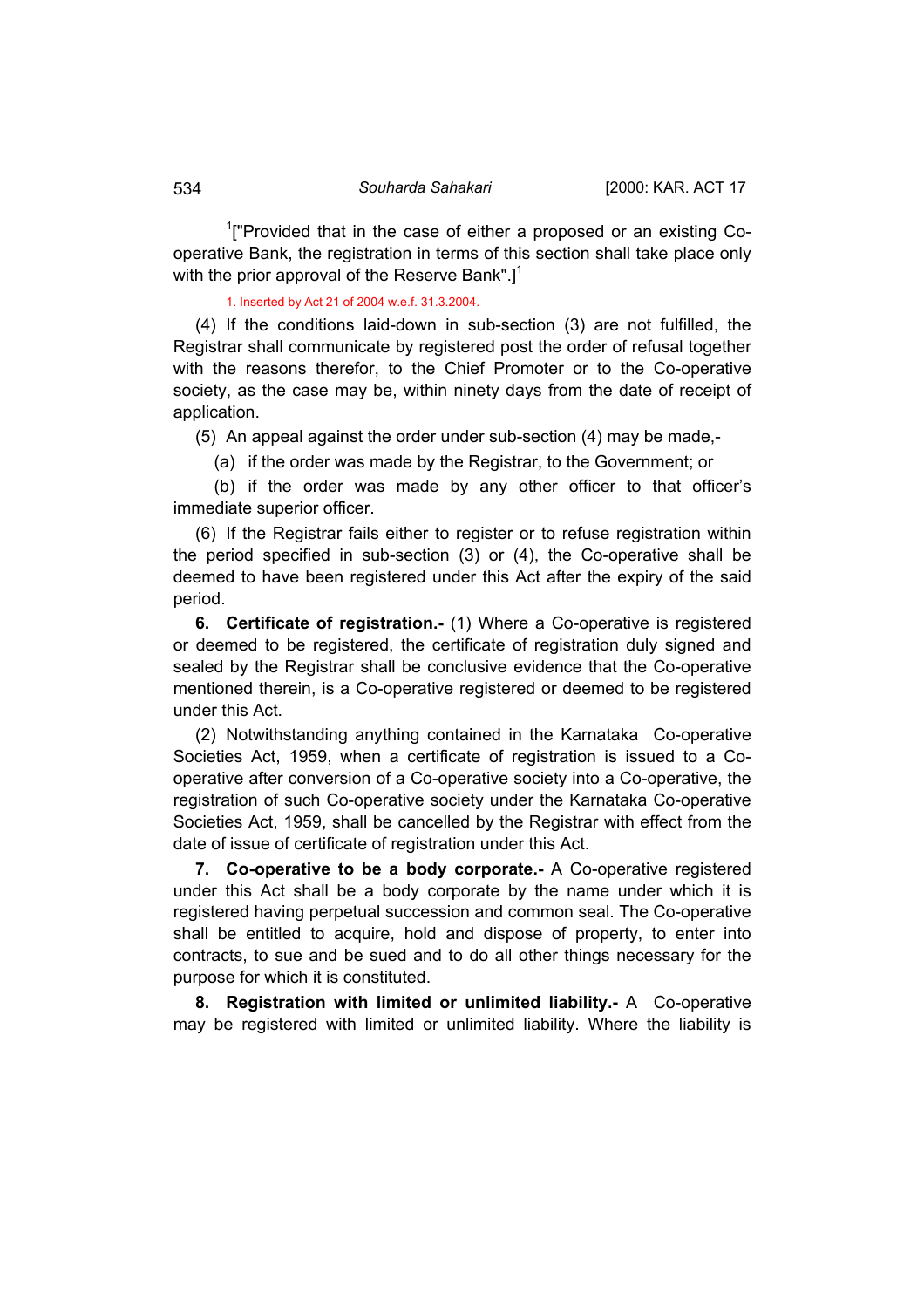[1]["Provided that in the case of either a proposed or an existing Co-operative Bank, the registration in terms of this section shall take place only with the prior approval of the Reserve Bank".][1]

1. Inserted by Act 21 of 2004 w.e.f. 31.3.2004.

(4) If the conditions laid-down in sub-section (3) are not fulfilled, the Registrar shall communicate by registered post the order of refusal together with the reasons therefor, to the Chief Promoter or to the Co-operative society, as the case may be, within ninety days from the date of receipt of application.

(5) An appeal against the order under sub-section (4) may be made,-

(a) if the order was made by the Registrar, to the Government; or

(b) if the order was made by any other officer to that officer's immediate superior officer.

(6) If the Registrar fails either to register or to refuse registration within the period specified in sub-section (3) or (4), the Co-operative shall be deemed to have been registered under this Act after the expiry of the said period.

**6. Certificate of registration.-** (1) Where a Co-operative is registered or deemed to be registered, the certificate of registration duly signed and sealed by the Registrar shall be conclusive evidence that the Co-operative mentioned therein, is a Co-operative registered or deemed to be registered under this Act.

(2) Notwithstanding anything contained in the Karnataka Co-operative Societies Act, 1959, when a certificate of registration is issued to a Co-operative after conversion of a Co-operative society into a Co-operative, the registration of such Co-operative society under the Karnataka Co-operative Societies Act, 1959, shall be cancelled by the Registrar with effect from the date of issue of certificate of registration under this Act.

**7. Co-operative to be a body corporate.-** A Co-operative registered under this Act shall be a body corporate by the name under which it is registered having perpetual succession and common seal. The Co-operative shall be entitled to acquire, hold and dispose of property, to enter into contracts, to sue and be sued and to do all other things necessary for the purpose for which it is constituted.

**8. Registration with limited or unlimited liability.-** A Co-operative may be registered with limited or unlimited liability. Where the liability is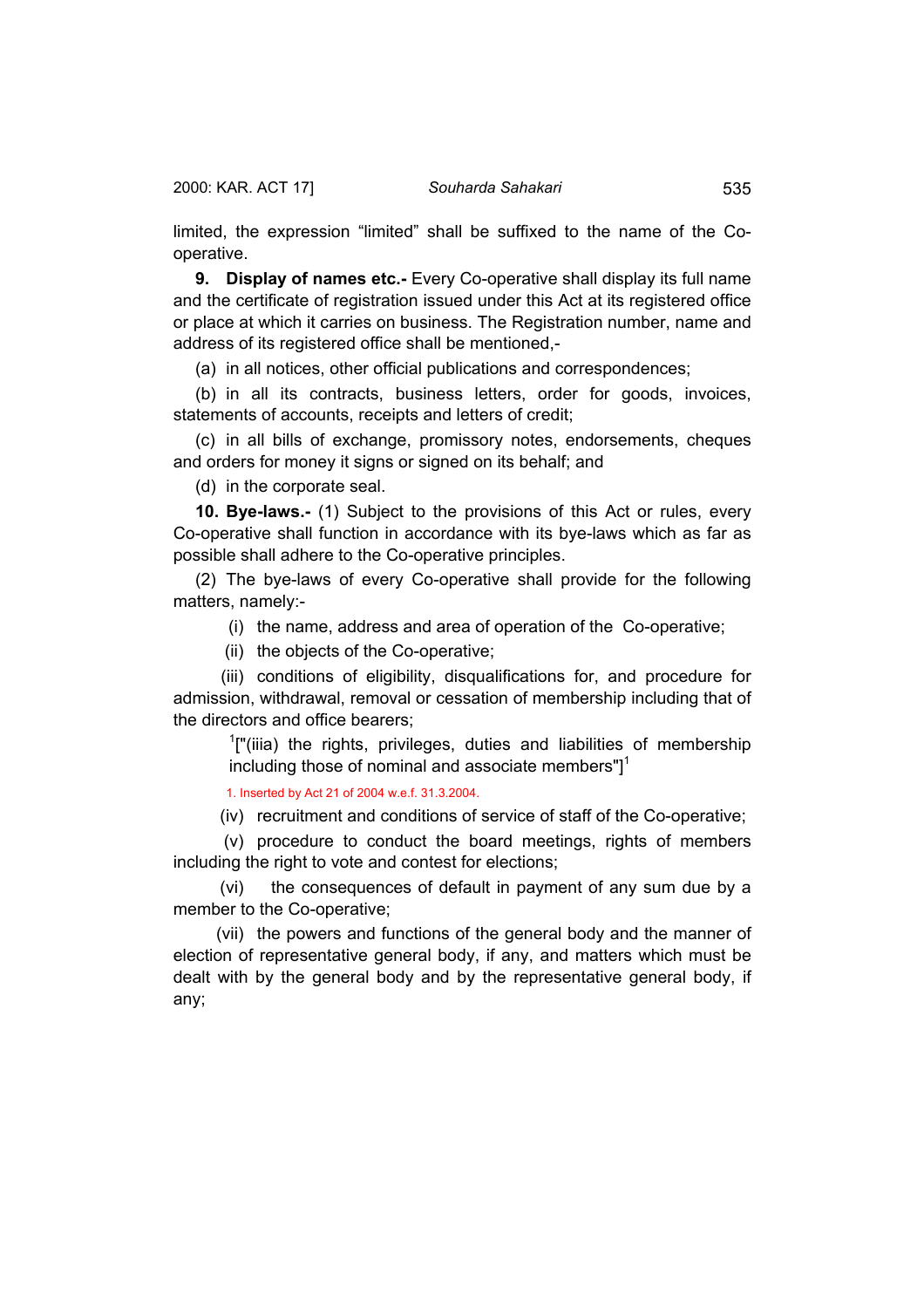limited, the expression "limited" shall be suffixed to the name of the Co-operative.

**9. Display of names etc.-** Every Co-operative shall display its full name and the certificate of registration issued under this Act at its registered office or place at which it carries on business. The Registration number, name and address of its registered office shall be mentioned,-

(a) in all notices, other official publications and correspondences;

(b) in all its contracts, business letters, order for goods, invoices, statements of accounts, receipts and letters of credit;

(c) in all bills of exchange, promissory notes, endorsements, cheques and orders for money it signs or signed on its behalf; and

(d) in the corporate seal.

**10. Bye-laws.-** (1) Subject to the provisions of this Act or rules, every Co-operative shall function in accordance with its bye-laws which as far as possible shall adhere to the Co-operative principles.

(2) The bye-laws of every Co-operative shall provide for the following matters, namely:-

(i) the name, address and area of operation of the Co-operative;

(ii) the objects of the Co-operative;

(iii) conditions of eligibility, disqualifications for, and procedure for admission, withdrawal, removal or cessation of membership including that of the directors and office bearers;

[1]["(iiia) the rights, privileges, duties and liabilities of membership including those of nominal and associate members"][1]

1. Inserted by Act 21 of 2004 w.e.f. 31.3.2004.

(iv) recruitment and conditions of service of staff of the Co-operative;

(v) procedure to conduct the board meetings, rights of members including the right to vote and contest for elections;

(vi) the consequences of default in payment of any sum due by a member to the Co-operative;

(vii) the powers and functions of the general body and the manner of election of representative general body, if any, and matters which must be dealt with by the general body and by the representative general body, if any;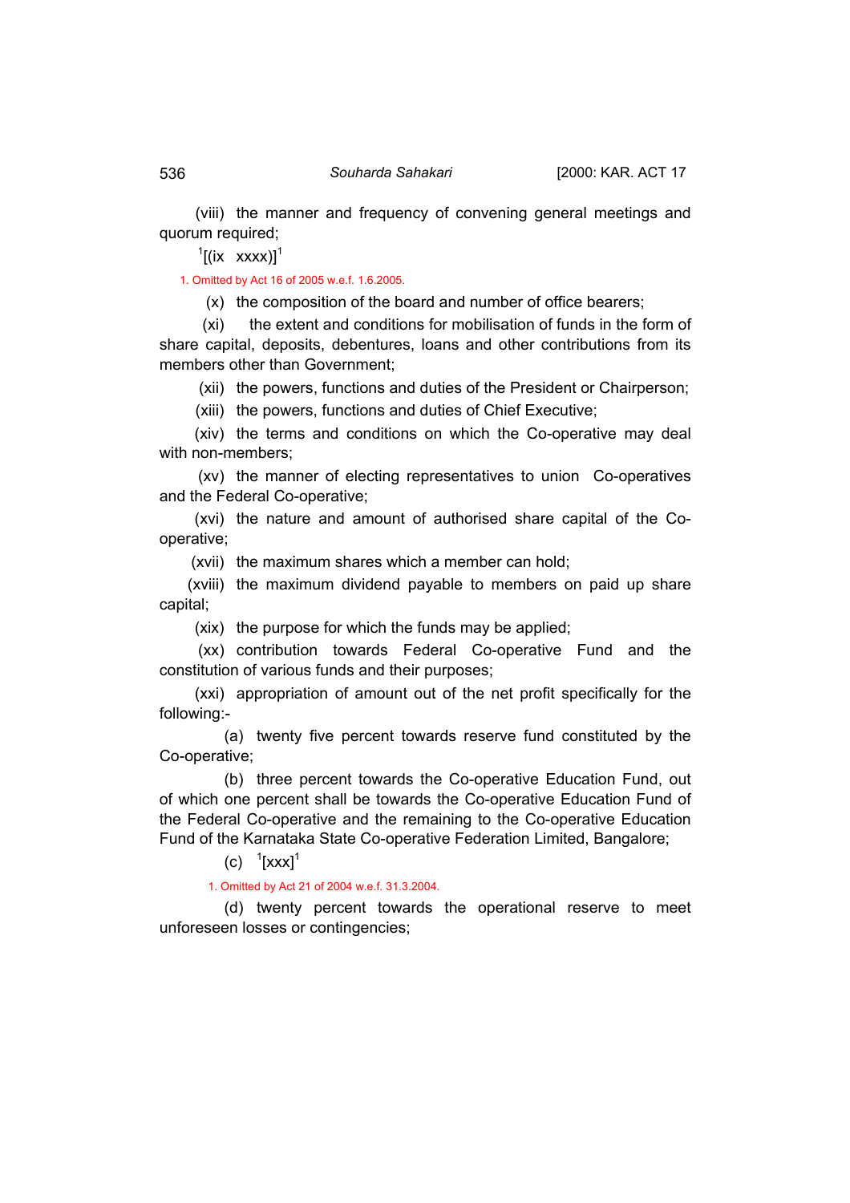(viii) the manner and frequency of convening general meetings and quorum required;

[1][(ix xxxx)][1]

1. Omitted by Act 16 of 2005 w.e.f. 1.6.2005.

(x) the composition of the board and number of office bearers;

(xi) the extent and conditions for mobilisation of funds in the form of share capital, deposits, debentures, loans and other contributions from its members other than Government;

(xii) the powers, functions and duties of the President or Chairperson;

(xiii) the powers, functions and duties of Chief Executive;

(xiv) the terms and conditions on which the Co-operative may deal with non-members;

(xv) the manner of electing representatives to union Co-operatives and the Federal Co-operative;

(xvi) the nature and amount of authorised share capital of the Co-operative;

(xvii) the maximum shares which a member can hold;

(xviii) the maximum dividend payable to members on paid up share capital;

(xix) the purpose for which the funds may be applied;

(xx) contribution towards Federal Co-operative Fund and the constitution of various funds and their purposes;

(xxi) appropriation of amount out of the net profit specifically for the following:-

(a) twenty five percent towards reserve fund constituted by the Co-operative;

(b) three percent towards the Co-operative Education Fund, out of which one percent shall be towards the Co-operative Education Fund of the Federal Co-operative and the remaining to the Co-operative Education Fund of the Karnataka State Co-operative Federation Limited, Bangalore;

(c) [1][xxx][1]

1. Omitted by Act 21 of 2004 w.e.f. 31.3.2004.

(d) twenty percent towards the operational reserve to meet unforeseen losses or contingencies;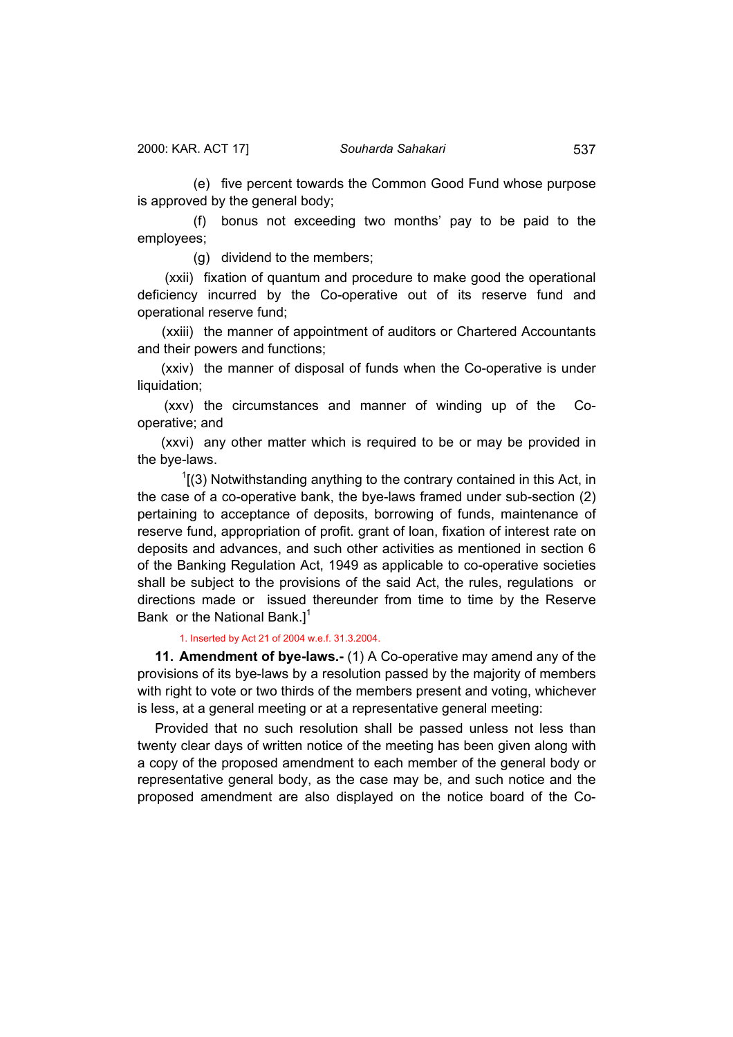(e) five percent towards the Common Good Fund whose purpose is approved by the general body;

(f) bonus not exceeding two months' pay to be paid to the employees;

(g) dividend to the members;

(xxii) fixation of quantum and procedure to make good the operational deficiency incurred by the Co-operative out of its reserve fund and operational reserve fund;

(xxiii) the manner of appointment of auditors or Chartered Accountants and their powers and functions;

(xxiv) the manner of disposal of funds when the Co-operative is under liquidation;

(xxv) the circumstances and manner of winding up of the Co-operative; and

(xxvi) any other matter which is required to be or may be provided in the bye-laws.

[1][(3) Notwithstanding anything to the contrary contained in this Act, in the case of a co-operative bank, the bye-laws framed under sub-section (2) pertaining to acceptance of deposits, borrowing of funds, maintenance of reserve fund, appropriation of profit. grant of loan, fixation of interest rate on deposits and advances, and such other activities as mentioned in section 6 of the Banking Regulation Act, 1949 as applicable to co-operative societies shall be subject to the provisions of the said Act, the rules, regulations or directions made or issued thereunder from time to time by the Reserve Bank or the National Bank.][1]

1. Inserted by Act 21 of 2004 w.e.f. 31.3.2004.

**11. Amendment of bye-laws.-** (1) A Co-operative may amend any of the provisions of its bye-laws by a resolution passed by the majority of members with right to vote or two thirds of the members present and voting, whichever is less, at a general meeting or at a representative general meeting:

Provided that no such resolution shall be passed unless not less than twenty clear days of written notice of the meeting has been given along with a copy of the proposed amendment to each member of the general body or representative general body, as the case may be, and such notice and the proposed amendment are also displayed on the notice board of the Co-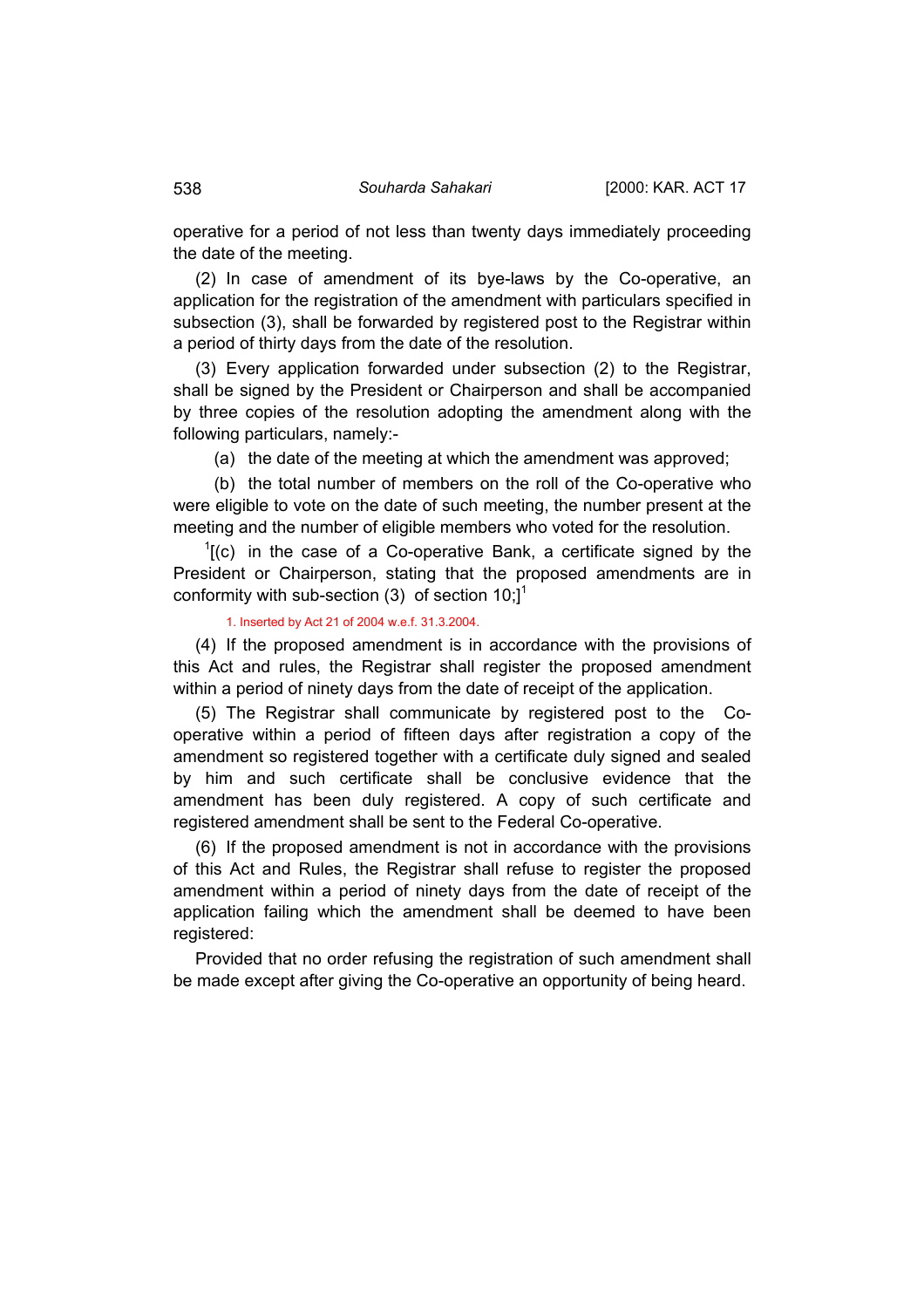operative for a period of not less than twenty days immediately proceeding the date of the meeting.

(2) In case of amendment of its bye-laws by the Co-operative, an application for the registration of the amendment with particulars specified in subsection (3), shall be forwarded by registered post to the Registrar within a period of thirty days from the date of the resolution.

(3) Every application forwarded under subsection (2) to the Registrar, shall be signed by the President or Chairperson and shall be accompanied by three copies of the resolution adopting the amendment along with the following particulars, namely:-

(a) the date of the meeting at which the amendment was approved;

(b) the total number of members on the roll of the Co-operative who were eligible to vote on the date of such meeting, the number present at the meeting and the number of eligible members who voted for the resolution.

[1][(c) in the case of a Co-operative Bank, a certificate signed by the President or Chairperson, stating that the proposed amendments are in conformity with sub-section (3) of section 10;][1]

1. Inserted by Act 21 of 2004 w.e.f. 31.3.2004.

(4) If the proposed amendment is in accordance with the provisions of this Act and rules, the Registrar shall register the proposed amendment within a period of ninety days from the date of receipt of the application.

(5) The Registrar shall communicate by registered post to the Co-operative within a period of fifteen days after registration a copy of the amendment so registered together with a certificate duly signed and sealed by him and such certificate shall be conclusive evidence that the amendment has been duly registered. A copy of such certificate and registered amendment shall be sent to the Federal Co-operative.

(6) If the proposed amendment is not in accordance with the provisions of this Act and Rules, the Registrar shall refuse to register the proposed amendment within a period of ninety days from the date of receipt of the application failing which the amendment shall be deemed to have been registered:

Provided that no order refusing the registration of such amendment shall be made except after giving the Co-operative an opportunity of being heard.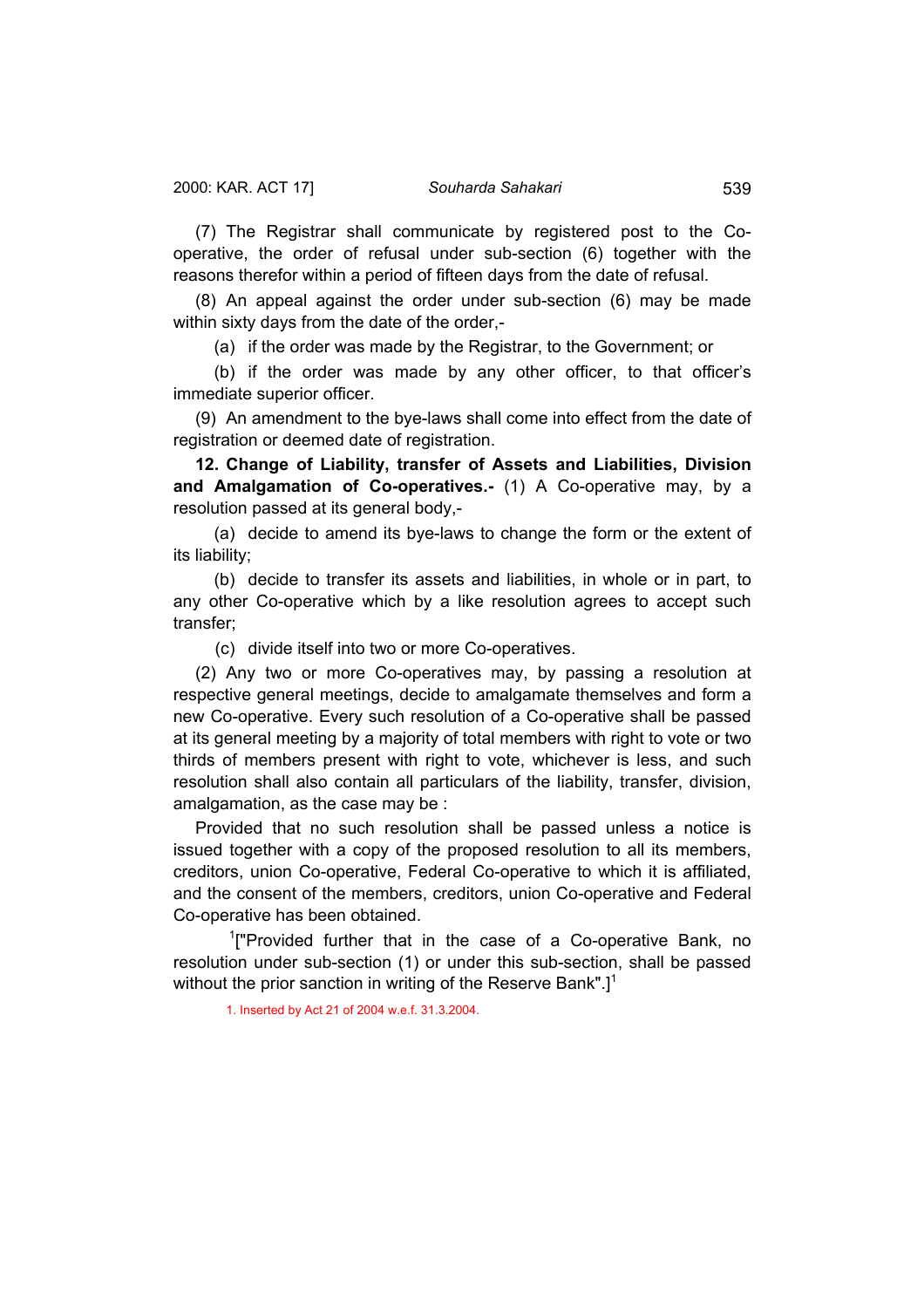(7) The Registrar shall communicate by registered post to the Co-operative, the order of refusal under sub-section (6) together with the reasons therefor within a period of fifteen days from the date of refusal.

(8) An appeal against the order under sub-section (6) may be made within sixty days from the date of the order,-

(a) if the order was made by the Registrar, to the Government; or

(b) if the order was made by any other officer, to that officer's immediate superior officer.

(9) An amendment to the bye-laws shall come into effect from the date of registration or deemed date of registration.

**12. Change of Liability, transfer of Assets and Liabilities, Division and Amalgamation of Co-operatives.-** (1) A Co-operative may, by a resolution passed at its general body,-

(a) decide to amend its bye-laws to change the form or the extent of its liability;

(b) decide to transfer its assets and liabilities, in whole or in part, to any other Co-operative which by a like resolution agrees to accept such transfer;

(c) divide itself into two or more Co-operatives.

(2) Any two or more Co-operatives may, by passing a resolution at respective general meetings, decide to amalgamate themselves and form a new Co-operative. Every such resolution of a Co-operative shall be passed at its general meeting by a majority of total members with right to vote or two thirds of members present with right to vote, whichever is less, and such resolution shall also contain all particulars of the liability, transfer, division, amalgamation, as the case may be :

Provided that no such resolution shall be passed unless a notice is issued together with a copy of the proposed resolution to all its members, creditors, union Co-operative, Federal Co-operative to which it is affiliated, and the consent of the members, creditors, union Co-operative and Federal Co-operative has been obtained.

[1]["Provided further that in the case of a Co-operative Bank, no resolution under sub-section (1) or under this sub-section, shall be passed without the prior sanction in writing of the Reserve Bank".][1]

1. Inserted by Act 21 of 2004 w.e.f. 31.3.2004.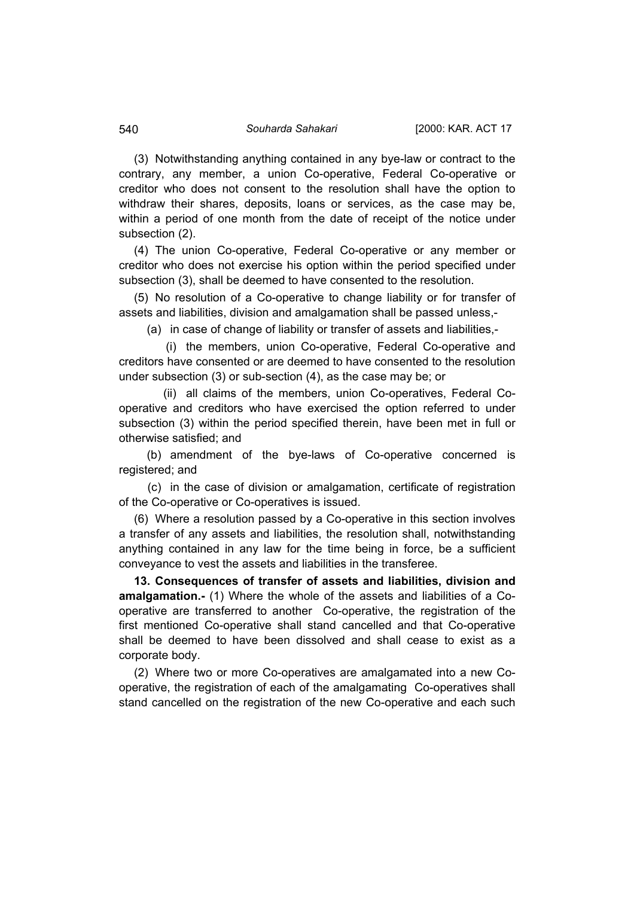(3) Notwithstanding anything contained in any bye-law or contract to the contrary, any member, a union Co-operative, Federal Co-operative or creditor who does not consent to the resolution shall have the option to withdraw their shares, deposits, loans or services, as the case may be, within a period of one month from the date of receipt of the notice under subsection (2).

(4) The union Co-operative, Federal Co-operative or any member or creditor who does not exercise his option within the period specified under subsection (3), shall be deemed to have consented to the resolution.

(5) No resolution of a Co-operative to change liability or for transfer of assets and liabilities, division and amalgamation shall be passed unless,-

(a) in case of change of liability or transfer of assets and liabilities,-

(i) the members, union Co-operative, Federal Co-operative and creditors have consented or are deemed to have consented to the resolution under subsection (3) or sub-section (4), as the case may be; or

(ii) all claims of the members, union Co-operatives, Federal Co-operative and creditors who have exercised the option referred to under subsection (3) within the period specified therein, have been met in full or otherwise satisfied; and

(b) amendment of the bye-laws of Co-operative concerned is registered; and

(c) in the case of division or amalgamation, certificate of registration of the Co-operative or Co-operatives is issued.

(6) Where a resolution passed by a Co-operative in this section involves a transfer of any assets and liabilities, the resolution shall, notwithstanding anything contained in any law for the time being in force, be a sufficient conveyance to vest the assets and liabilities in the transferee.

**13. Consequences of transfer of assets and liabilities, division and amalgamation.-** (1) Where the whole of the assets and liabilities of a Co-operative are transferred to another Co-operative, the registration of the first mentioned Co-operative shall stand cancelled and that Co-operative shall be deemed to have been dissolved and shall cease to exist as a corporate body.

(2) Where two or more Co-operatives are amalgamated into a new Co-operative, the registration of each of the amalgamating Co-operatives shall stand cancelled on the registration of the new Co-operative and each such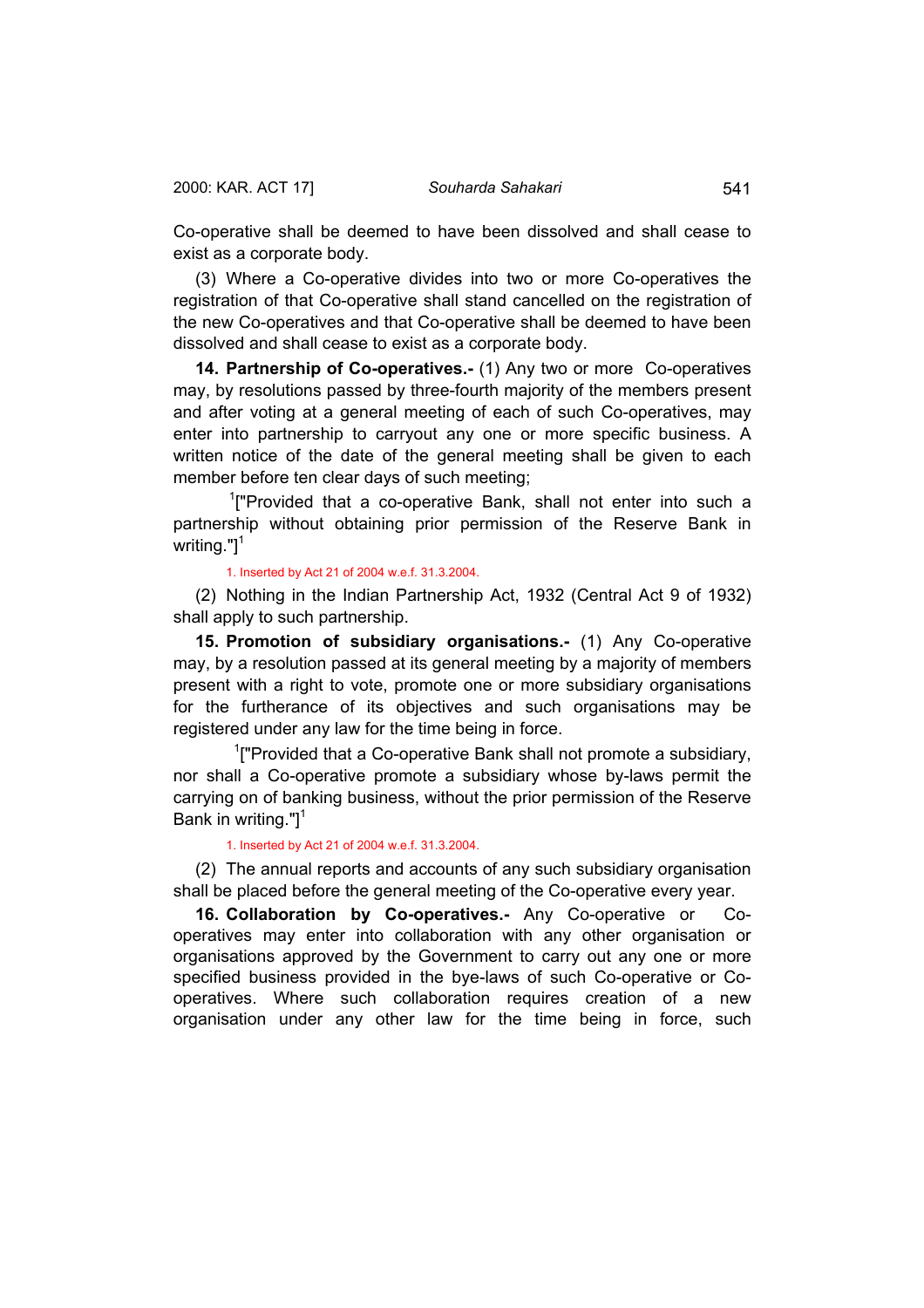Co-operative shall be deemed to have been dissolved and shall cease to exist as a corporate body.

(3) Where a Co-operative divides into two or more Co-operatives the registration of that Co-operative shall stand cancelled on the registration of the new Co-operatives and that Co-operative shall be deemed to have been dissolved and shall cease to exist as a corporate body.

**14. Partnership of Co-operatives.-** (1) Any two or more Co-operatives may, by resolutions passed by three-fourth majority of the members present and after voting at a general meeting of each of such Co-operatives, may enter into partnership to carryout any one or more specific business. A written notice of the date of the general meeting shall be given to each member before ten clear days of such meeting;

[1]["Provided that a co-operative Bank, shall not enter into such a partnership without obtaining prior permission of the Reserve Bank in writing."][1]

1. Inserted by Act 21 of 2004 w.e.f. 31.3.2004.

(2) Nothing in the Indian Partnership Act, 1932 (Central Act 9 of 1932) shall apply to such partnership.

**15. Promotion of subsidiary organisations.-** (1) Any Co-operative may, by a resolution passed at its general meeting by a majority of members present with a right to vote, promote one or more subsidiary organisations for the furtherance of its objectives and such organisations may be registered under any law for the time being in force.

[1]["Provided that a Co-operative Bank shall not promote a subsidiary, nor shall a Co-operative promote a subsidiary whose by-laws permit the carrying on of banking business, without the prior permission of the Reserve Bank in writing."][1]

1. Inserted by Act 21 of 2004 w.e.f. 31.3.2004.

(2) The annual reports and accounts of any such subsidiary organisation shall be placed before the general meeting of the Co-operative every year.

**16. Collaboration by Co-operatives.-** Any Co-operative or Co-operatives may enter into collaboration with any other organisation or organisations approved by the Government to carry out any one or more specified business provided in the bye-laws of such Co-operative or Co-operatives. Where such collaboration requires creation of a new organisation under any other law for the time being in force, such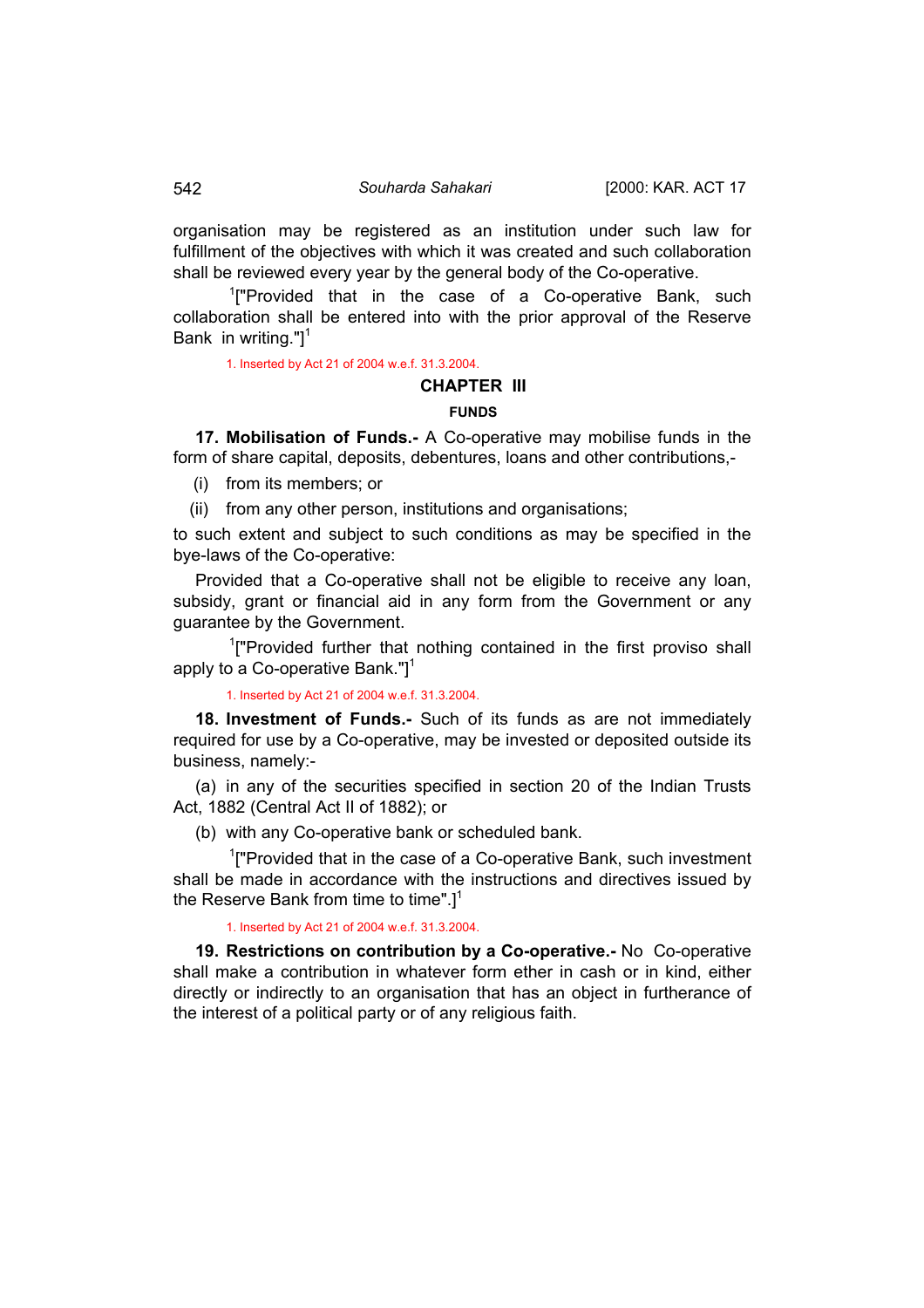organisation may be registered as an institution under such law for fulfillment of the objectives with which it was created and such collaboration shall be reviewed every year by the general body of the Co-operative.

[1]["Provided that in the case of a Co-operative Bank, such collaboration shall be entered into with the prior approval of the Reserve Bank in writing."][1]

1. Inserted by Act 21 of 2004 w.e.f. 31.3.2004.

## CHAPTER III

### FUNDS

**17. Mobilisation of Funds.-** A Co-operative may mobilise funds in the form of share capital, deposits, debentures, loans and other contributions,-

(i) from its members; or

(ii) from any other person, institutions and organisations;

to such extent and subject to such conditions as may be specified in the bye-laws of the Co-operative:

Provided that a Co-operative shall not be eligible to receive any loan, subsidy, grant or financial aid in any form from the Government or any guarantee by the Government.

[1]["Provided further that nothing contained in the first proviso shall apply to a Co-operative Bank."][1]

1. Inserted by Act 21 of 2004 w.e.f. 31.3.2004.

**18. Investment of Funds.-** Such of its funds as are not immediately required for use by a Co-operative, may be invested or deposited outside its business, namely:-

(a) in any of the securities specified in section 20 of the Indian Trusts Act, 1882 (Central Act II of 1882); or

(b) with any Co-operative bank or scheduled bank.

[1]["Provided that in the case of a Co-operative Bank, such investment shall be made in accordance with the instructions and directives issued by the Reserve Bank from time to time".][1]

1. Inserted by Act 21 of 2004 w.e.f. 31.3.2004.

**19. Restrictions on contribution by a Co-operative.-** No Co-operative shall make a contribution in whatever form ether in cash or in kind, either directly or indirectly to an organisation that has an object in furtherance of the interest of a political party or of any religious faith.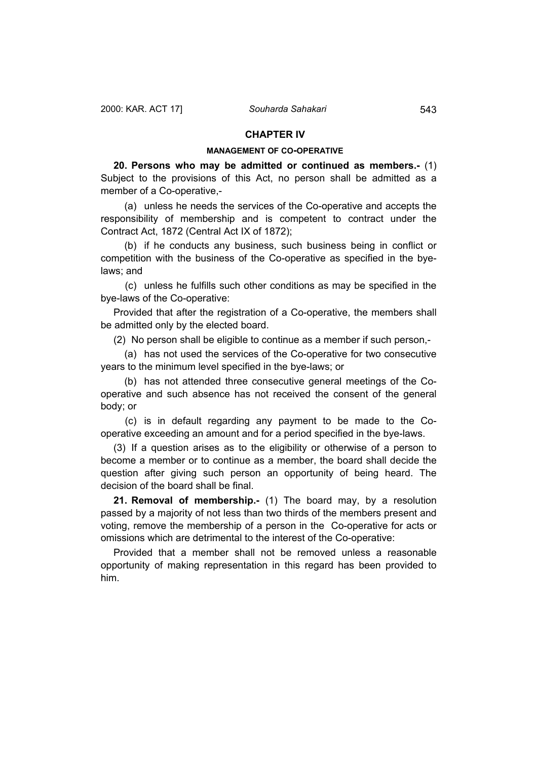## CHAPTER IV

### MANAGEMENT OF CO-OPERATIVE

**20. Persons who may be admitted or continued as members.-** (1) Subject to the provisions of this Act, no person shall be admitted as a member of a Co-operative,-

(a) unless he needs the services of the Co-operative and accepts the responsibility of membership and is competent to contract under the Contract Act, 1872 (Central Act IX of 1872);

(b) if he conducts any business, such business being in conflict or competition with the business of the Co-operative as specified in the bye-laws; and

(c) unless he fulfills such other conditions as may be specified in the bye-laws of the Co-operative:

Provided that after the registration of a Co-operative, the members shall be admitted only by the elected board.

(2) No person shall be eligible to continue as a member if such person,-

(a) has not used the services of the Co-operative for two consecutive years to the minimum level specified in the bye-laws; or

(b) has not attended three consecutive general meetings of the Co-operative and such absence has not received the consent of the general body; or

(c) is in default regarding any payment to be made to the Co-operative exceeding an amount and for a period specified in the bye-laws.

(3) If a question arises as to the eligibility or otherwise of a person to become a member or to continue as a member, the board shall decide the question after giving such person an opportunity of being heard. The decision of the board shall be final.

**21. Removal of membership.-** (1) The board may, by a resolution passed by a majority of not less than two thirds of the members present and voting, remove the membership of a person in the Co-operative for acts or omissions which are detrimental to the interest of the Co-operative:

Provided that a member shall not be removed unless a reasonable opportunity of making representation in this regard has been provided to him.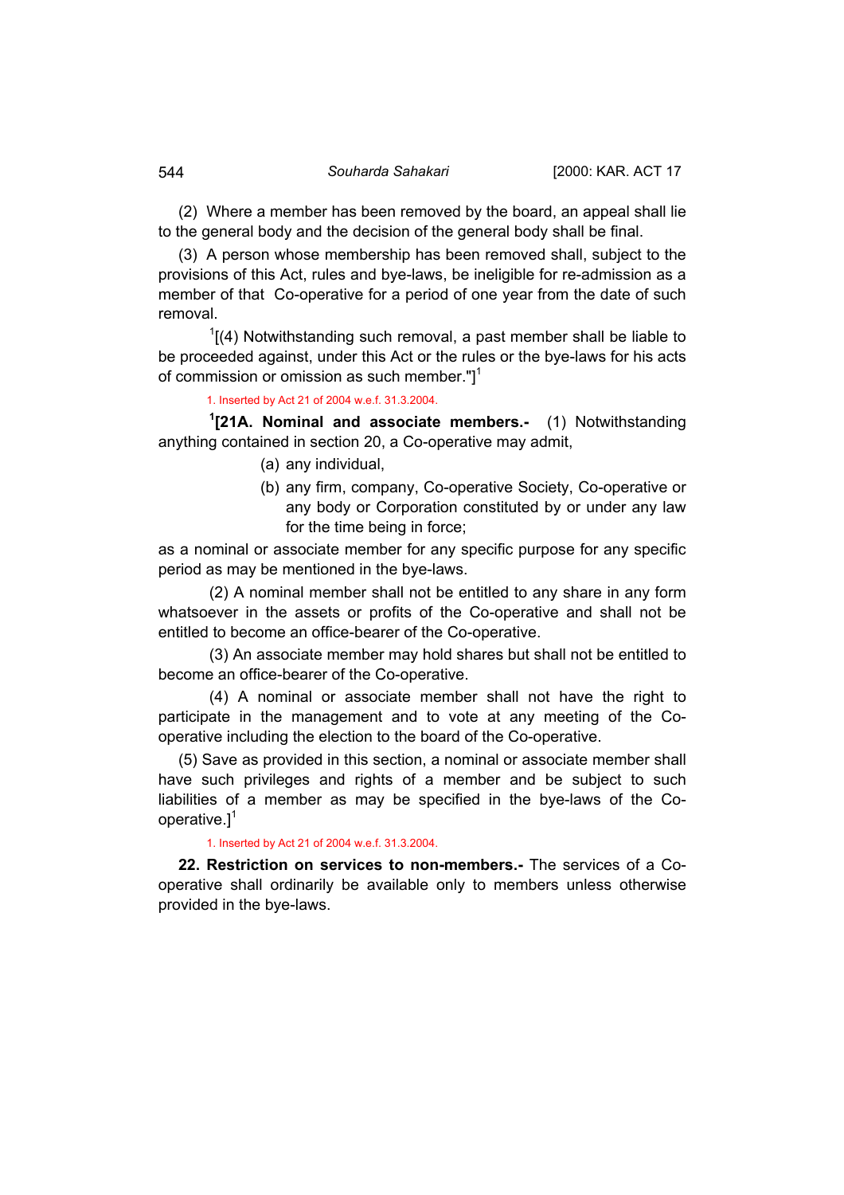(2) Where a member has been removed by the board, an appeal shall lie to the general body and the decision of the general body shall be final.

(3) A person whose membership has been removed shall, subject to the provisions of this Act, rules and bye-laws, be ineligible for re-admission as a member of that Co-operative for a period of one year from the date of such removal.

[1][(4) Notwithstanding such removal, a past member shall be liable to be proceeded against, under this Act or the rules or the bye-laws for his acts of commission or omission as such member."][1]

1. Inserted by Act 21 of 2004 w.e.f. 31.3.2004.

[1][**21A. Nominal and associate members.-** (1) Notwithstanding anything contained in section 20, a Co-operative may admit,

(a) any individual,

(b) any firm, company, Co-operative Society, Co-operative or any body or Corporation constituted by or under any law for the time being in force;

as a nominal or associate member for any specific purpose for any specific period as may be mentioned in the bye-laws.

(2) A nominal member shall not be entitled to any share in any form whatsoever in the assets or profits of the Co-operative and shall not be entitled to become an office-bearer of the Co-operative.

(3) An associate member may hold shares but shall not be entitled to become an office-bearer of the Co-operative.

(4) A nominal or associate member shall not have the right to participate in the management and to vote at any meeting of the Co-operative including the election to the board of the Co-operative.

(5) Save as provided in this section, a nominal or associate member shall have such privileges and rights of a member and be subject to such liabilities of a member as may be specified in the bye-laws of the Co-operative.][1]

1. Inserted by Act 21 of 2004 w.e.f. 31.3.2004.

**22. Restriction on services to non-members.-** The services of a Co-operative shall ordinarily be available only to members unless otherwise provided in the bye-laws.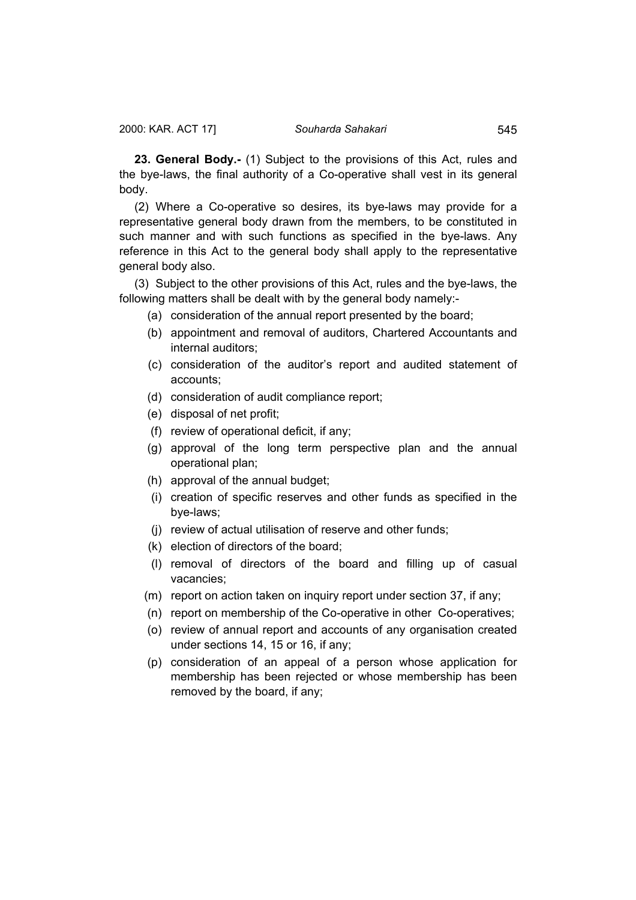**23. General Body.-** (1) Subject to the provisions of this Act, rules and the bye-laws, the final authority of a Co-operative shall vest in its general body.

(2) Where a Co-operative so desires, its bye-laws may provide for a representative general body drawn from the members, to be constituted in such manner and with such functions as specified in the bye-laws. Any reference in this Act to the general body shall apply to the representative general body also.

(3) Subject to the other provisions of this Act, rules and the bye-laws, the following matters shall be dealt with by the general body namely:-

(a) consideration of the annual report presented by the board;

(b) appointment and removal of auditors, Chartered Accountants and internal auditors;

(c) consideration of the auditor's report and audited statement of accounts;

(d) consideration of audit compliance report;

(e) disposal of net profit;

(f) review of operational deficit, if any;

(g) approval of the long term perspective plan and the annual operational plan;

(h) approval of the annual budget;

(i) creation of specific reserves and other funds as specified in the bye-laws;

(j) review of actual utilisation of reserve and other funds;

(k) election of directors of the board;

(l) removal of directors of the board and filling up of casual vacancies;

(m) report on action taken on inquiry report under section 37, if any;

(n) report on membership of the Co-operative in other Co-operatives;

(o) review of annual report and accounts of any organisation created under sections 14, 15 or 16, if any;

(p) consideration of an appeal of a person whose application for membership has been rejected or whose membership has been removed by the board, if any;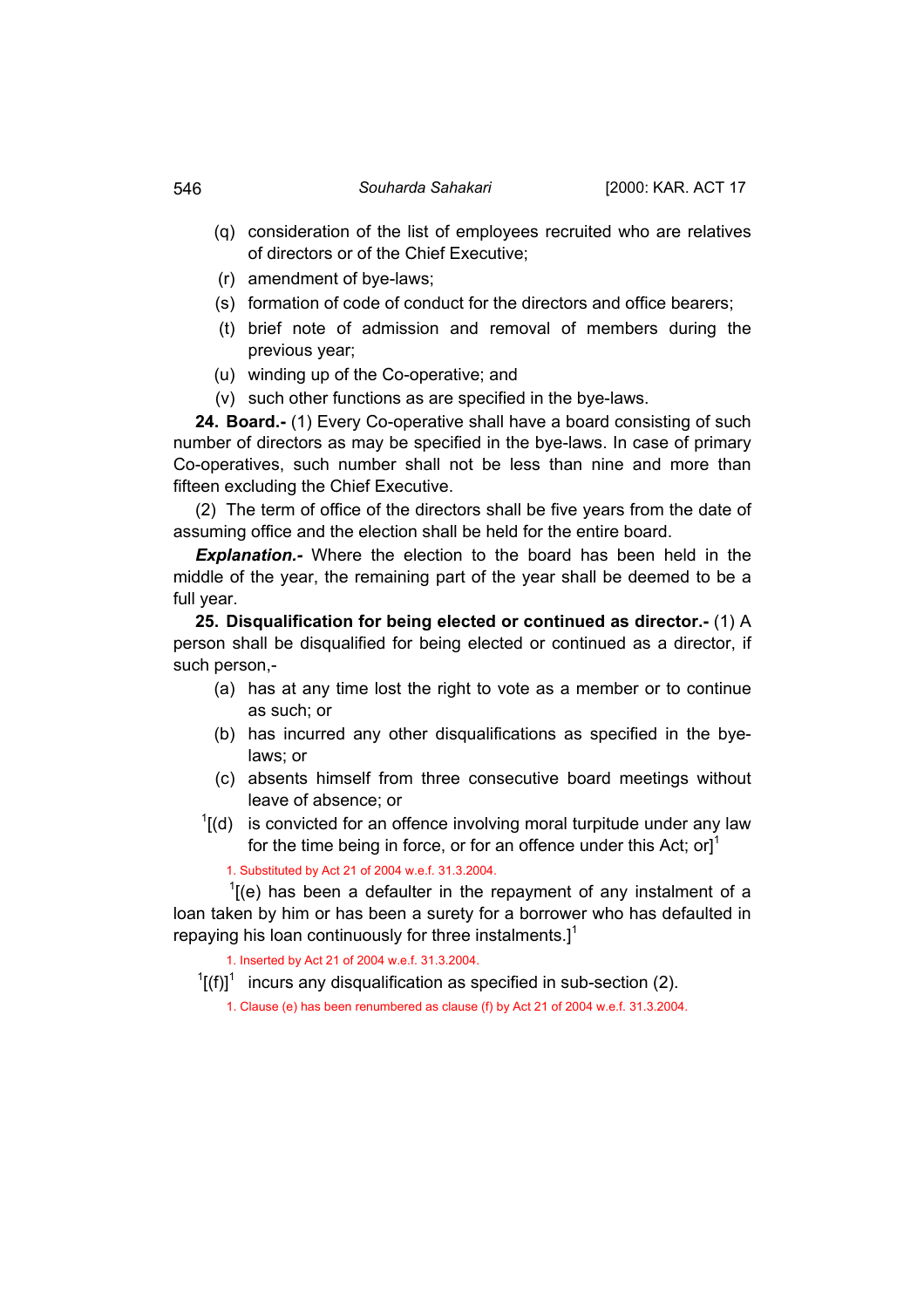(q) consideration of the list of employees recruited who are relatives of directors or of the Chief Executive;

(r) amendment of bye-laws;

(s) formation of code of conduct for the directors and office bearers;

(t) brief note of admission and removal of members during the previous year;

(u) winding up of the Co-operative; and

(v) such other functions as are specified in the bye-laws.

**24. Board.-** (1) Every Co-operative shall have a board consisting of such number of directors as may be specified in the bye-laws. In case of primary Co-operatives, such number shall not be less than nine and more than fifteen excluding the Chief Executive.

(2) The term of office of the directors shall be five years from the date of assuming office and the election shall be held for the entire board.

***Explanation.-*** Where the election to the board has been held in the middle of the year, the remaining part of the year shall be deemed to be a full year.

**25. Disqualification for being elected or continued as director.-** (1) A person shall be disqualified for being elected or continued as a director, if such person,-

(a) has at any time lost the right to vote as a member or to continue as such; or

(b) has incurred any other disqualifications as specified in the bye-laws; or

(c) absents himself from three consecutive board meetings without leave of absence; or

[1][(d) is convicted for an offence involving moral turpitude under any law for the time being in force, or for an offence under this Act; or][1]

1. Substituted by Act 21 of 2004 w.e.f. 31.3.2004.

[1][(e) has been a defaulter in the repayment of any instalment of a loan taken by him or has been a surety for a borrower who has defaulted in repaying his loan continuously for three instalments.][1]

1. Inserted by Act 21 of 2004 w.e.f. 31.3.2004.

[1][(f)][1] incurs any disqualification as specified in sub-section (2).

1. Clause (e) has been renumbered as clause (f) by Act 21 of 2004 w.e.f. 31.3.2004.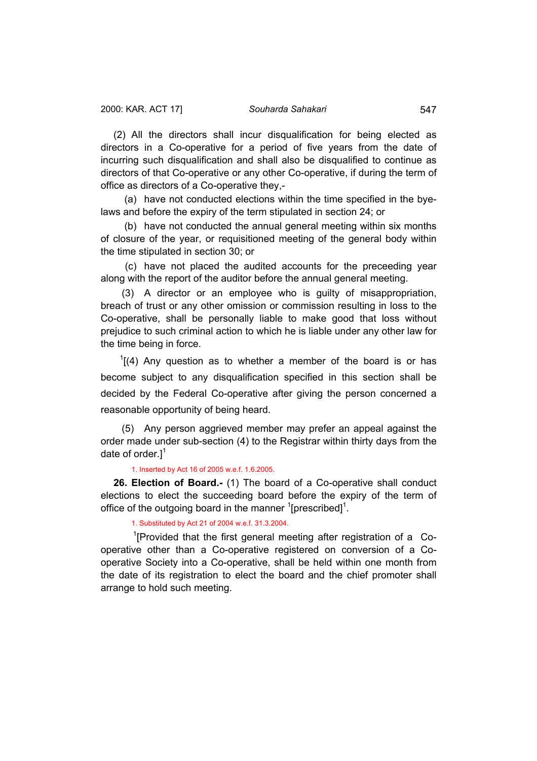(2) All the directors shall incur disqualification for being elected as directors in a Co-operative for a period of five years from the date of incurring such disqualification and shall also be disqualified to continue as directors of that Co-operative or any other Co-operative, if during the term of office as directors of a Co-operative they,-

(a) have not conducted elections within the time specified in the bye-laws and before the expiry of the term stipulated in section 24; or

(b) have not conducted the annual general meeting within six months of closure of the year, or requisitioned meeting of the general body within the time stipulated in section 30; or

(c) have not placed the audited accounts for the preceeding year along with the report of the auditor before the annual general meeting.

(3) A director or an employee who is guilty of misappropriation, breach of trust or any other omission or commission resulting in loss to the Co-operative, shall be personally liable to make good that loss without prejudice to such criminal action to which he is liable under any other law for the time being in force.

[1][(4) Any question as to whether a member of the board is or has become subject to any disqualification specified in this section shall be decided by the Federal Co-operative after giving the person concerned a reasonable opportunity of being heard.

(5) Any person aggrieved member may prefer an appeal against the order made under sub-section (4) to the Registrar within thirty days from the date of order.][1]

1. Inserted by Act 16 of 2005 w.e.f. 1.6.2005.

**26. Election of Board.-** (1) The board of a Co-operative shall conduct elections to elect the succeeding board before the expiry of the term of office of the outgoing board in the manner [1][prescribed][1].

1. Substituted by Act 21 of 2004 w.e.f. 31.3.2004.

[1][Provided that the first general meeting after registration of a Co-operative other than a Co-operative registered on conversion of a Co-operative Society into a Co-operative, shall be held within one month from the date of its registration to elect the board and the chief promoter shall arrange to hold such meeting.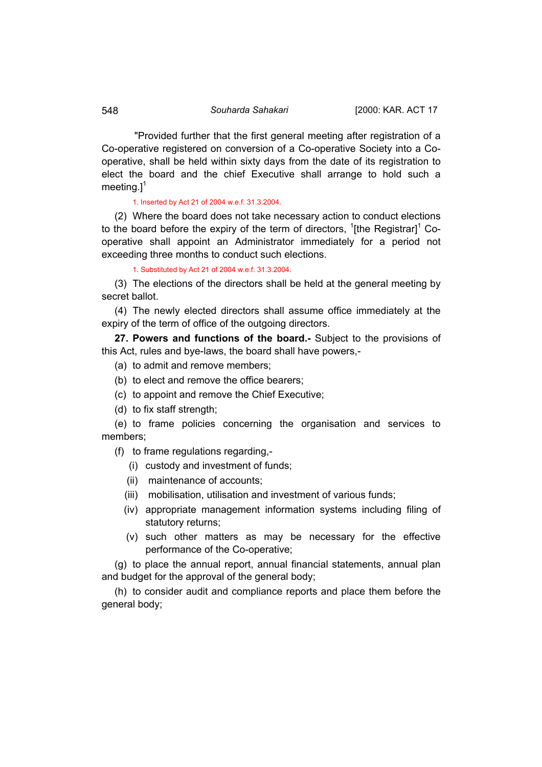"Provided further that the first general meeting after registration of a Co-operative registered on conversion of a Co-operative Society into a Co-operative, shall be held within sixty days from the date of its registration to elect the board and the chief Executive shall arrange to hold such a meeting.][1]

1. Inserted by Act 21 of 2004 w.e.f. 31.3.2004.

(2) Where the board does not take necessary action to conduct elections to the board before the expiry of the term of directors, [1][the Registrar][1] Co-operative shall appoint an Administrator immediately for a period not exceeding three months to conduct such elections.

1. Substituted by Act 21 of 2004 w.e.f. 31.3.2004.

(3) The elections of the directors shall be held at the general meeting by secret ballot.

(4) The newly elected directors shall assume office immediately at the expiry of the term of office of the outgoing directors.

**27. Powers and functions of the board.-** Subject to the provisions of this Act, rules and bye-laws, the board shall have powers,-

(a) to admit and remove members;

(b) to elect and remove the office bearers;

(c) to appoint and remove the Chief Executive;

(d) to fix staff strength;

(e) to frame policies concerning the organisation and services to members;

(f) to frame regulations regarding,-

(i) custody and investment of funds;

(ii) maintenance of accounts;

(iii) mobilisation, utilisation and investment of various funds;

(iv) appropriate management information systems including filing of statutory returns;

(v) such other matters as may be necessary for the effective performance of the Co-operative;

(g) to place the annual report, annual financial statements, annual plan and budget for the approval of the general body;

(h) to consider audit and compliance reports and place them before the general body;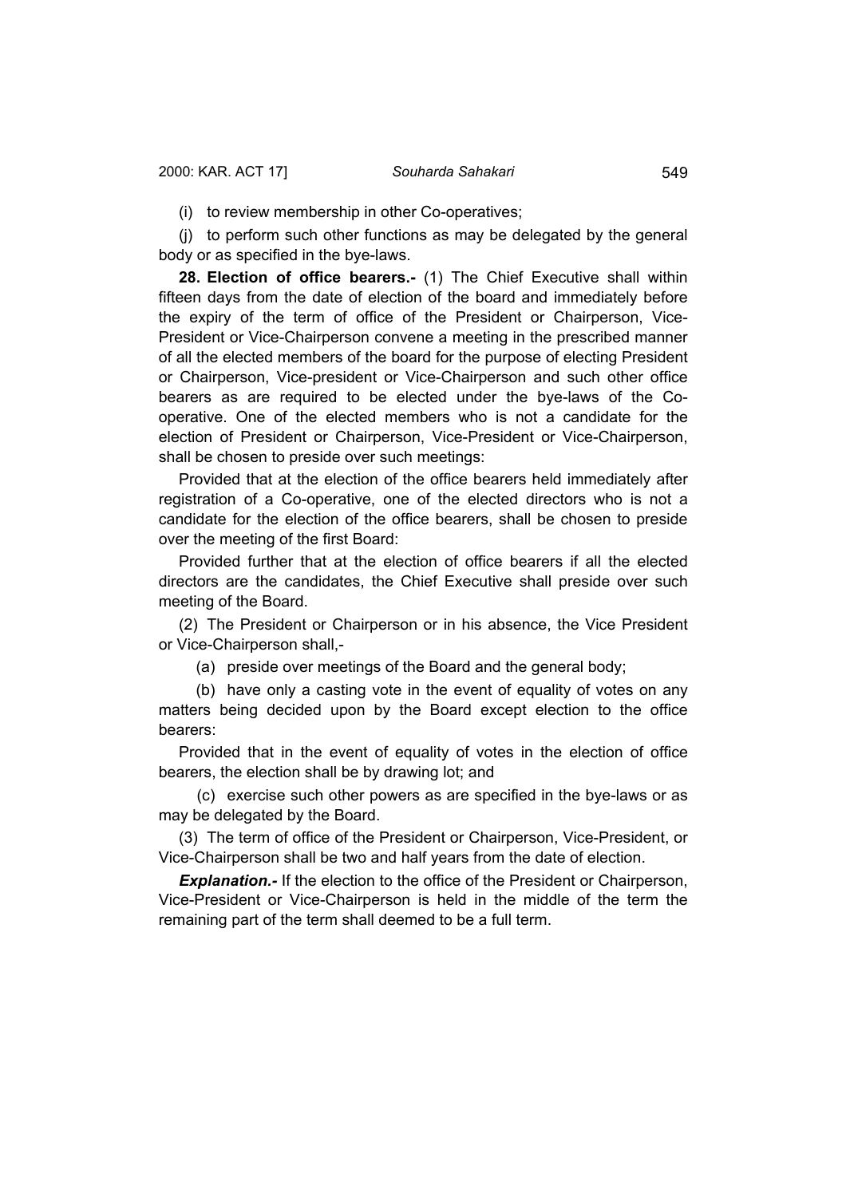(i) to review membership in other Co-operatives;

(j) to perform such other functions as may be delegated by the general body or as specified in the bye-laws.

**28. Election of office bearers.-** (1) The Chief Executive shall within fifteen days from the date of election of the board and immediately before the expiry of the term of office of the President or Chairperson, Vice-President or Vice-Chairperson convene a meeting in the prescribed manner of all the elected members of the board for the purpose of electing President or Chairperson, Vice-president or Vice-Chairperson and such other office bearers as are required to be elected under the bye-laws of the Co-operative. One of the elected members who is not a candidate for the election of President or Chairperson, Vice-President or Vice-Chairperson, shall be chosen to preside over such meetings:

Provided that at the election of the office bearers held immediately after registration of a Co-operative, one of the elected directors who is not a candidate for the election of the office bearers, shall be chosen to preside over the meeting of the first Board:

Provided further that at the election of office bearers if all the elected directors are the candidates, the Chief Executive shall preside over such meeting of the Board.

(2) The President or Chairperson or in his absence, the Vice President or Vice-Chairperson shall,-

(a) preside over meetings of the Board and the general body;

(b) have only a casting vote in the event of equality of votes on any matters being decided upon by the Board except election to the office bearers:

Provided that in the event of equality of votes in the election of office bearers, the election shall be by drawing lot; and

(c) exercise such other powers as are specified in the bye-laws or as may be delegated by the Board.

(3) The term of office of the President or Chairperson, Vice-President, or Vice-Chairperson shall be two and half years from the date of election.

***Explanation.-*** If the election to the office of the President or Chairperson, Vice-President or Vice-Chairperson is held in the middle of the term the remaining part of the term shall deemed to be a full term.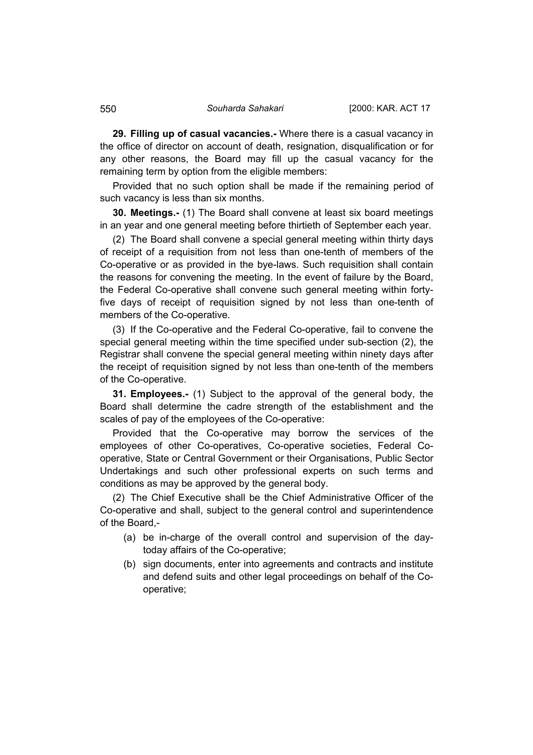**29. Filling up of casual vacancies.-** Where there is a casual vacancy in the office of director on account of death, resignation, disqualification or for any other reasons, the Board may fill up the casual vacancy for the remaining term by option from the eligible members:

Provided that no such option shall be made if the remaining period of such vacancy is less than six months.

**30. Meetings.-** (1) The Board shall convene at least six board meetings in an year and one general meeting before thirtieth of September each year.

(2) The Board shall convene a special general meeting within thirty days of receipt of a requisition from not less than one-tenth of members of the Co-operative or as provided in the bye-laws. Such requisition shall contain the reasons for convening the meeting. In the event of failure by the Board, the Federal Co-operative shall convene such general meeting within forty-five days of receipt of requisition signed by not less than one-tenth of members of the Co-operative.

(3) If the Co-operative and the Federal Co-operative, fail to convene the special general meeting within the time specified under sub-section (2), the Registrar shall convene the special general meeting within ninety days after the receipt of requisition signed by not less than one-tenth of the members of the Co-operative.

**31. Employees.-** (1) Subject to the approval of the general body, the Board shall determine the cadre strength of the establishment and the scales of pay of the employees of the Co-operative:

Provided that the Co-operative may borrow the services of the employees of other Co-operatives, Co-operative societies, Federal Co-operative, State or Central Government or their Organisations, Public Sector Undertakings and such other professional experts on such terms and conditions as may be approved by the general body.

(2) The Chief Executive shall be the Chief Administrative Officer of the Co-operative and shall, subject to the general control and superintendence of the Board,-

- (a) be in-charge of the overall control and supervision of the day-today affairs of the Co-operative;
- (b) sign documents, enter into agreements and contracts and institute and defend suits and other legal proceedings on behalf of the Co-operative;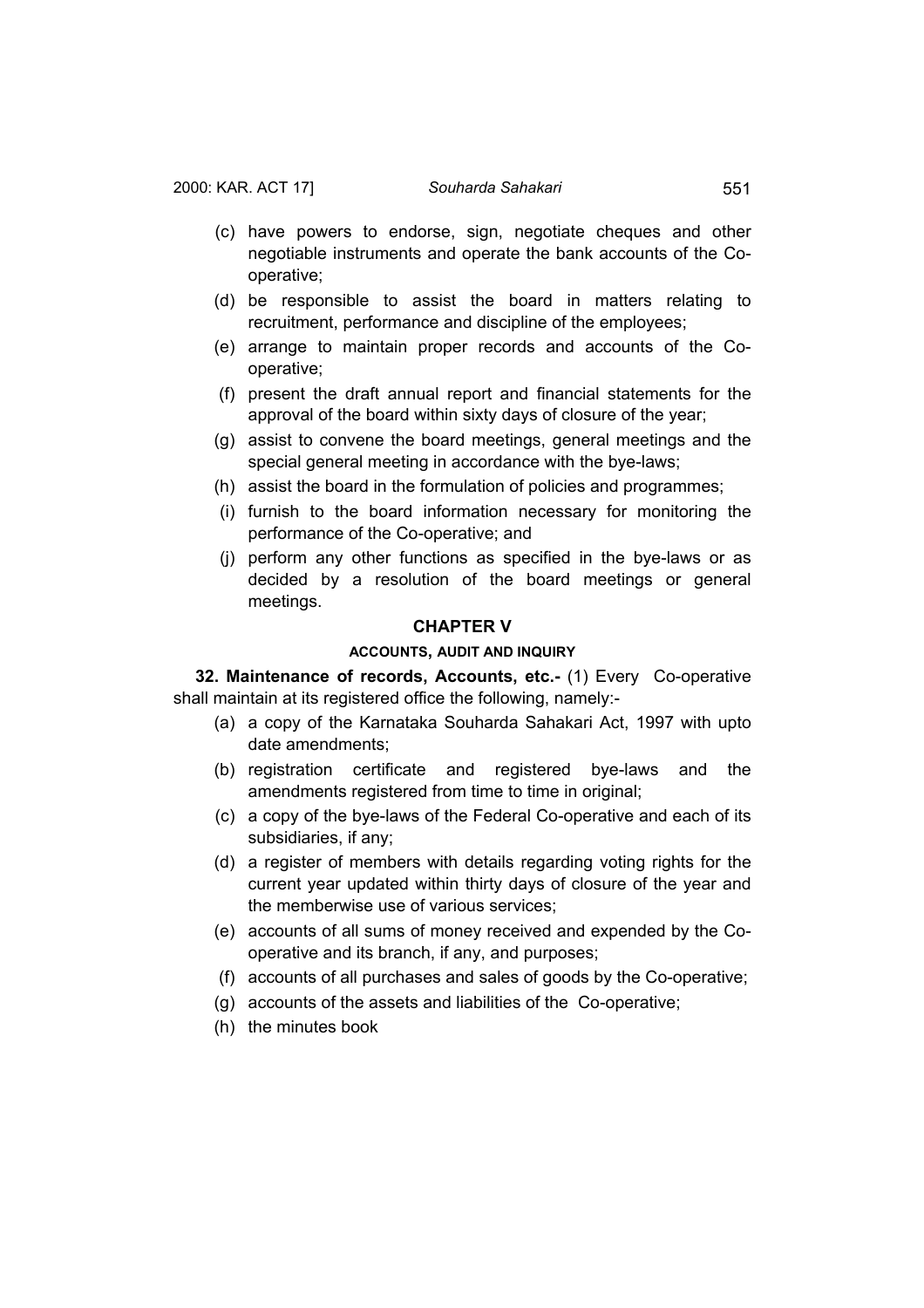- (c) have powers to endorse, sign, negotiate cheques and other negotiable instruments and operate the bank accounts of the Co-operative;
- (d) be responsible to assist the board in matters relating to recruitment, performance and discipline of the employees;
- (e) arrange to maintain proper records and accounts of the Co-operative;
- (f) present the draft annual report and financial statements for the approval of the board within sixty days of closure of the year;
- (g) assist to convene the board meetings, general meetings and the special general meeting in accordance with the bye-laws;
- (h) assist the board in the formulation of policies and programmes;
- (i) furnish to the board information necessary for monitoring the performance of the Co-operative; and
- (j) perform any other functions as specified in the bye-laws or as decided by a resolution of the board meetings or general meetings.

## CHAPTER V

### ACCOUNTS, AUDIT AND INQUIRY

**32. Maintenance of records, Accounts, etc.-** (1) Every Co-operative shall maintain at its registered office the following, namely:-

- (a) a copy of the Karnataka Souharda Sahakari Act, 1997 with upto date amendments;
- (b) registration certificate and registered bye-laws and the amendments registered from time to time in original;
- (c) a copy of the bye-laws of the Federal Co-operative and each of its subsidiaries, if any;
- (d) a register of members with details regarding voting rights for the current year updated within thirty days of closure of the year and the memberwise use of various services;
- (e) accounts of all sums of money received and expended by the Co-operative and its branch, if any, and purposes;
- (f) accounts of all purchases and sales of goods by the Co-operative;
- (g) accounts of the assets and liabilities of the Co-operative;
- (h) the minutes book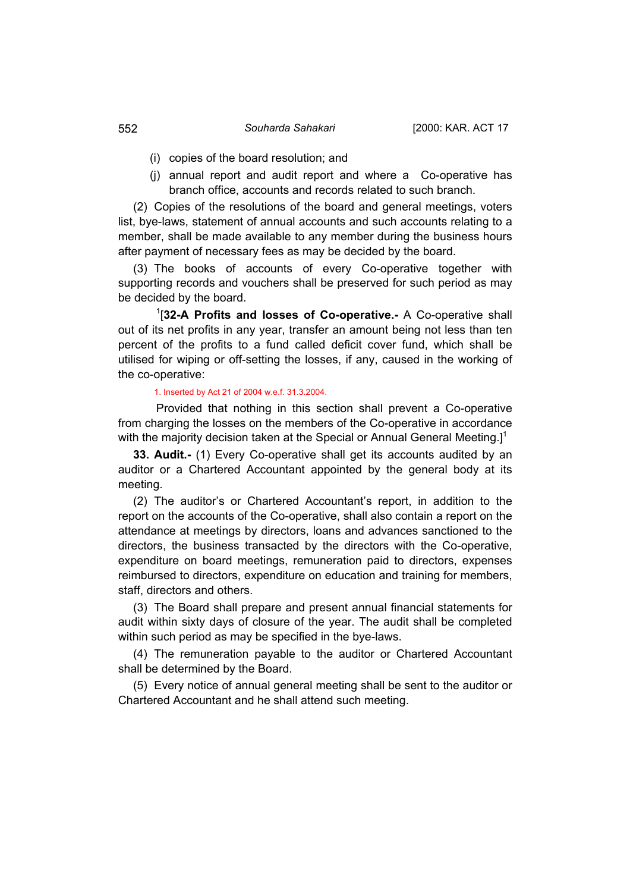(i) copies of the board resolution; and

(j) annual report and audit report and where a Co-operative has branch office, accounts and records related to such branch.

(2) Copies of the resolutions of the board and general meetings, voters list, bye-laws, statement of annual accounts and such accounts relating to a member, shall be made available to any member during the business hours after payment of necessary fees as may be decided by the board.

(3) The books of accounts of every Co-operative together with supporting records and vouchers shall be preserved for such period as may be decided by the board.

[1][**32-A Profits and losses of Co-operative.-** A Co-operative shall out of its net profits in any year, transfer an amount being not less than ten percent of the profits to a fund called deficit cover fund, which shall be utilised for wiping or off-setting the losses, if any, caused in the working of the co-operative:

Provided that nothing in this section shall prevent a Co-operative from charging the losses on the members of the Co-operative in accordance with the majority decision taken at the Special or Annual General Meeting.][1]

1. Inserted by Act 21 of 2004 w.e.f. 31.3.2004.

**33. Audit.-** (1) Every Co-operative shall get its accounts audited by an auditor or a Chartered Accountant appointed by the general body at its meeting.

(2) The auditor's or Chartered Accountant's report, in addition to the report on the accounts of the Co-operative, shall also contain a report on the attendance at meetings by directors, loans and advances sanctioned to the directors, the business transacted by the directors with the Co-operative, expenditure on board meetings, remuneration paid to directors, expenses reimbursed to directors, expenditure on education and training for members, staff, directors and others.

(3) The Board shall prepare and present annual financial statements for audit within sixty days of closure of the year. The audit shall be completed within such period as may be specified in the bye-laws.

(4) The remuneration payable to the auditor or Chartered Accountant shall be determined by the Board.

(5) Every notice of annual general meeting shall be sent to the auditor or Chartered Accountant and he shall attend such meeting.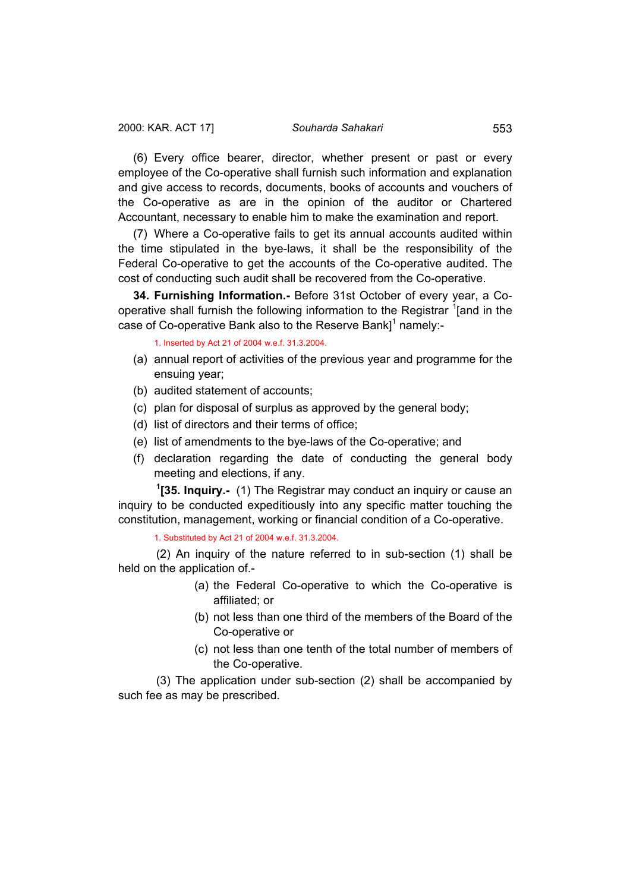(6) Every office bearer, director, whether present or past or every employee of the Co-operative shall furnish such information and explanation and give access to records, documents, books of accounts and vouchers of the Co-operative as are in the opinion of the auditor or Chartered Accountant, necessary to enable him to make the examination and report.

(7) Where a Co-operative fails to get its annual accounts audited within the time stipulated in the bye-laws, it shall be the responsibility of the Federal Co-operative to get the accounts of the Co-operative audited. The cost of conducting such audit shall be recovered from the Co-operative.

**34. Furnishing Information.-** Before 31st October of every year, a Co-operative shall furnish the following information to the Registrar [1][and in the case of Co-operative Bank also to the Reserve Bank][1] namely:-

1. Inserted by Act 21 of 2004 w.e.f. 31.3.2004.

(a) annual report of activities of the previous year and programme for the ensuing year;

(b) audited statement of accounts;

(c) plan for disposal of surplus as approved by the general body;

(d) list of directors and their terms of office;

(e) list of amendments to the bye-laws of the Co-operative; and

(f) declaration regarding the date of conducting the general body meeting and elections, if any.

[1]**[35. Inquiry.-** (1) The Registrar may conduct an inquiry or cause an inquiry to be conducted expeditiously into any specific matter touching the constitution, management, working or financial condition of a Co-operative.

1. Substituted by Act 21 of 2004 w.e.f. 31.3.2004.

(2) An inquiry of the nature referred to in sub-section (1) shall be held on the application of.-

(a) the Federal Co-operative to which the Co-operative is affiliated; or

(b) not less than one third of the members of the Board of the Co-operative or

(c) not less than one tenth of the total number of members of the Co-operative.

(3) The application under sub-section (2) shall be accompanied by such fee as may be prescribed.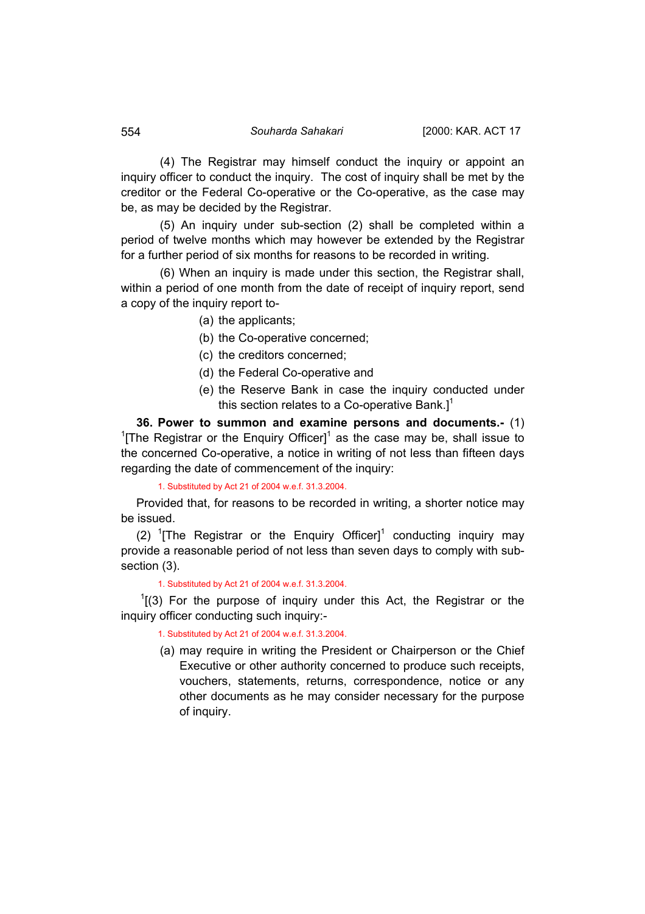(4) The Registrar may himself conduct the inquiry or appoint an inquiry officer to conduct the inquiry. The cost of inquiry shall be met by the creditor or the Federal Co-operative or the Co-operative, as the case may be, as may be decided by the Registrar.

(5) An inquiry under sub-section (2) shall be completed within a period of twelve months which may however be extended by the Registrar for a further period of six months for reasons to be recorded in writing.

(6) When an inquiry is made under this section, the Registrar shall, within a period of one month from the date of receipt of inquiry report, send a copy of the inquiry report to-

- (a) the applicants;
- (b) the Co-operative concerned;
- (c) the creditors concerned;
- (d) the Federal Co-operative and
- (e) the Reserve Bank in case the inquiry conducted under this section relates to a Co-operative Bank.][1]

**36. Power to summon and examine persons and documents.-** (1) [1][The Registrar or the Enquiry Officer][1] as the case may be, shall issue to the concerned Co-operative, a notice in writing of not less than fifteen days regarding the date of commencement of the inquiry:

1. Substituted by Act 21 of 2004 w.e.f. 31.3.2004.

Provided that, for reasons to be recorded in writing, a shorter notice may be issued.

(2) [1][The Registrar or the Enquiry Officer][1] conducting inquiry may provide a reasonable period of not less than seven days to comply with sub-section (3).

1. Substituted by Act 21 of 2004 w.e.f. 31.3.2004.

[1][(3) For the purpose of inquiry under this Act, the Registrar or the inquiry officer conducting such inquiry:-

1. Substituted by Act 21 of 2004 w.e.f. 31.3.2004.

(a) may require in writing the President or Chairperson or the Chief Executive or other authority concerned to produce such receipts, vouchers, statements, returns, correspondence, notice or any other documents as he may consider necessary for the purpose of inquiry.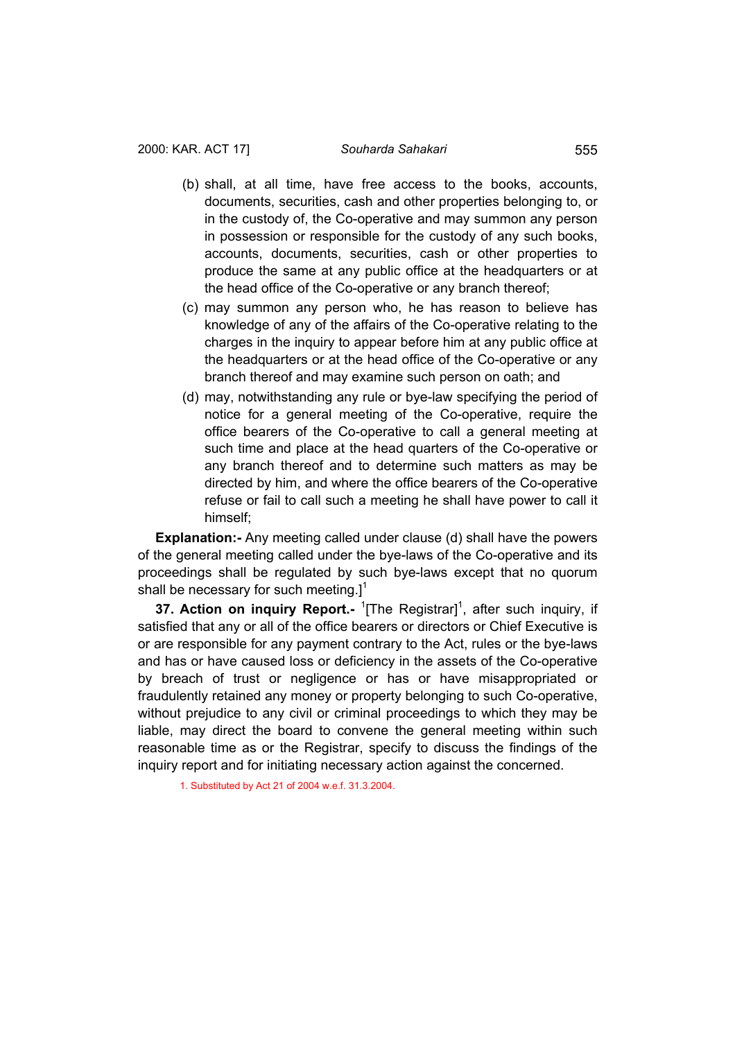(b) shall, at all time, have free access to the books, accounts, documents, securities, cash and other properties belonging to, or in the custody of, the Co-operative and may summon any person in possession or responsible for the custody of any such books, accounts, documents, securities, cash or other properties to produce the same at any public office at the headquarters or at the head office of the Co-operative or any branch thereof;

(c) may summon any person who, he has reason to believe has knowledge of any of the affairs of the Co-operative relating to the charges in the inquiry to appear before him at any public office at the headquarters or at the head office of the Co-operative or any branch thereof and may examine such person on oath; and

(d) may, notwithstanding any rule or bye-law specifying the period of notice for a general meeting of the Co-operative, require the office bearers of the Co-operative to call a general meeting at such time and place at the head quarters of the Co-operative or any branch thereof and to determine such matters as may be directed by him, and where the office bearers of the Co-operative refuse or fail to call such a meeting he shall have power to call it himself;

**Explanation:-** Any meeting called under clause (d) shall have the powers of the general meeting called under the bye-laws of the Co-operative and its proceedings shall be regulated by such bye-laws except that no quorum shall be necessary for such meeting.][1]

**37. Action on inquiry Report.-** [1][The Registrar][1], after such inquiry, if satisfied that any or all of the office bearers or directors or Chief Executive is or are responsible for any payment contrary to the Act, rules or the bye-laws and has or have caused loss or deficiency in the assets of the Co-operative by breach of trust or negligence or has or have misappropriated or fraudulently retained any money or property belonging to such Co-operative, without prejudice to any civil or criminal proceedings to which they may be liable, may direct the board to convene the general meeting within such reasonable time as or the Registrar, specify to discuss the findings of the inquiry report and for initiating necessary action against the concerned.

1. Substituted by Act 21 of 2004 w.e.f. 31.3.2004.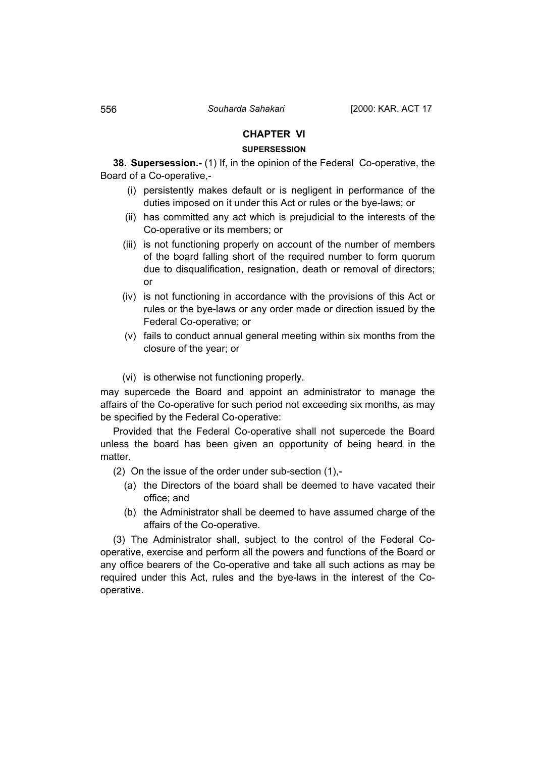## CHAPTER VI

### SUPERSESSION

**38. Supersession.-** (1) If, in the opinion of the Federal Co-operative, the Board of a Co-operative,-

(i) persistently makes default or is negligent in performance of the duties imposed on it under this Act or rules or the bye-laws; or

(ii) has committed any act which is prejudicial to the interests of the Co-operative or its members; or

(iii) is not functioning properly on account of the number of members of the board falling short of the required number to form quorum due to disqualification, resignation, death or removal of directors; or

(iv) is not functioning in accordance with the provisions of this Act or rules or the bye-laws or any order made or direction issued by the Federal Co-operative; or

(v) fails to conduct annual general meeting within six months from the closure of the year; or

(vi) is otherwise not functioning properly.

may supercede the Board and appoint an administrator to manage the affairs of the Co-operative for such period not exceeding six months, as may be specified by the Federal Co-operative:

Provided that the Federal Co-operative shall not supercede the Board unless the board has been given an opportunity of being heard in the matter.

(2) On the issue of the order under sub-section (1),-

(a) the Directors of the board shall be deemed to have vacated their office; and

(b) the Administrator shall be deemed to have assumed charge of the affairs of the Co-operative.

(3) The Administrator shall, subject to the control of the Federal Co-operative, exercise and perform all the powers and functions of the Board or any office bearers of the Co-operative and take all such actions as may be required under this Act, rules and the bye-laws in the interest of the Co-operative.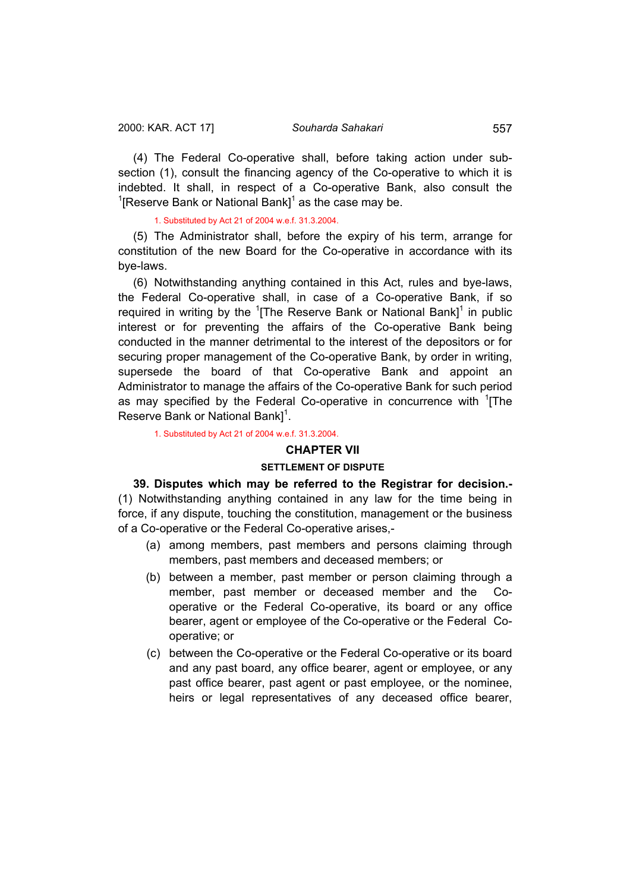(4) The Federal Co-operative shall, before taking action under sub-section (1), consult the financing agency of the Co-operative to which it is indebted. It shall, in respect of a Co-operative Bank, also consult the [1][Reserve Bank or National Bank][1] as the case may be.

1. Substituted by Act 21 of 2004 w.e.f. 31.3.2004.

(5) The Administrator shall, before the expiry of his term, arrange for constitution of the new Board for the Co-operative in accordance with its bye-laws.

(6) Notwithstanding anything contained in this Act, rules and bye-laws, the Federal Co-operative shall, in case of a Co-operative Bank, if so required in writing by the [1][The Reserve Bank or National Bank][1] in public interest or for preventing the affairs of the Co-operative Bank being conducted in the manner detrimental to the interest of the depositors or for securing proper management of the Co-operative Bank, by order in writing, supersede the board of that Co-operative Bank and appoint an Administrator to manage the affairs of the Co-operative Bank for such period as may specified by the Federal Co-operative in concurrence with [1][The Reserve Bank or National Bank][1].

1. Substituted by Act 21 of 2004 w.e.f. 31.3.2004.

## CHAPTER VII

### SETTLEMENT OF DISPUTE

**39. Disputes which may be referred to the Registrar for decision.-** (1) Notwithstanding anything contained in any law for the time being in force, if any dispute, touching the constitution, management or the business of a Co-operative or the Federal Co-operative arises,-

(a) among members, past members and persons claiming through members, past members and deceased members; or

(b) between a member, past member or person claiming through a member, past member or deceased member and the Co-operative or the Federal Co-operative, its board or any office bearer, agent or employee of the Co-operative or the Federal Co-operative; or

(c) between the Co-operative or the Federal Co-operative or its board and any past board, any office bearer, agent or employee, or any past office bearer, past agent or past employee, or the nominee, heirs or legal representatives of any deceased office bearer,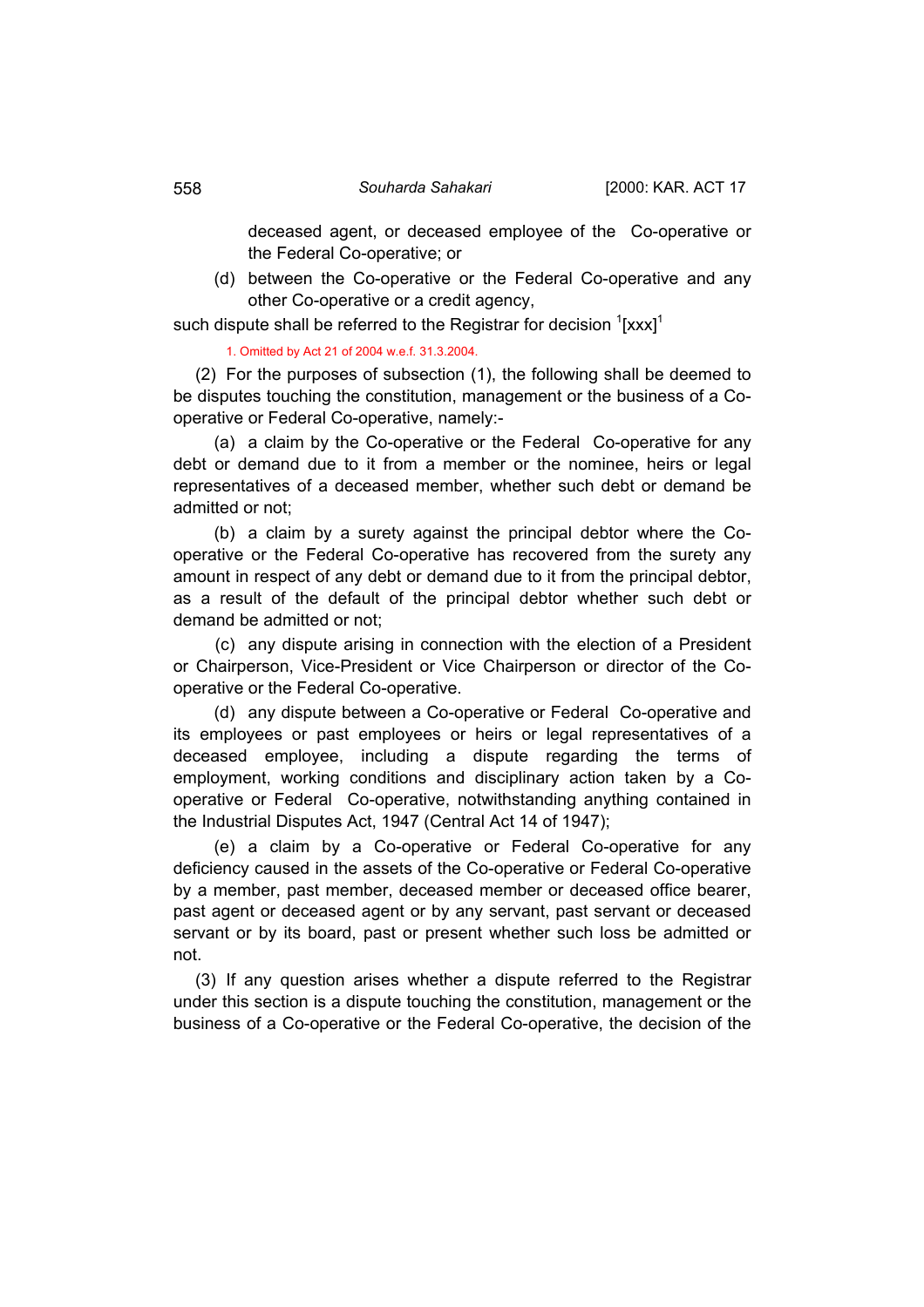deceased agent, or deceased employee of the Co-operative or the Federal Co-operative; or

(d) between the Co-operative or the Federal Co-operative and any other Co-operative or a credit agency,

such dispute shall be referred to the Registrar for decision [1][xxx][1]

1. Omitted by Act 21 of 2004 w.e.f. 31.3.2004.

(2) For the purposes of subsection (1), the following shall be deemed to be disputes touching the constitution, management or the business of a Co-operative or Federal Co-operative, namely:-

(a) a claim by the Co-operative or the Federal Co-operative for any debt or demand due to it from a member or the nominee, heirs or legal representatives of a deceased member, whether such debt or demand be admitted or not;

(b) a claim by a surety against the principal debtor where the Co-operative or the Federal Co-operative has recovered from the surety any amount in respect of any debt or demand due to it from the principal debtor, as a result of the default of the principal debtor whether such debt or demand be admitted or not;

(c) any dispute arising in connection with the election of a President or Chairperson, Vice-President or Vice Chairperson or director of the Co-operative or the Federal Co-operative.

(d) any dispute between a Co-operative or Federal Co-operative and its employees or past employees or heirs or legal representatives of a deceased employee, including a dispute regarding the terms of employment, working conditions and disciplinary action taken by a Co-operative or Federal Co-operative, notwithstanding anything contained in the Industrial Disputes Act, 1947 (Central Act 14 of 1947);

(e) a claim by a Co-operative or Federal Co-operative for any deficiency caused in the assets of the Co-operative or Federal Co-operative by a member, past member, deceased member or deceased office bearer, past agent or deceased agent or by any servant, past servant or deceased servant or by its board, past or present whether such loss be admitted or not.

(3) If any question arises whether a dispute referred to the Registrar under this section is a dispute touching the constitution, management or the business of a Co-operative or the Federal Co-operative, the decision of the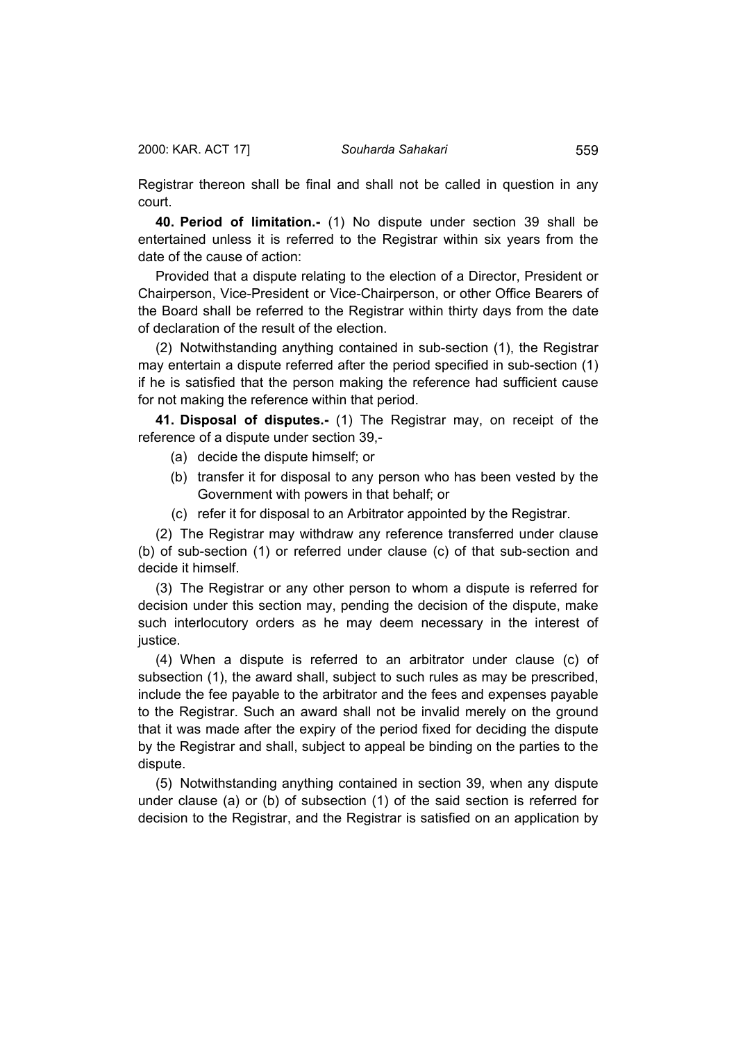Registrar thereon shall be final and shall not be called in question in any court.

**40. Period of limitation.-** (1) No dispute under section 39 shall be entertained unless it is referred to the Registrar within six years from the date of the cause of action:

Provided that a dispute relating to the election of a Director, President or Chairperson, Vice-President or Vice-Chairperson, or other Office Bearers of the Board shall be referred to the Registrar within thirty days from the date of declaration of the result of the election.

(2) Notwithstanding anything contained in sub-section (1), the Registrar may entertain a dispute referred after the period specified in sub-section (1) if he is satisfied that the person making the reference had sufficient cause for not making the reference within that period.

**41. Disposal of disputes.-** (1) The Registrar may, on receipt of the reference of a dispute under section 39,-

(a) decide the dispute himself; or

(b) transfer it for disposal to any person who has been vested by the Government with powers in that behalf; or

(c) refer it for disposal to an Arbitrator appointed by the Registrar.

(2) The Registrar may withdraw any reference transferred under clause (b) of sub-section (1) or referred under clause (c) of that sub-section and decide it himself.

(3) The Registrar or any other person to whom a dispute is referred for decision under this section may, pending the decision of the dispute, make such interlocutory orders as he may deem necessary in the interest of justice.

(4) When a dispute is referred to an arbitrator under clause (c) of subsection (1), the award shall, subject to such rules as may be prescribed, include the fee payable to the arbitrator and the fees and expenses payable to the Registrar. Such an award shall not be invalid merely on the ground that it was made after the expiry of the period fixed for deciding the dispute by the Registrar and shall, subject to appeal be binding on the parties to the dispute.

(5) Notwithstanding anything contained in section 39, when any dispute under clause (a) or (b) of subsection (1) of the said section is referred for decision to the Registrar, and the Registrar is satisfied on an application by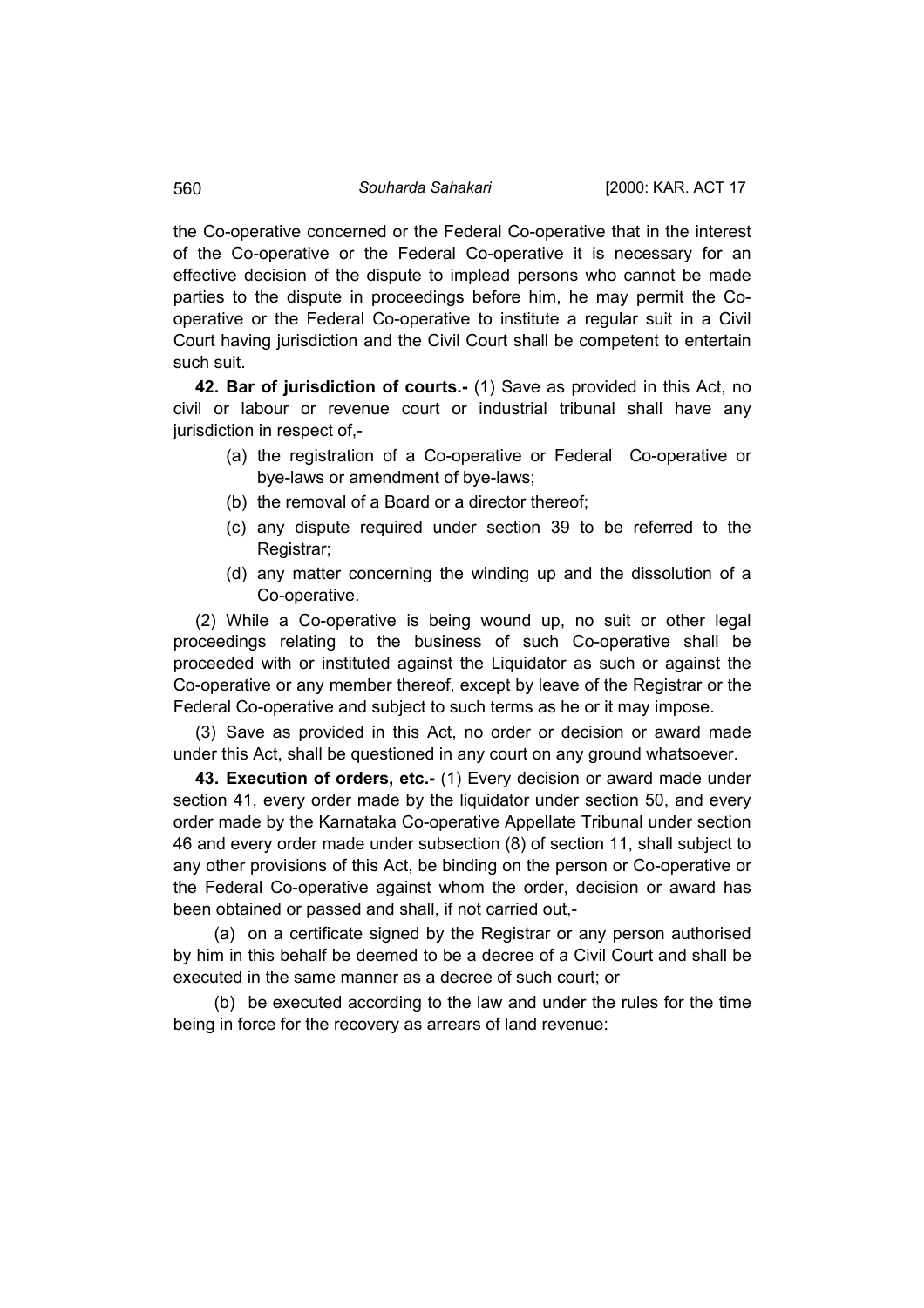the Co-operative concerned or the Federal Co-operative that in the interest of the Co-operative or the Federal Co-operative it is necessary for an effective decision of the dispute to implead persons who cannot be made parties to the dispute in proceedings before him, he may permit the Co-operative or the Federal Co-operative to institute a regular suit in a Civil Court having jurisdiction and the Civil Court shall be competent to entertain such suit.

**42. Bar of jurisdiction of courts.-** (1) Save as provided in this Act, no civil or labour or revenue court or industrial tribunal shall have any jurisdiction in respect of,-

(a) the registration of a Co-operative or Federal Co-operative or bye-laws or amendment of bye-laws;

(b) the removal of a Board or a director thereof;

(c) any dispute required under section 39 to be referred to the Registrar;

(d) any matter concerning the winding up and the dissolution of a Co-operative.

(2) While a Co-operative is being wound up, no suit or other legal proceedings relating to the business of such Co-operative shall be proceeded with or instituted against the Liquidator as such or against the Co-operative or any member thereof, except by leave of the Registrar or the Federal Co-operative and subject to such terms as he or it may impose.

(3) Save as provided in this Act, no order or decision or award made under this Act, shall be questioned in any court on any ground whatsoever.

**43. Execution of orders, etc.-** (1) Every decision or award made under section 41, every order made by the liquidator under section 50, and every order made by the Karnataka Co-operative Appellate Tribunal under section 46 and every order made under subsection (8) of section 11, shall subject to any other provisions of this Act, be binding on the person or Co-operative or the Federal Co-operative against whom the order, decision or award has been obtained or passed and shall, if not carried out,-

(a) on a certificate signed by the Registrar or any person authorised by him in this behalf be deemed to be a decree of a Civil Court and shall be executed in the same manner as a decree of such court; or

(b) be executed according to the law and under the rules for the time being in force for the recovery as arrears of land revenue: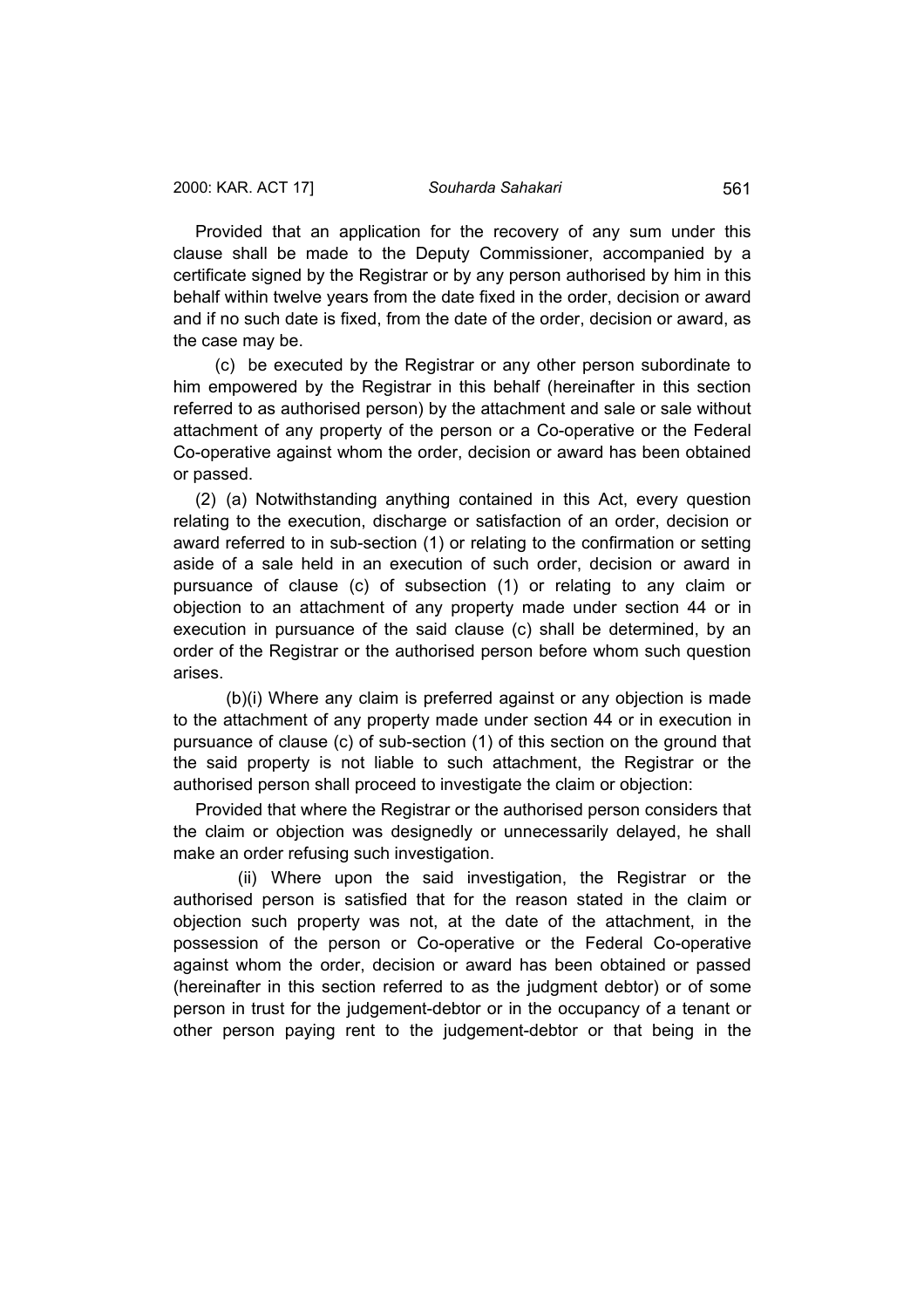Provided that an application for the recovery of any sum under this clause shall be made to the Deputy Commissioner, accompanied by a certificate signed by the Registrar or by any person authorised by him in this behalf within twelve years from the date fixed in the order, decision or award and if no such date is fixed, from the date of the order, decision or award, as the case may be.

(c) be executed by the Registrar or any other person subordinate to him empowered by the Registrar in this behalf (hereinafter in this section referred to as authorised person) by the attachment and sale or sale without attachment of any property of the person or a Co-operative or the Federal Co-operative against whom the order, decision or award has been obtained or passed.

(2) (a) Notwithstanding anything contained in this Act, every question relating to the execution, discharge or satisfaction of an order, decision or award referred to in sub-section (1) or relating to the confirmation or setting aside of a sale held in an execution of such order, decision or award in pursuance of clause (c) of subsection (1) or relating to any claim or objection to an attachment of any property made under section 44 or in execution in pursuance of the said clause (c) shall be determined, by an order of the Registrar or the authorised person before whom such question arises.

(b)(i) Where any claim is preferred against or any objection is made to the attachment of any property made under section 44 or in execution in pursuance of clause (c) of sub-section (1) of this section on the ground that the said property is not liable to such attachment, the Registrar or the authorised person shall proceed to investigate the claim or objection:

Provided that where the Registrar or the authorised person considers that the claim or objection was designedly or unnecessarily delayed, he shall make an order refusing such investigation.

(ii) Where upon the said investigation, the Registrar or the authorised person is satisfied that for the reason stated in the claim or objection such property was not, at the date of the attachment, in the possession of the person or Co-operative or the Federal Co-operative against whom the order, decision or award has been obtained or passed (hereinafter in this section referred to as the judgment debtor) or of some person in trust for the judgement-debtor or in the occupancy of a tenant or other person paying rent to the judgement-debtor or that being in the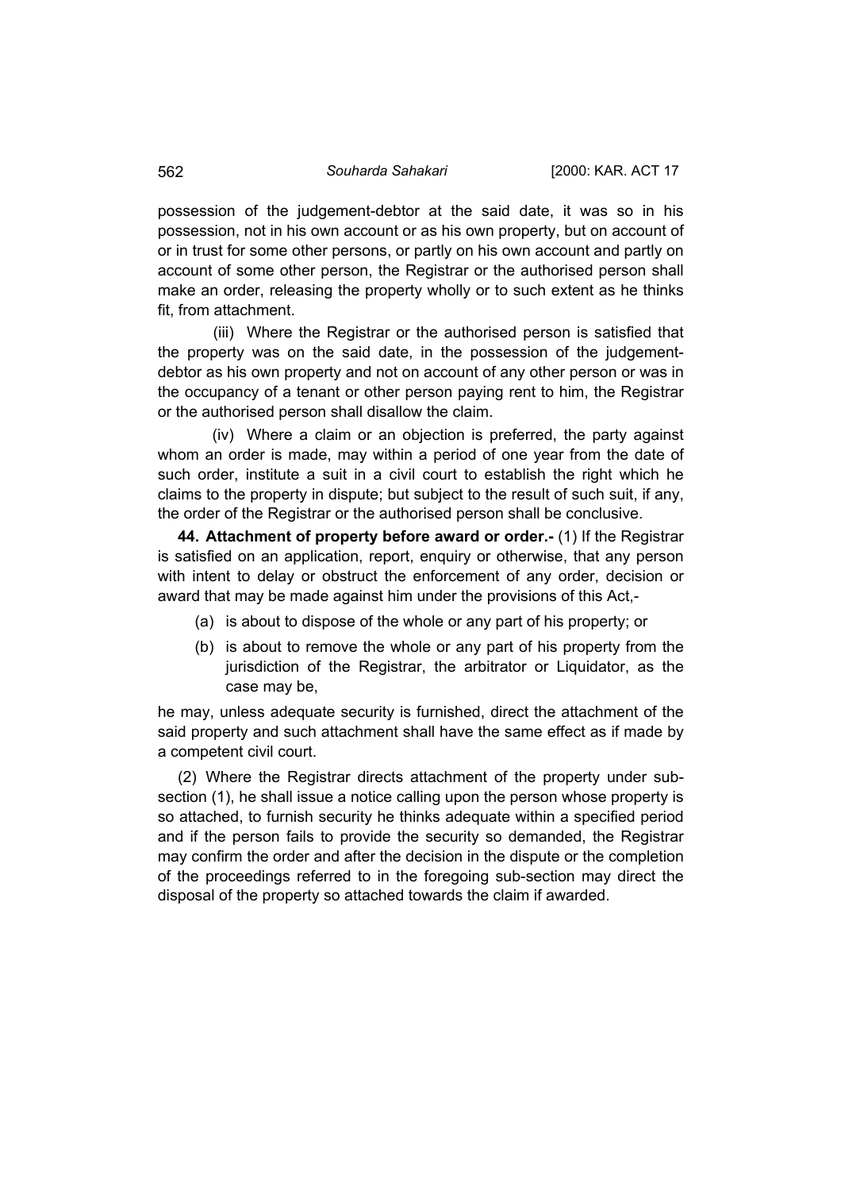possession of the judgement-debtor at the said date, it was so in his possession, not in his own account or as his own property, but on account of or in trust for some other persons, or partly on his own account and partly on account of some other person, the Registrar or the authorised person shall make an order, releasing the property wholly or to such extent as he thinks fit, from attachment.

(iii) Where the Registrar or the authorised person is satisfied that the property was on the said date, in the possession of the judgement-debtor as his own property and not on account of any other person or was in the occupancy of a tenant or other person paying rent to him, the Registrar or the authorised person shall disallow the claim.

(iv) Where a claim or an objection is preferred, the party against whom an order is made, may within a period of one year from the date of such order, institute a suit in a civil court to establish the right which he claims to the property in dispute; but subject to the result of such suit, if any, the order of the Registrar or the authorised person shall be conclusive.

**44. Attachment of property before award or order.-** (1) If the Registrar is satisfied on an application, report, enquiry or otherwise, that any person with intent to delay or obstruct the enforcement of any order, decision or award that may be made against him under the provisions of this Act,-

(a) is about to dispose of the whole or any part of his property; or

(b) is about to remove the whole or any part of his property from the jurisdiction of the Registrar, the arbitrator or Liquidator, as the case may be,

he may, unless adequate security is furnished, direct the attachment of the said property and such attachment shall have the same effect as if made by a competent civil court.

(2) Where the Registrar directs attachment of the property under sub-section (1), he shall issue a notice calling upon the person whose property is so attached, to furnish security he thinks adequate within a specified period and if the person fails to provide the security so demanded, the Registrar may confirm the order and after the decision in the dispute or the completion of the proceedings referred to in the foregoing sub-section may direct the disposal of the property so attached towards the claim if awarded.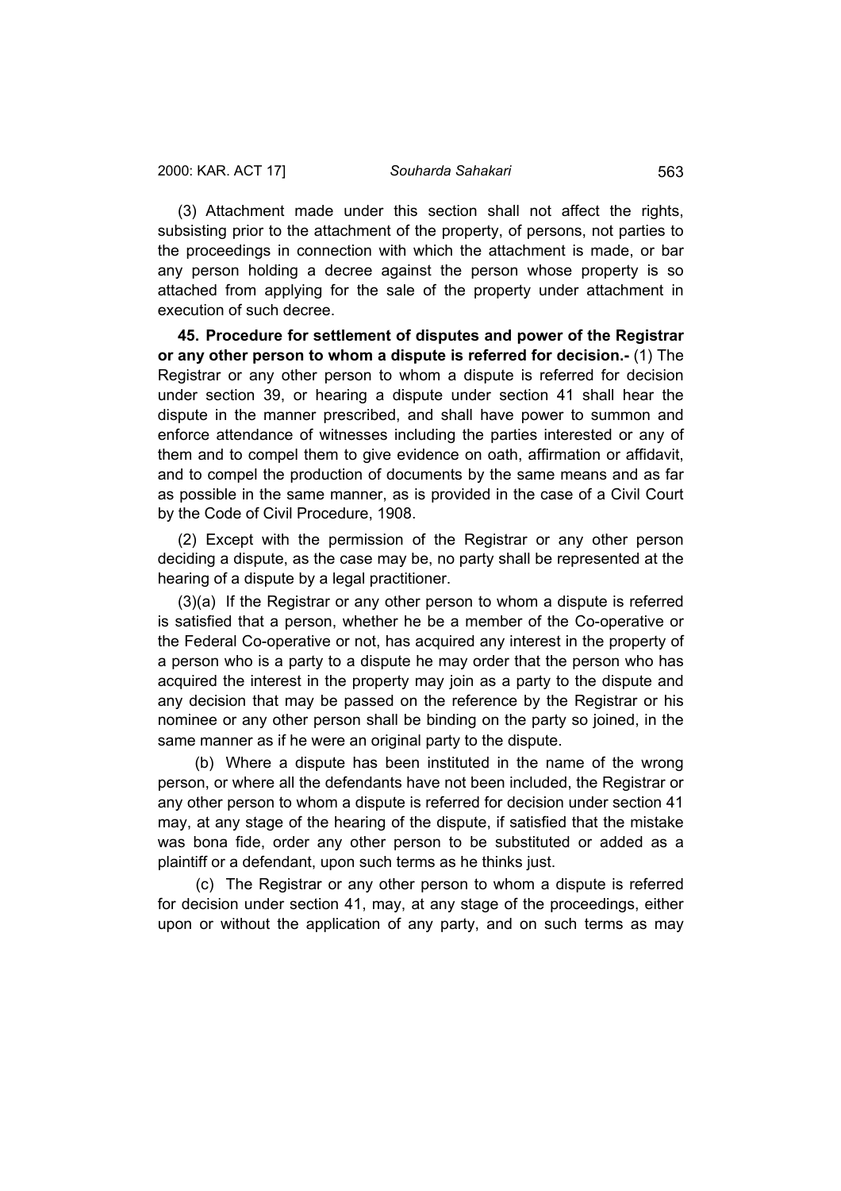(3) Attachment made under this section shall not affect the rights, subsisting prior to the attachment of the property, of persons, not parties to the proceedings in connection with which the attachment is made, or bar any person holding a decree against the person whose property is so attached from applying for the sale of the property under attachment in execution of such decree.

**45. Procedure for settlement of disputes and power of the Registrar or any other person to whom a dispute is referred for decision.-** (1) The Registrar or any other person to whom a dispute is referred for decision under section 39, or hearing a dispute under section 41 shall hear the dispute in the manner prescribed, and shall have power to summon and enforce attendance of witnesses including the parties interested or any of them and to compel them to give evidence on oath, affirmation or affidavit, and to compel the production of documents by the same means and as far as possible in the same manner, as is provided in the case of a Civil Court by the Code of Civil Procedure, 1908.

(2) Except with the permission of the Registrar or any other person deciding a dispute, as the case may be, no party shall be represented at the hearing of a dispute by a legal practitioner.

(3)(a) If the Registrar or any other person to whom a dispute is referred is satisfied that a person, whether he be a member of the Co-operative or the Federal Co-operative or not, has acquired any interest in the property of a person who is a party to a dispute he may order that the person who has acquired the interest in the property may join as a party to the dispute and any decision that may be passed on the reference by the Registrar or his nominee or any other person shall be binding on the party so joined, in the same manner as if he were an original party to the dispute.

(b) Where a dispute has been instituted in the name of the wrong person, or where all the defendants have not been included, the Registrar or any other person to whom a dispute is referred for decision under section 41 may, at any stage of the hearing of the dispute, if satisfied that the mistake was bona fide, order any other person to be substituted or added as a plaintiff or a defendant, upon such terms as he thinks just.

(c) The Registrar or any other person to whom a dispute is referred for decision under section 41, may, at any stage of the proceedings, either upon or without the application of any party, and on such terms as may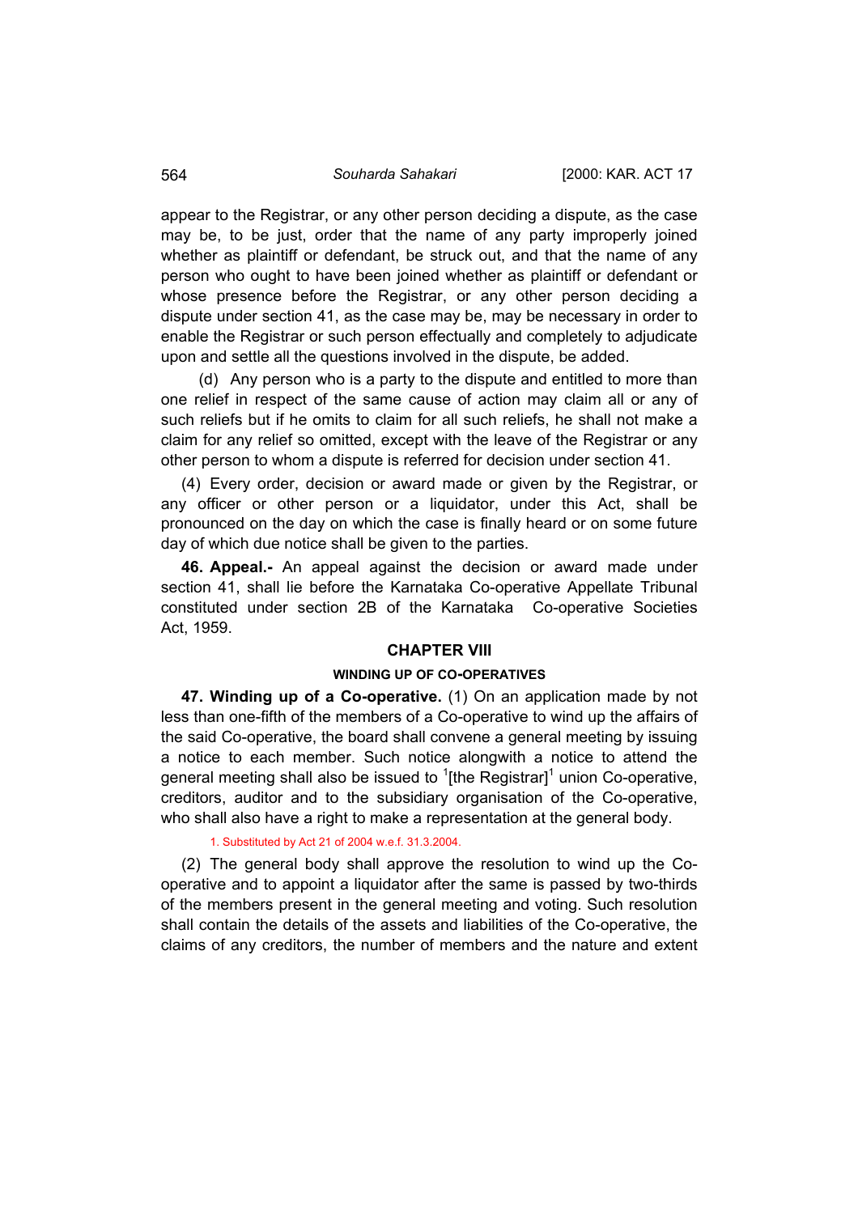appear to the Registrar, or any other person deciding a dispute, as the case may be, to be just, order that the name of any party improperly joined whether as plaintiff or defendant, be struck out, and that the name of any person who ought to have been joined whether as plaintiff or defendant or whose presence before the Registrar, or any other person deciding a dispute under section 41, as the case may be, may be necessary in order to enable the Registrar or such person effectually and completely to adjudicate upon and settle all the questions involved in the dispute, be added.

(d) Any person who is a party to the dispute and entitled to more than one relief in respect of the same cause of action may claim all or any of such reliefs but if he omits to claim for all such reliefs, he shall not make a claim for any relief so omitted, except with the leave of the Registrar or any other person to whom a dispute is referred for decision under section 41.

(4) Every order, decision or award made or given by the Registrar, or any officer or other person or a liquidator, under this Act, shall be pronounced on the day on which the case is finally heard or on some future day of which due notice shall be given to the parties.

**46. Appeal.-** An appeal against the decision or award made under section 41, shall lie before the Karnataka Co-operative Appellate Tribunal constituted under section 2B of the Karnataka Co-operative Societies Act, 1959.

## CHAPTER VIII

### WINDING UP OF CO-OPERATIVES

**47. Winding up of a Co-operative.** (1) On an application made by not less than one-fifth of the members of a Co-operative to wind up the affairs of the said Co-operative, the board shall convene a general meeting by issuing a notice to each member. Such notice alongwith a notice to attend the general meeting shall also be issued to [1][the Registrar][1] union Co-operative, creditors, auditor and to the subsidiary organisation of the Co-operative, who shall also have a right to make a representation at the general body.

1. Substituted by Act 21 of 2004 w.e.f. 31.3.2004.

(2) The general body shall approve the resolution to wind up the Co-operative and to appoint a liquidator after the same is passed by two-thirds of the members present in the general meeting and voting. Such resolution shall contain the details of the assets and liabilities of the Co-operative, the claims of any creditors, the number of members and the nature and extent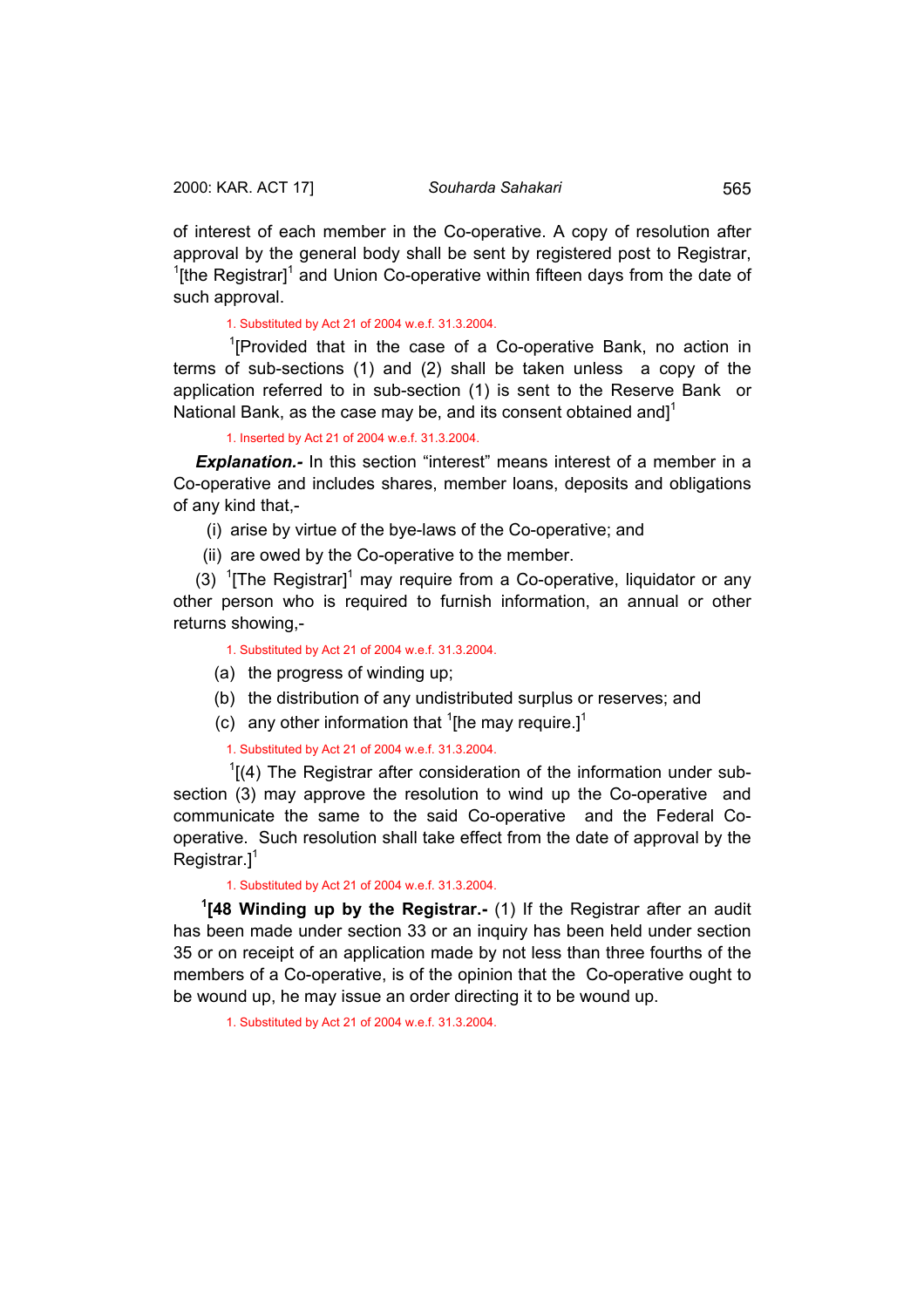of interest of each member in the Co-operative. A copy of resolution after approval by the general body shall be sent by registered post to Registrar, [1][the Registrar][1] and Union Co-operative within fifteen days from the date of such approval.

1. Substituted by Act 21 of 2004 w.e.f. 31.3.2004.

[1][Provided that in the case of a Co-operative Bank, no action in terms of sub-sections (1) and (2) shall be taken unless a copy of the application referred to in sub-section (1) is sent to the Reserve Bank or National Bank, as the case may be, and its consent obtained and][1]

1. Inserted by Act 21 of 2004 w.e.f. 31.3.2004.

***Explanation.-*** In this section "interest" means interest of a member in a Co-operative and includes shares, member loans, deposits and obligations of any kind that,-

(i) arise by virtue of the bye-laws of the Co-operative; and

(ii) are owed by the Co-operative to the member.

(3) [1][The Registrar][1] may require from a Co-operative, liquidator or any other person who is required to furnish information, an annual or other returns showing,-

1. Substituted by Act 21 of 2004 w.e.f. 31.3.2004.

(a) the progress of winding up;

(b) the distribution of any undistributed surplus or reserves; and

(c) any other information that [1][he may require.][1]

1. Substituted by Act 21 of 2004 w.e.f. 31.3.2004.

[1][(4) The Registrar after consideration of the information under sub-section (3) may approve the resolution to wind up the Co-operative and communicate the same to the said Co-operative and the Federal Co-operative. Such resolution shall take effect from the date of approval by the Registrar.][1]

1. Substituted by Act 21 of 2004 w.e.f. 31.3.2004.

[1]**[48 Winding up by the Registrar.-** (1) If the Registrar after an audit has been made under section 33 or an inquiry has been held under section 35 or on receipt of an application made by not less than three fourths of the members of a Co-operative, is of the opinion that the Co-operative ought to be wound up, he may issue an order directing it to be wound up.

1. Substituted by Act 21 of 2004 w.e.f. 31.3.2004.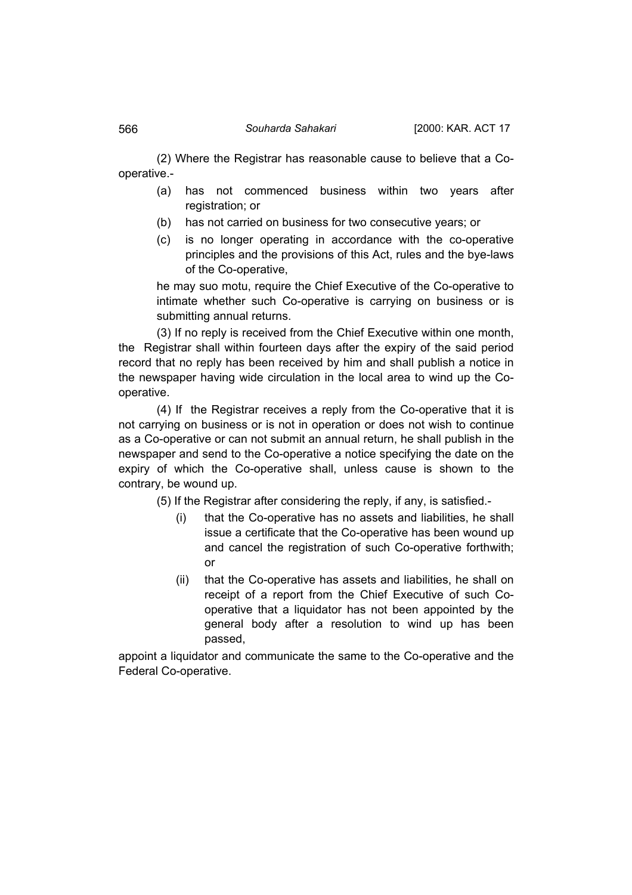(2) Where the Registrar has reasonable cause to believe that a Co-operative.-

(a) has not commenced business within two years after registration; or

(b) has not carried on business for two consecutive years; or

(c) is no longer operating in accordance with the co-operative principles and the provisions of this Act, rules and the bye-laws of the Co-operative,

he may suo motu, require the Chief Executive of the Co-operative to intimate whether such Co-operative is carrying on business or is submitting annual returns.

(3) If no reply is received from the Chief Executive within one month, the Registrar shall within fourteen days after the expiry of the said period record that no reply has been received by him and shall publish a notice in the newspaper having wide circulation in the local area to wind up the Co-operative.

(4) If the Registrar receives a reply from the Co-operative that it is not carrying on business or is not in operation or does not wish to continue as a Co-operative or can not submit an annual return, he shall publish in the newspaper and send to the Co-operative a notice specifying the date on the expiry of which the Co-operative shall, unless cause is shown to the contrary, be wound up.

(5) If the Registrar after considering the reply, if any, is satisfied.-

(i) that the Co-operative has no assets and liabilities, he shall issue a certificate that the Co-operative has been wound up and cancel the registration of such Co-operative forthwith; or

(ii) that the Co-operative has assets and liabilities, he shall on receipt of a report from the Chief Executive of such Co-operative that a liquidator has not been appointed by the general body after a resolution to wind up has been passed,

appoint a liquidator and communicate the same to the Co-operative and the Federal Co-operative.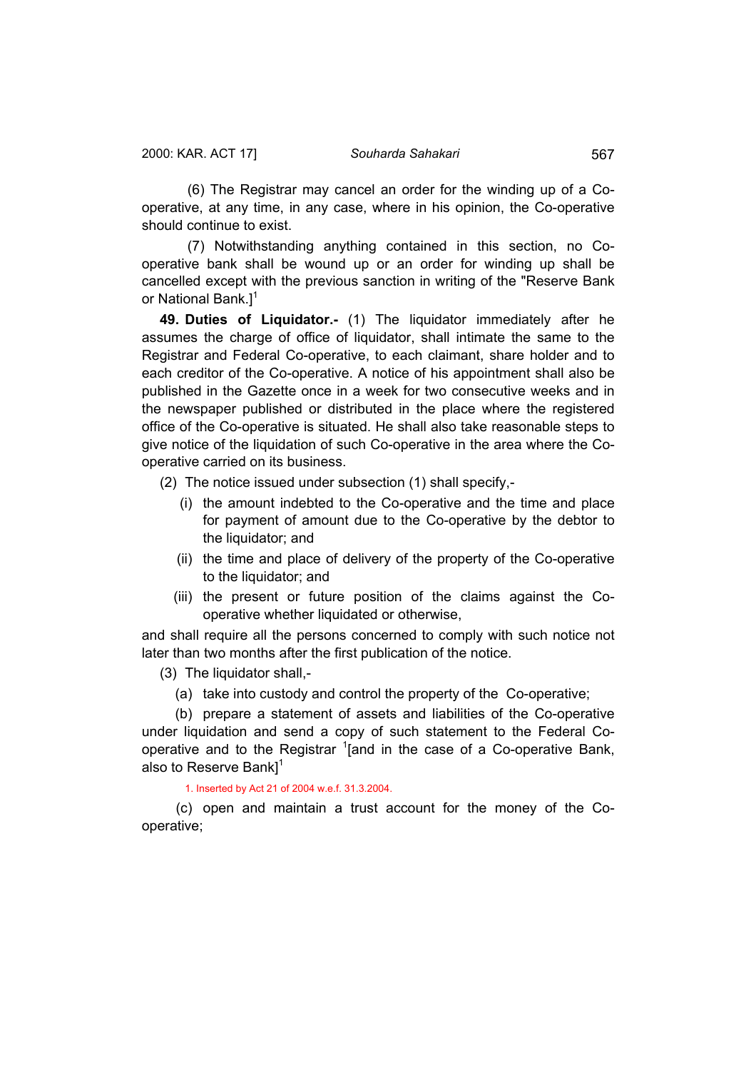(6) The Registrar may cancel an order for the winding up of a Co-operative, at any time, in any case, where in his opinion, the Co-operative should continue to exist.

(7) Notwithstanding anything contained in this section, no Co-operative bank shall be wound up or an order for winding up shall be cancelled except with the previous sanction in writing of the "Reserve Bank or National Bank.][1]

**49. Duties of Liquidator.-** (1) The liquidator immediately after he assumes the charge of office of liquidator, shall intimate the same to the Registrar and Federal Co-operative, to each claimant, share holder and to each creditor of the Co-operative. A notice of his appointment shall also be published in the Gazette once in a week for two consecutive weeks and in the newspaper published or distributed in the place where the registered office of the Co-operative is situated. He shall also take reasonable steps to give notice of the liquidation of such Co-operative in the area where the Co-operative carried on its business.

(2) The notice issued under subsection (1) shall specify,-

(i) the amount indebted to the Co-operative and the time and place for payment of amount due to the Co-operative by the debtor to the liquidator; and

(ii) the time and place of delivery of the property of the Co-operative to the liquidator; and

(iii) the present or future position of the claims against the Co-operative whether liquidated or otherwise,

and shall require all the persons concerned to comply with such notice not later than two months after the first publication of the notice.

(3) The liquidator shall,-

(a) take into custody and control the property of the Co-operative;

(b) prepare a statement of assets and liabilities of the Co-operative under liquidation and send a copy of such statement to the Federal Co-operative and to the Registrar [1][and in the case of a Co-operative Bank, also to Reserve Bank][1]

1. Inserted by Act 21 of 2004 w.e.f. 31.3.2004.

(c) open and maintain a trust account for the money of the Co-operative;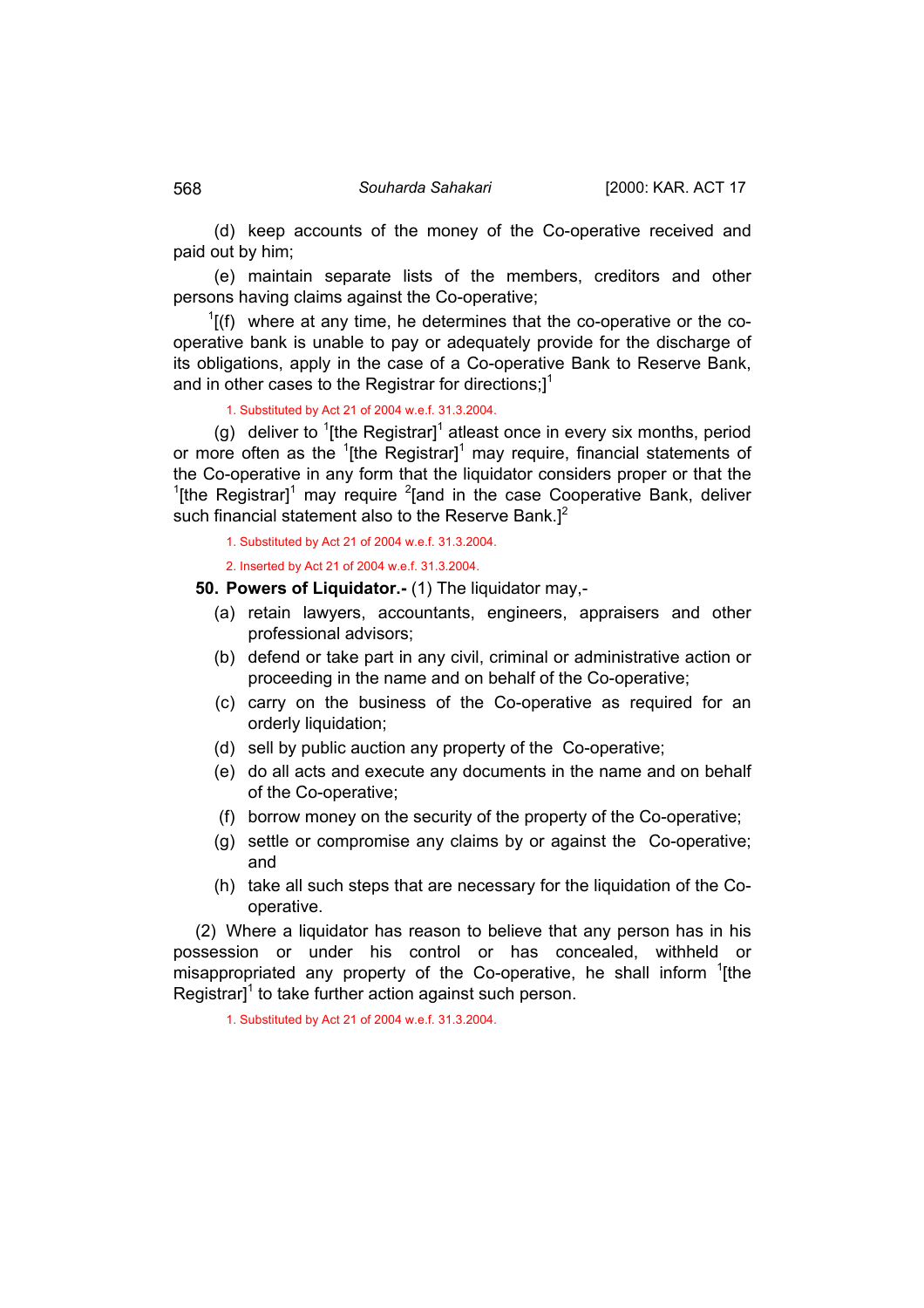(d) keep accounts of the money of the Co-operative received and paid out by him;

(e) maintain separate lists of the members, creditors and other persons having claims against the Co-operative;

[1][(f) where at any time, he determines that the co-operative or the co-operative bank is unable to pay or adequately provide for the discharge of its obligations, apply in the case of a Co-operative Bank to Reserve Bank, and in other cases to the Registrar for directions;][1]

1. Substituted by Act 21 of 2004 w.e.f. 31.3.2004.

(g) deliver to [1][the Registrar][1] atleast once in every six months, period or more often as the [1][the Registrar][1] may require, financial statements of the Co-operative in any form that the liquidator considers proper or that the [1][the Registrar][1] may require [2][and in the case Cooperative Bank, deliver such financial statement also to the Reserve Bank.][2]

1. Substituted by Act 21 of 2004 w.e.f. 31.3.2004.

2. Inserted by Act 21 of 2004 w.e.f. 31.3.2004.

**50. Powers of Liquidator.-** (1) The liquidator may,-

(a) retain lawyers, accountants, engineers, appraisers and other professional advisors;

(b) defend or take part in any civil, criminal or administrative action or proceeding in the name and on behalf of the Co-operative;

(c) carry on the business of the Co-operative as required for an orderly liquidation;

(d) sell by public auction any property of the Co-operative;

(e) do all acts and execute any documents in the name and on behalf of the Co-operative;

(f) borrow money on the security of the property of the Co-operative;

(g) settle or compromise any claims by or against the Co-operative; and

(h) take all such steps that are necessary for the liquidation of the Co-operative.

(2) Where a liquidator has reason to believe that any person has in his possession or under his control or has concealed, withheld or misappropriated any property of the Co-operative, he shall inform [1][the Registrar][1] to take further action against such person.

1. Substituted by Act 21 of 2004 w.e.f. 31.3.2004.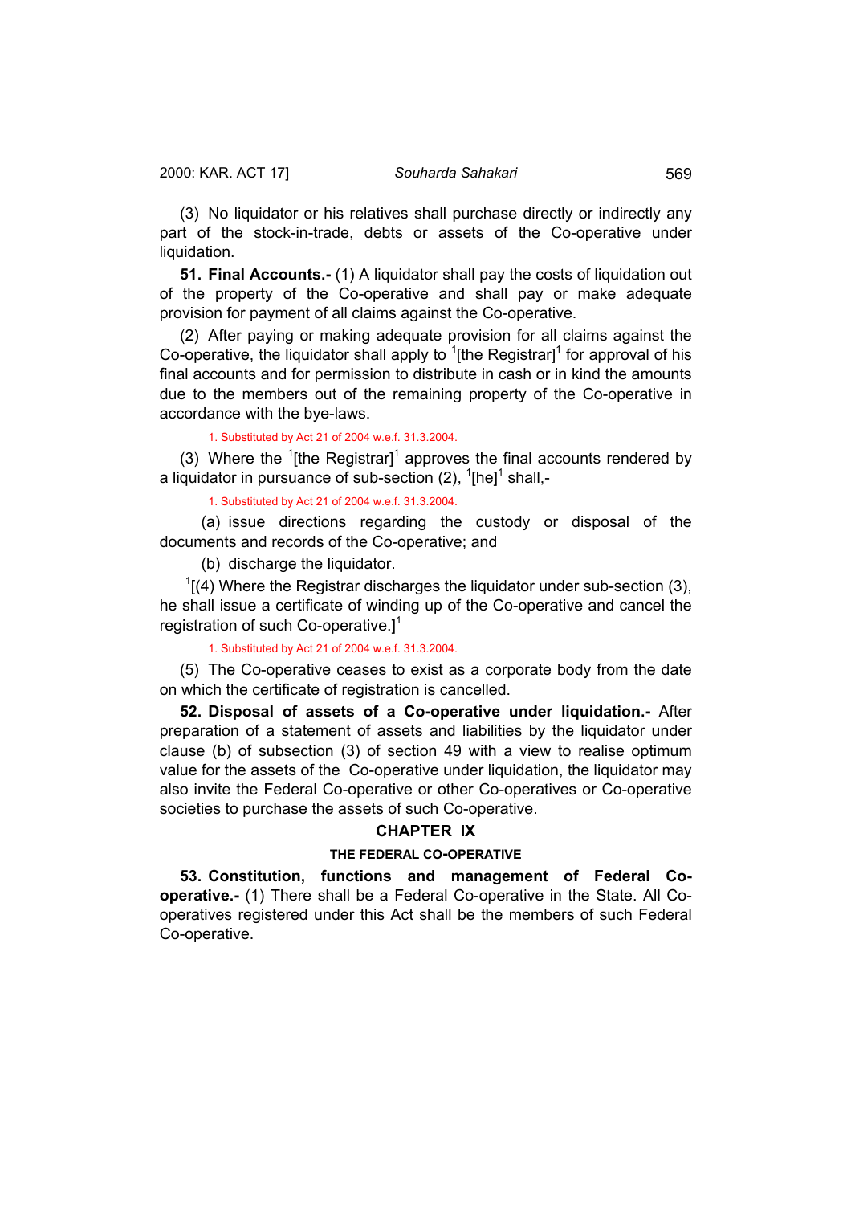(3) No liquidator or his relatives shall purchase directly or indirectly any part of the stock-in-trade, debts or assets of the Co-operative under liquidation.

**51. Final Accounts.-** (1) A liquidator shall pay the costs of liquidation out of the property of the Co-operative and shall pay or make adequate provision for payment of all claims against the Co-operative.

(2) After paying or making adequate provision for all claims against the Co-operative, the liquidator shall apply to [1][the Registrar][1] for approval of his final accounts and for permission to distribute in cash or in kind the amounts due to the members out of the remaining property of the Co-operative in accordance with the bye-laws.

1. Substituted by Act 21 of 2004 w.e.f. 31.3.2004.

(3) Where the [1][the Registrar][1] approves the final accounts rendered by a liquidator in pursuance of sub-section (2), [1][he][1] shall,-

1. Substituted by Act 21 of 2004 w.e.f. 31.3.2004.

(a) issue directions regarding the custody or disposal of the documents and records of the Co-operative; and

(b) discharge the liquidator.

[1][(4) Where the Registrar discharges the liquidator under sub-section (3), he shall issue a certificate of winding up of the Co-operative and cancel the registration of such Co-operative.][1]

1. Substituted by Act 21 of 2004 w.e.f. 31.3.2004.

(5) The Co-operative ceases to exist as a corporate body from the date on which the certificate of registration is cancelled.

**52. Disposal of assets of a Co-operative under liquidation.-** After preparation of a statement of assets and liabilities by the liquidator under clause (b) of subsection (3) of section 49 with a view to realise optimum value for the assets of the Co-operative under liquidation, the liquidator may also invite the Federal Co-operative or other Co-operatives or Co-operative societies to purchase the assets of such Co-operative.

## CHAPTER IX

### THE FEDERAL CO-OPERATIVE

**53. Constitution, functions and management of Federal Co-operative.-** (1) There shall be a Federal Co-operative in the State. All Co-operatives registered under this Act shall be the members of such Federal Co-operative.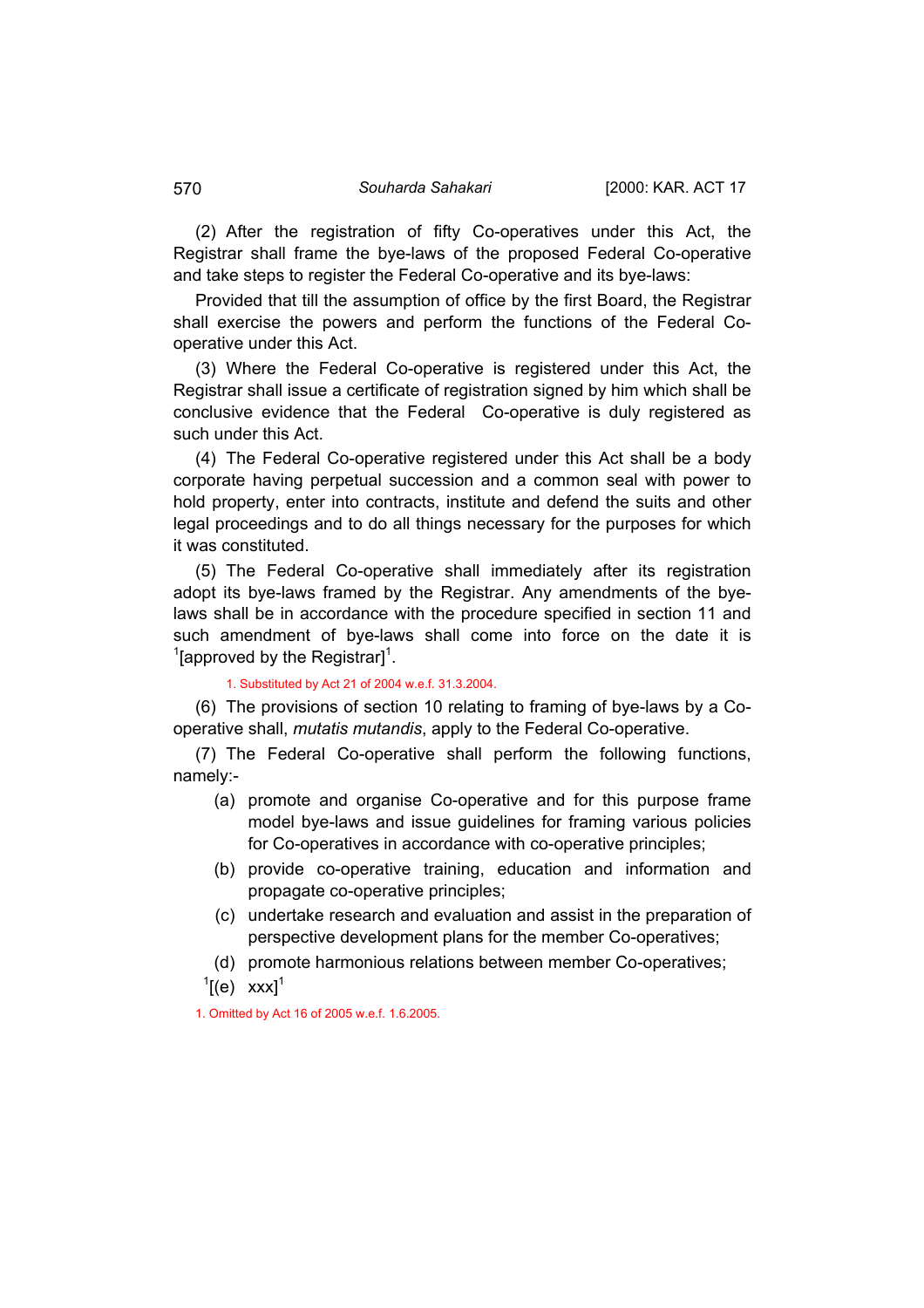(2) After the registration of fifty Co-operatives under this Act, the Registrar shall frame the bye-laws of the proposed Federal Co-operative and take steps to register the Federal Co-operative and its bye-laws:

Provided that till the assumption of office by the first Board, the Registrar shall exercise the powers and perform the functions of the Federal Co-operative under this Act.

(3) Where the Federal Co-operative is registered under this Act, the Registrar shall issue a certificate of registration signed by him which shall be conclusive evidence that the Federal Co-operative is duly registered as such under this Act.

(4) The Federal Co-operative registered under this Act shall be a body corporate having perpetual succession and a common seal with power to hold property, enter into contracts, institute and defend the suits and other legal proceedings and to do all things necessary for the purposes for which it was constituted.

(5) The Federal Co-operative shall immediately after its registration adopt its bye-laws framed by the Registrar. Any amendments of the bye-laws shall be in accordance with the procedure specified in section 11 and such amendment of bye-laws shall come into force on the date it is [1][approved by the Registrar][1].

1. Substituted by Act 21 of 2004 w.e.f. 31.3.2004.

(6) The provisions of section 10 relating to framing of bye-laws by a Co-operative shall, *mutatis mutandis*, apply to the Federal Co-operative.

(7) The Federal Co-operative shall perform the following functions, namely:-

(a) promote and organise Co-operative and for this purpose frame model bye-laws and issue guidelines for framing various policies for Co-operatives in accordance with co-operative principles;

(b) provide co-operative training, education and information and propagate co-operative principles;

(c) undertake research and evaluation and assist in the preparation of perspective development plans for the member Co-operatives;

(d) promote harmonious relations between member Co-operatives;

[1][(e) xxx][1]

1. Omitted by Act 16 of 2005 w.e.f. 1.6.2005.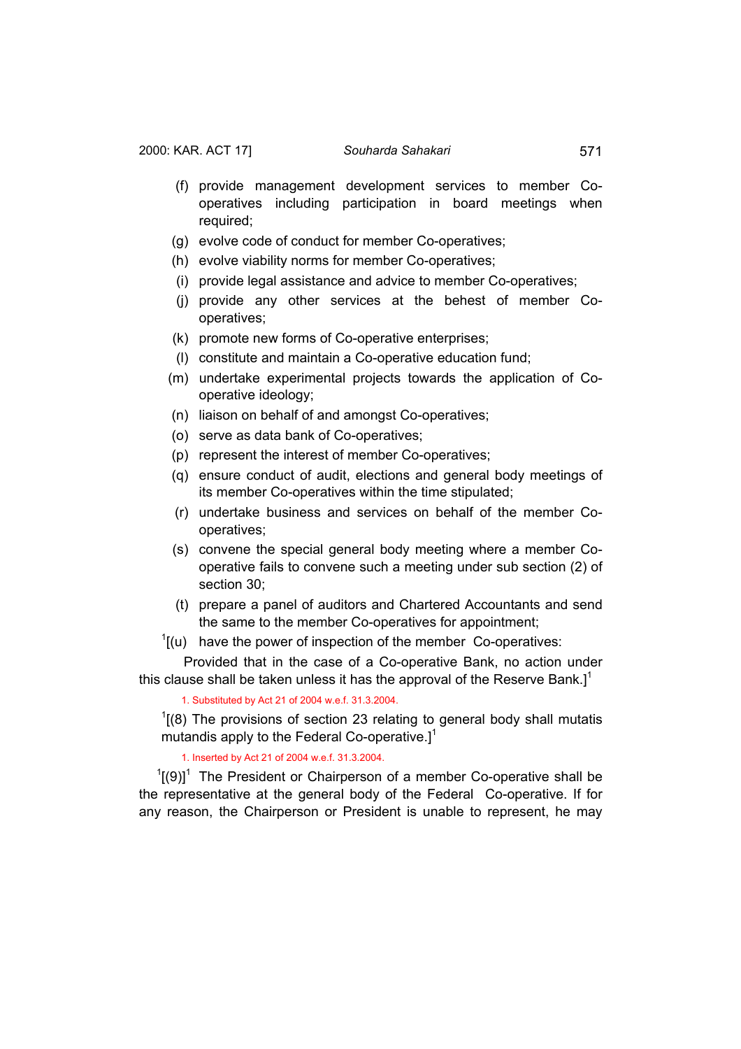(f) provide management development services to member Co-operatives including participation in board meetings when required;

(g) evolve code of conduct for member Co-operatives;

(h) evolve viability norms for member Co-operatives;

(i) provide legal assistance and advice to member Co-operatives;

(j) provide any other services at the behest of member Co-operatives;

(k) promote new forms of Co-operative enterprises;

(l) constitute and maintain a Co-operative education fund;

(m) undertake experimental projects towards the application of Co-operative ideology;

(n) liaison on behalf of and amongst Co-operatives;

(o) serve as data bank of Co-operatives;

(p) represent the interest of member Co-operatives;

(q) ensure conduct of audit, elections and general body meetings of its member Co-operatives within the time stipulated;

(r) undertake business and services on behalf of the member Co-operatives;

(s) convene the special general body meeting where a member Co-operative fails to convene such a meeting under sub section (2) of section 30;

(t) prepare a panel of auditors and Chartered Accountants and send the same to the member Co-operatives for appointment;

[1][(u) have the power of inspection of the member Co-operatives:

Provided that in the case of a Co-operative Bank, no action under this clause shall be taken unless it has the approval of the Reserve Bank.][1]

1. Substituted by Act 21 of 2004 w.e.f. 31.3.2004.

[1][(8) The provisions of section 23 relating to general body shall mutatis mutandis apply to the Federal Co-operative.][1]

1. Inserted by Act 21 of 2004 w.e.f. 31.3.2004.

[1][(9)][1] The President or Chairperson of a member Co-operative shall be the representative at the general body of the Federal Co-operative. If for any reason, the Chairperson or President is unable to represent, he may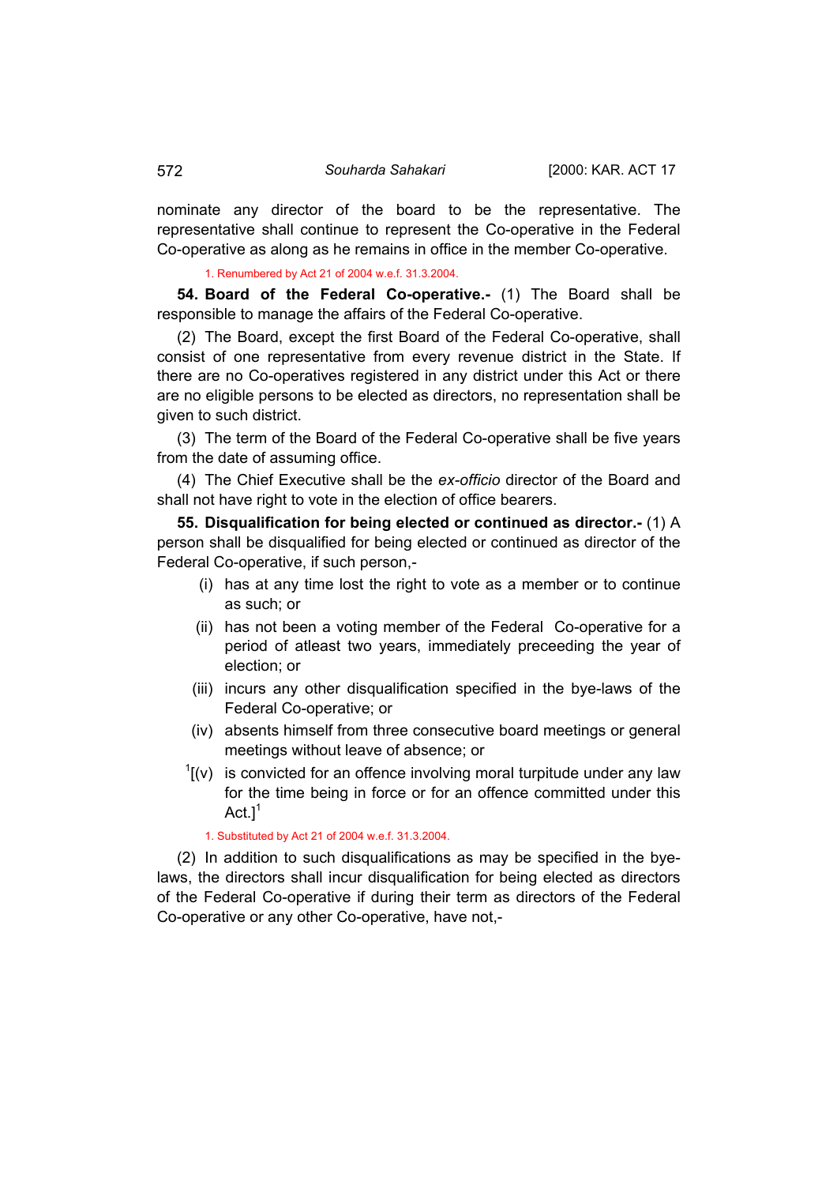nominate any director of the board to be the representative. The representative shall continue to represent the Co-operative in the Federal Co-operative as along as he remains in office in the member Co-operative.

1. Renumbered by Act 21 of 2004 w.e.f. 31.3.2004.

**54. Board of the Federal Co-operative.-** (1) The Board shall be responsible to manage the affairs of the Federal Co-operative.

(2) The Board, except the first Board of the Federal Co-operative, shall consist of one representative from every revenue district in the State. If there are no Co-operatives registered in any district under this Act or there are no eligible persons to be elected as directors, no representation shall be given to such district.

(3) The term of the Board of the Federal Co-operative shall be five years from the date of assuming office.

(4) The Chief Executive shall be the *ex-officio* director of the Board and shall not have right to vote in the election of office bearers.

**55. Disqualification for being elected or continued as director.-** (1) A person shall be disqualified for being elected or continued as director of the Federal Co-operative, if such person,-

(i) has at any time lost the right to vote as a member or to continue as such; or

(ii) has not been a voting member of the Federal Co-operative for a period of atleast two years, immediately preceeding the year of election; or

(iii) incurs any other disqualification specified in the bye-laws of the Federal Co-operative; or

(iv) absents himself from three consecutive board meetings or general meetings without leave of absence; or

[1][(v) is convicted for an offence involving moral turpitude under any law for the time being in force or for an offence committed under this Act.][1]

1. Substituted by Act 21 of 2004 w.e.f. 31.3.2004.

(2) In addition to such disqualifications as may be specified in the bye-laws, the directors shall incur disqualification for being elected as directors of the Federal Co-operative if during their term as directors of the Federal Co-operative or any other Co-operative, have not,-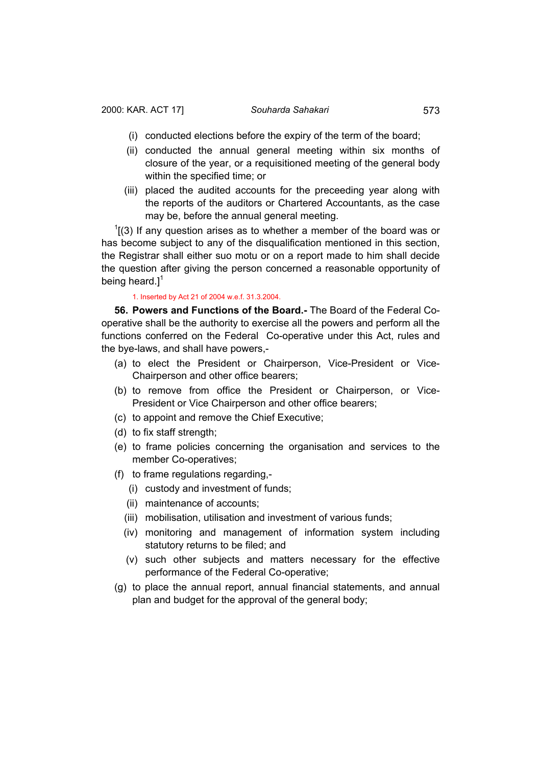(i) conducted elections before the expiry of the term of the board;

(ii) conducted the annual general meeting within six months of closure of the year, or a requisitioned meeting of the general body within the specified time; or

(iii) placed the audited accounts for the preceeding year along with the reports of the auditors or Chartered Accountants, as the case may be, before the annual general meeting.

[1][(3) If any question arises as to whether a member of the board was or has become subject to any of the disqualification mentioned in this section, the Registrar shall either suo motu or on a report made to him shall decide the question after giving the person concerned a reasonable opportunity of being heard.][1]

1. Inserted by Act 21 of 2004 w.e.f. 31.3.2004.

**56. Powers and Functions of the Board.-** The Board of the Federal Co-operative shall be the authority to exercise all the powers and perform all the functions conferred on the Federal Co-operative under this Act, rules and the bye-laws, and shall have powers,-

(a) to elect the President or Chairperson, Vice-President or Vice-Chairperson and other office bearers;

(b) to remove from office the President or Chairperson, or Vice-President or Vice Chairperson and other office bearers;

(c) to appoint and remove the Chief Executive;

(d) to fix staff strength;

(e) to frame policies concerning the organisation and services to the member Co-operatives;

(f) to frame regulations regarding,-

  (i) custody and investment of funds;

  (ii) maintenance of accounts;

  (iii) mobilisation, utilisation and investment of various funds;

  (iv) monitoring and management of information system including statutory returns to be filed; and

  (v) such other subjects and matters necessary for the effective performance of the Federal Co-operative;

(g) to place the annual report, annual financial statements, and annual plan and budget for the approval of the general body;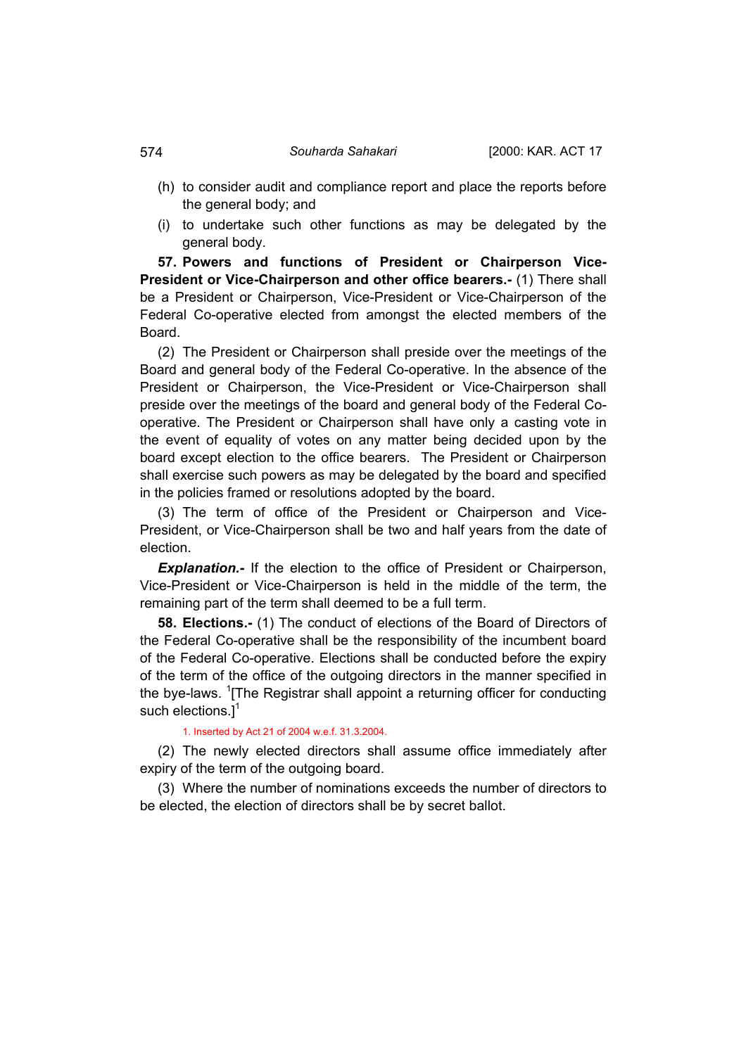(h) to consider audit and compliance report and place the reports before the general body; and

(i) to undertake such other functions as may be delegated by the general body.

**57. Powers and functions of President or Chairperson Vice-President or Vice-Chairperson and other office bearers.-** (1) There shall be a President or Chairperson, Vice-President or Vice-Chairperson of the Federal Co-operative elected from amongst the elected members of the Board.

(2) The President or Chairperson shall preside over the meetings of the Board and general body of the Federal Co-operative. In the absence of the President or Chairperson, the Vice-President or Vice-Chairperson shall preside over the meetings of the board and general body of the Federal Co-operative. The President or Chairperson shall have only a casting vote in the event of equality of votes on any matter being decided upon by the board except election to the office bearers. The President or Chairperson shall exercise such powers as may be delegated by the board and specified in the policies framed or resolutions adopted by the board.

(3) The term of office of the President or Chairperson and Vice-President, or Vice-Chairperson shall be two and half years from the date of election.

***Explanation.-*** If the election to the office of President or Chairperson, Vice-President or Vice-Chairperson is held in the middle of the term, the remaining part of the term shall deemed to be a full term.

**58. Elections.-** (1) The conduct of elections of the Board of Directors of the Federal Co-operative shall be the responsibility of the incumbent board of the Federal Co-operative. Elections shall be conducted before the expiry of the term of the office of the outgoing directors in the manner specified in the bye-laws. [1][The Registrar shall appoint a returning officer for conducting such elections.][1]

1. Inserted by Act 21 of 2004 w.e.f. 31.3.2004.

(2) The newly elected directors shall assume office immediately after expiry of the term of the outgoing board.

(3) Where the number of nominations exceeds the number of directors to be elected, the election of directors shall be by secret ballot.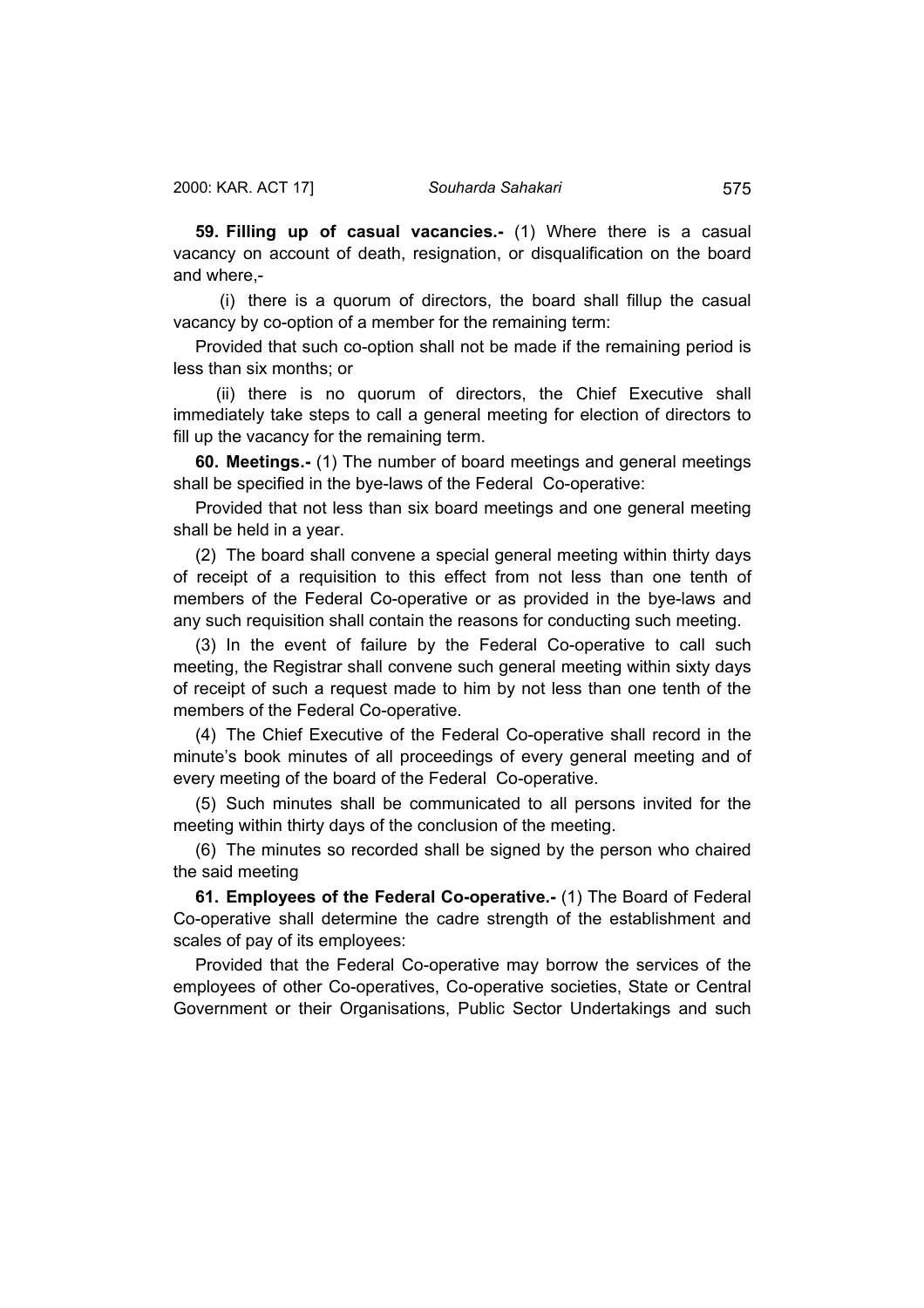**59. Filling up of casual vacancies.-** (1) Where there is a casual vacancy on account of death, resignation, or disqualification on the board and where,-

(i) there is a quorum of directors, the board shall fillup the casual vacancy by co-option of a member for the remaining term:

Provided that such co-option shall not be made if the remaining period is less than six months; or

(ii) there is no quorum of directors, the Chief Executive shall immediately take steps to call a general meeting for election of directors to fill up the vacancy for the remaining term.

**60. Meetings.-** (1) The number of board meetings and general meetings shall be specified in the bye-laws of the Federal Co-operative:

Provided that not less than six board meetings and one general meeting shall be held in a year.

(2) The board shall convene a special general meeting within thirty days of receipt of a requisition to this effect from not less than one tenth of members of the Federal Co-operative or as provided in the bye-laws and any such requisition shall contain the reasons for conducting such meeting.

(3) In the event of failure by the Federal Co-operative to call such meeting, the Registrar shall convene such general meeting within sixty days of receipt of such a request made to him by not less than one tenth of the members of the Federal Co-operative.

(4) The Chief Executive of the Federal Co-operative shall record in the minute's book minutes of all proceedings of every general meeting and of every meeting of the board of the Federal Co-operative.

(5) Such minutes shall be communicated to all persons invited for the meeting within thirty days of the conclusion of the meeting.

(6) The minutes so recorded shall be signed by the person who chaired the said meeting

**61. Employees of the Federal Co-operative.-** (1) The Board of Federal Co-operative shall determine the cadre strength of the establishment and scales of pay of its employees:

Provided that the Federal Co-operative may borrow the services of the employees of other Co-operatives, Co-operative societies, State or Central Government or their Organisations, Public Sector Undertakings and such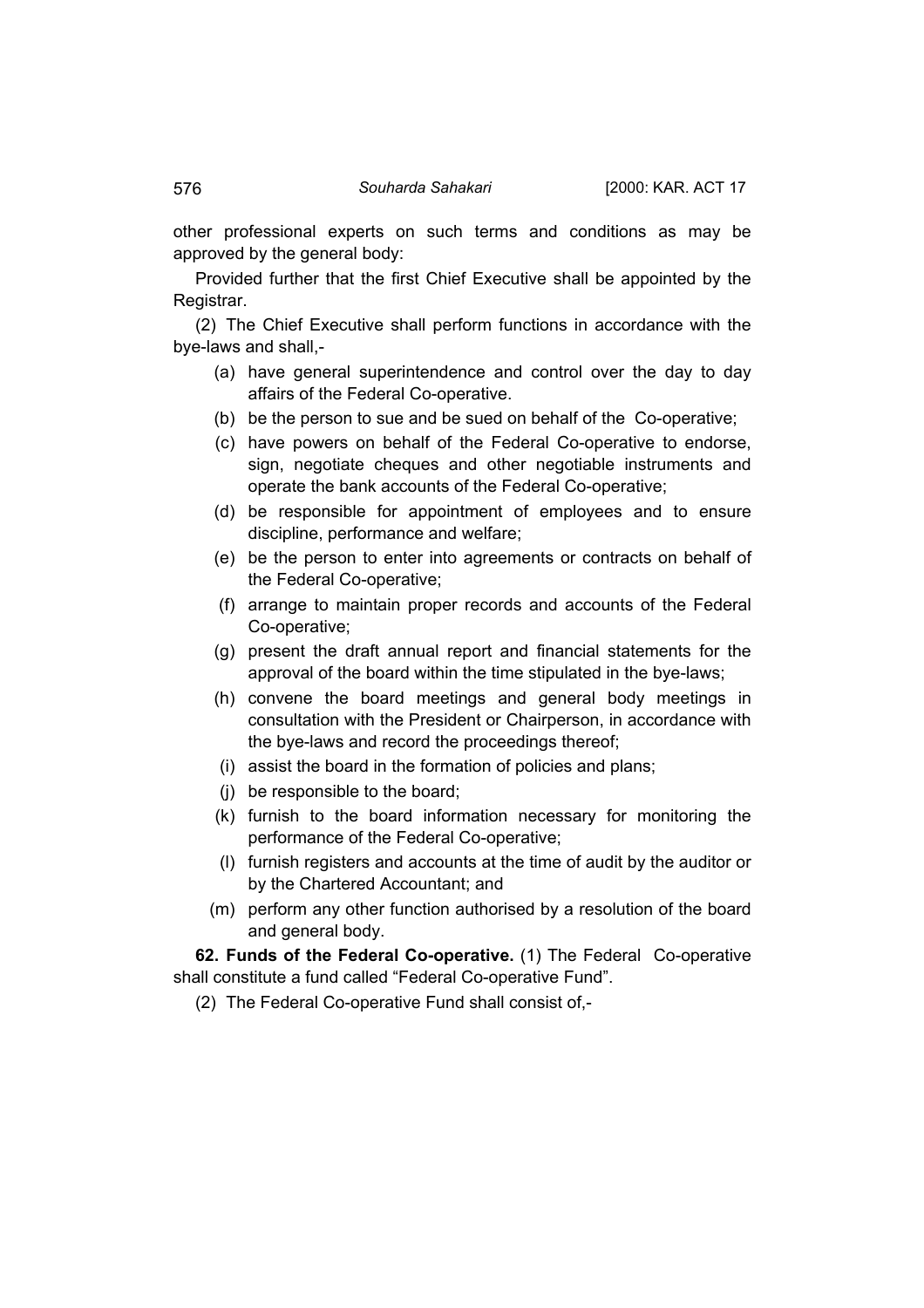other professional experts on such terms and conditions as may be approved by the general body:

Provided further that the first Chief Executive shall be appointed by the Registrar.

(2) The Chief Executive shall perform functions in accordance with the bye-laws and shall,-

- (a) have general superintendence and control over the day to day affairs of the Federal Co-operative.
- (b) be the person to sue and be sued on behalf of the Co-operative;
- (c) have powers on behalf of the Federal Co-operative to endorse, sign, negotiate cheques and other negotiable instruments and operate the bank accounts of the Federal Co-operative;
- (d) be responsible for appointment of employees and to ensure discipline, performance and welfare;
- (e) be the person to enter into agreements or contracts on behalf of the Federal Co-operative;
- (f) arrange to maintain proper records and accounts of the Federal Co-operative;
- (g) present the draft annual report and financial statements for the approval of the board within the time stipulated in the bye-laws;
- (h) convene the board meetings and general body meetings in consultation with the President or Chairperson, in accordance with the bye-laws and record the proceedings thereof;
- (i) assist the board in the formation of policies and plans;
- (j) be responsible to the board;
- (k) furnish to the board information necessary for monitoring the performance of the Federal Co-operative;
- (l) furnish registers and accounts at the time of audit by the auditor or by the Chartered Accountant; and
- (m) perform any other function authorised by a resolution of the board and general body.

**62. Funds of the Federal Co-operative.** (1) The Federal Co-operative shall constitute a fund called "Federal Co-operative Fund".

(2) The Federal Co-operative Fund shall consist of,-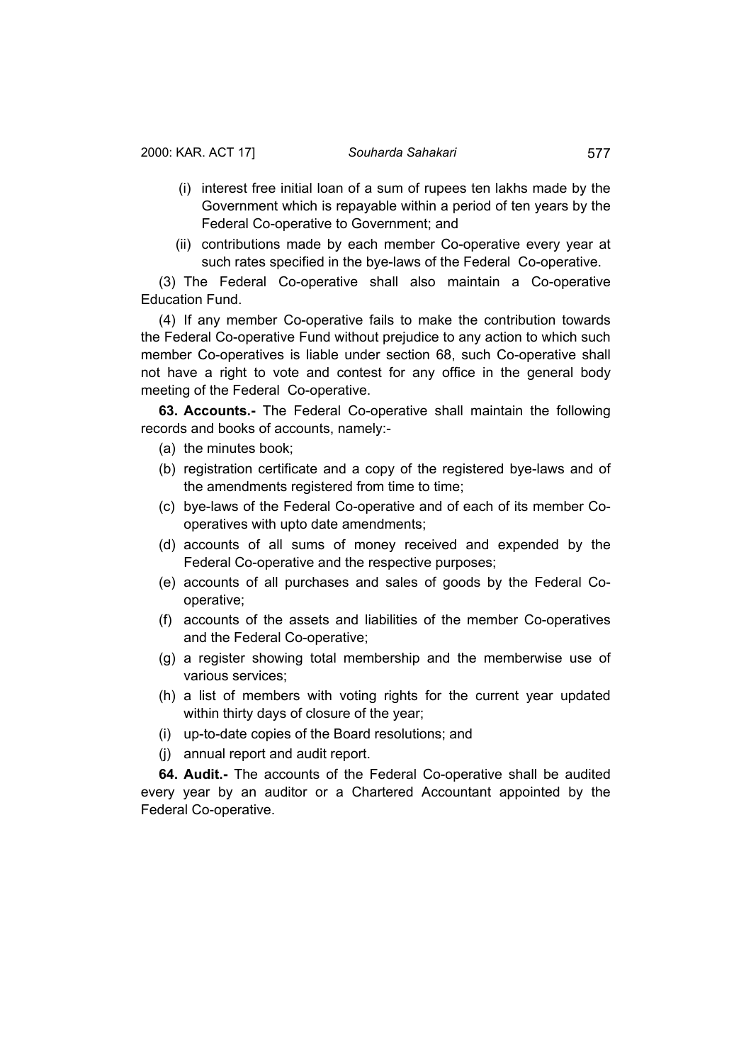(i) interest free initial loan of a sum of rupees ten lakhs made by the Government which is repayable within a period of ten years by the Federal Co-operative to Government; and

(ii) contributions made by each member Co-operative every year at such rates specified in the bye-laws of the Federal Co-operative.

(3) The Federal Co-operative shall also maintain a Co-operative Education Fund.

(4) If any member Co-operative fails to make the contribution towards the Federal Co-operative Fund without prejudice to any action to which such member Co-operatives is liable under section 68, such Co-operative shall not have a right to vote and contest for any office in the general body meeting of the Federal Co-operative.

**63. Accounts.-** The Federal Co-operative shall maintain the following records and books of accounts, namely:-

(a) the minutes book;

(b) registration certificate and a copy of the registered bye-laws and of the amendments registered from time to time;

(c) bye-laws of the Federal Co-operative and of each of its member Co-operatives with upto date amendments;

(d) accounts of all sums of money received and expended by the Federal Co-operative and the respective purposes;

(e) accounts of all purchases and sales of goods by the Federal Co-operative;

(f) accounts of the assets and liabilities of the member Co-operatives and the Federal Co-operative;

(g) a register showing total membership and the memberwise use of various services;

(h) a list of members with voting rights for the current year updated within thirty days of closure of the year;

(i) up-to-date copies of the Board resolutions; and

(j) annual report and audit report.

**64. Audit.-** The accounts of the Federal Co-operative shall be audited every year by an auditor or a Chartered Accountant appointed by the Federal Co-operative.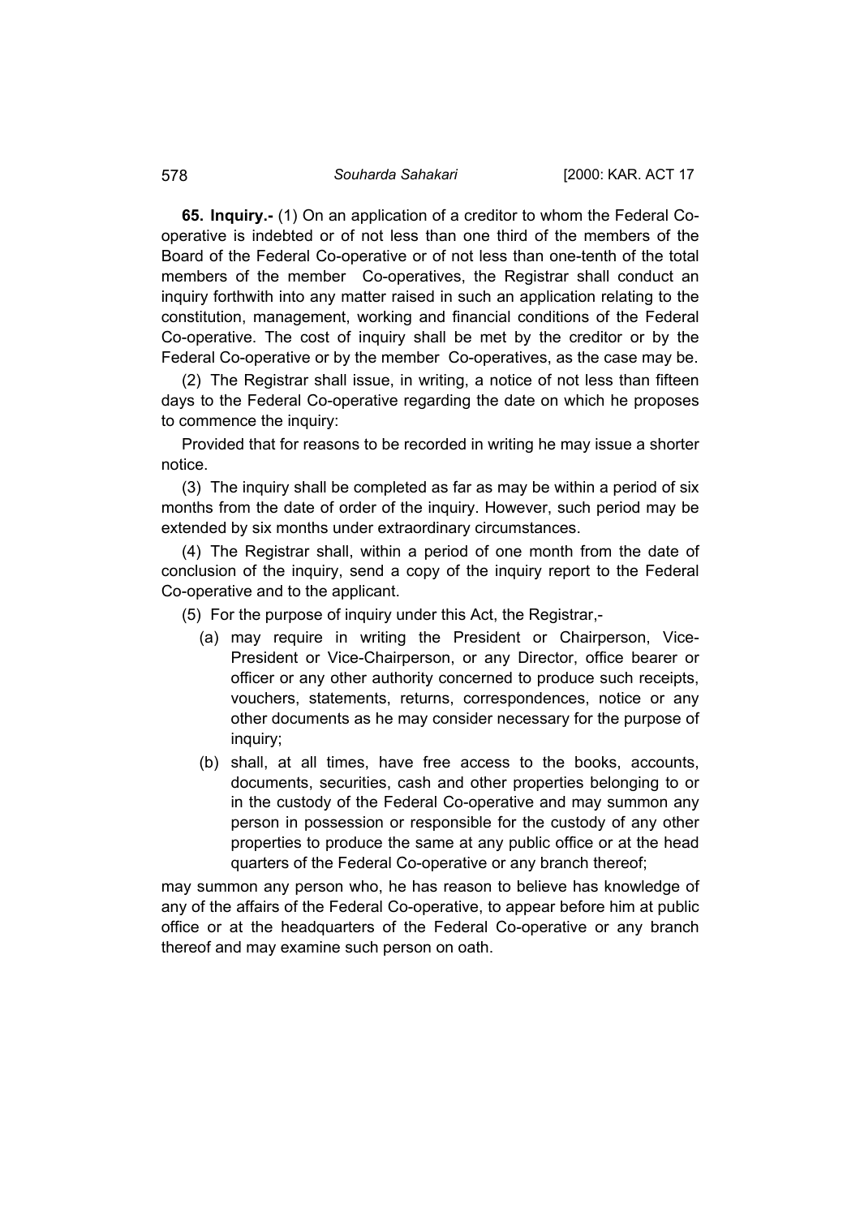**65. Inquiry.-** (1) On an application of a creditor to whom the Federal Co-operative is indebted or of not less than one third of the members of the Board of the Federal Co-operative or of not less than one-tenth of the total members of the member Co-operatives, the Registrar shall conduct an inquiry forthwith into any matter raised in such an application relating to the constitution, management, working and financial conditions of the Federal Co-operative. The cost of inquiry shall be met by the creditor or by the Federal Co-operative or by the member Co-operatives, as the case may be.

(2) The Registrar shall issue, in writing, a notice of not less than fifteen days to the Federal Co-operative regarding the date on which he proposes to commence the inquiry:

Provided that for reasons to be recorded in writing he may issue a shorter notice.

(3) The inquiry shall be completed as far as may be within a period of six months from the date of order of the inquiry. However, such period may be extended by six months under extraordinary circumstances.

(4) The Registrar shall, within a period of one month from the date of conclusion of the inquiry, send a copy of the inquiry report to the Federal Co-operative and to the applicant.

(5) For the purpose of inquiry under this Act, the Registrar,-

(a) may require in writing the President or Chairperson, Vice-President or Vice-Chairperson, or any Director, office bearer or officer or any other authority concerned to produce such receipts, vouchers, statements, returns, correspondences, notice or any other documents as he may consider necessary for the purpose of inquiry;

(b) shall, at all times, have free access to the books, accounts, documents, securities, cash and other properties belonging to or in the custody of the Federal Co-operative and may summon any person in possession or responsible for the custody of any other properties to produce the same at any public office or at the head quarters of the Federal Co-operative or any branch thereof;

may summon any person who, he has reason to believe has knowledge of any of the affairs of the Federal Co-operative, to appear before him at public office or at the headquarters of the Federal Co-operative or any branch thereof and may examine such person on oath.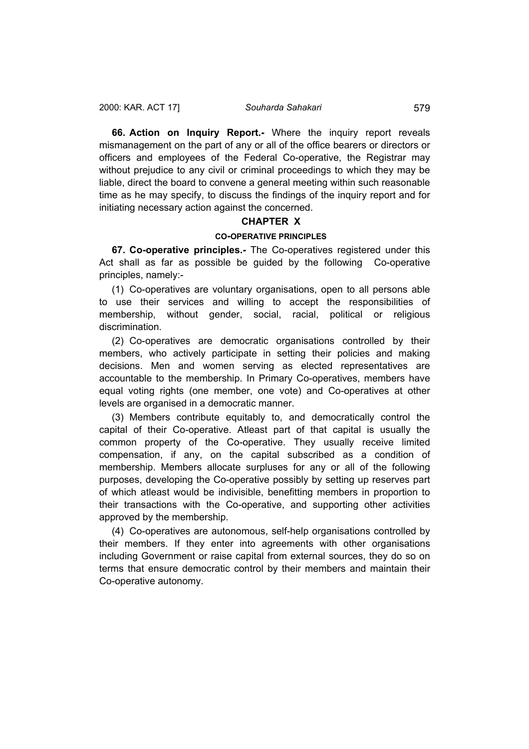**66. Action on Inquiry Report.-** Where the inquiry report reveals mismanagement on the part of any or all of the office bearers or directors or officers and employees of the Federal Co-operative, the Registrar may without prejudice to any civil or criminal proceedings to which they may be liable, direct the board to convene a general meeting within such reasonable time as he may specify, to discuss the findings of the inquiry report and for initiating necessary action against the concerned.

## CHAPTER X

### CO-OPERATIVE PRINCIPLES

**67. Co-operative principles.-** The Co-operatives registered under this Act shall as far as possible be guided by the following Co-operative principles, namely:-

(1) Co-operatives are voluntary organisations, open to all persons able to use their services and willing to accept the responsibilities of membership, without gender, social, racial, political or religious discrimination.

(2) Co-operatives are democratic organisations controlled by their members, who actively participate in setting their policies and making decisions. Men and women serving as elected representatives are accountable to the membership. In Primary Co-operatives, members have equal voting rights (one member, one vote) and Co-operatives at other levels are organised in a democratic manner.

(3) Members contribute equitably to, and democratically control the capital of their Co-operative. Atleast part of that capital is usually the common property of the Co-operative. They usually receive limited compensation, if any, on the capital subscribed as a condition of membership. Members allocate surpluses for any or all of the following purposes, developing the Co-operative possibly by setting up reserves part of which atleast would be indivisible, benefitting members in proportion to their transactions with the Co-operative, and supporting other activities approved by the membership.

(4) Co-operatives are autonomous, self-help organisations controlled by their members. If they enter into agreements with other organisations including Government or raise capital from external sources, they do so on terms that ensure democratic control by their members and maintain their Co-operative autonomy.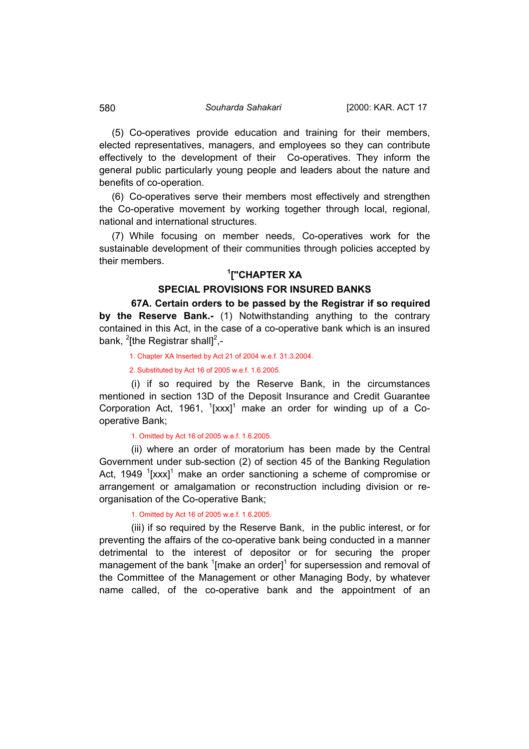(5) Co-operatives provide education and training for their members, elected representatives, managers, and employees so they can contribute effectively to the development of their Co-operatives. They inform the general public particularly young people and leaders about the nature and benefits of co-operation.

(6) Co-operatives serve their members most effectively and strengthen the Co-operative movement by working together through local, regional, national and international structures.

(7) While focusing on member needs, Co-operatives work for the sustainable development of their communities through policies accepted by their members.

## [1]["CHAPTER XA

## SPECIAL PROVISIONS FOR INSURED BANKS

**67A. Certain orders to be passed by the Registrar if so required by the Reserve Bank.-** (1) Notwithstanding anything to the contrary contained in this Act, in the case of a co-operative bank which is an insured bank, [2][the Registrar shall][2],-

1. Chapter XA Inserted by Act 21 of 2004 w.e.f. 31.3.2004.

2. Substituted by Act 16 of 2005 w.e.f. 1.6.2005.

(i) if so required by the Reserve Bank, in the circumstances mentioned in section 13D of the Deposit Insurance and Credit Guarantee Corporation Act, 1961, [1][xxx][1] make an order for winding up of a Co-operative Bank;

1. Omitted by Act 16 of 2005 w.e.f. 1.6.2005.

(ii) where an order of moratorium has been made by the Central Government under sub-section (2) of section 45 of the Banking Regulation Act, 1949 [1][xxx][1] make an order sanctioning a scheme of compromise or arrangement or amalgamation or reconstruction including division or re-organisation of the Co-operative Bank;

1. Omitted by Act 16 of 2005 w.e.f. 1.6.2005.

(iii) if so required by the Reserve Bank, in the public interest, or for preventing the affairs of the co-operative bank being conducted in a manner detrimental to the interest of depositor or for securing the proper management of the bank [1][make an order][1] for supersession and removal of the Committee of the Management or other Managing Body, by whatever name called, of the co-operative bank and the appointment of an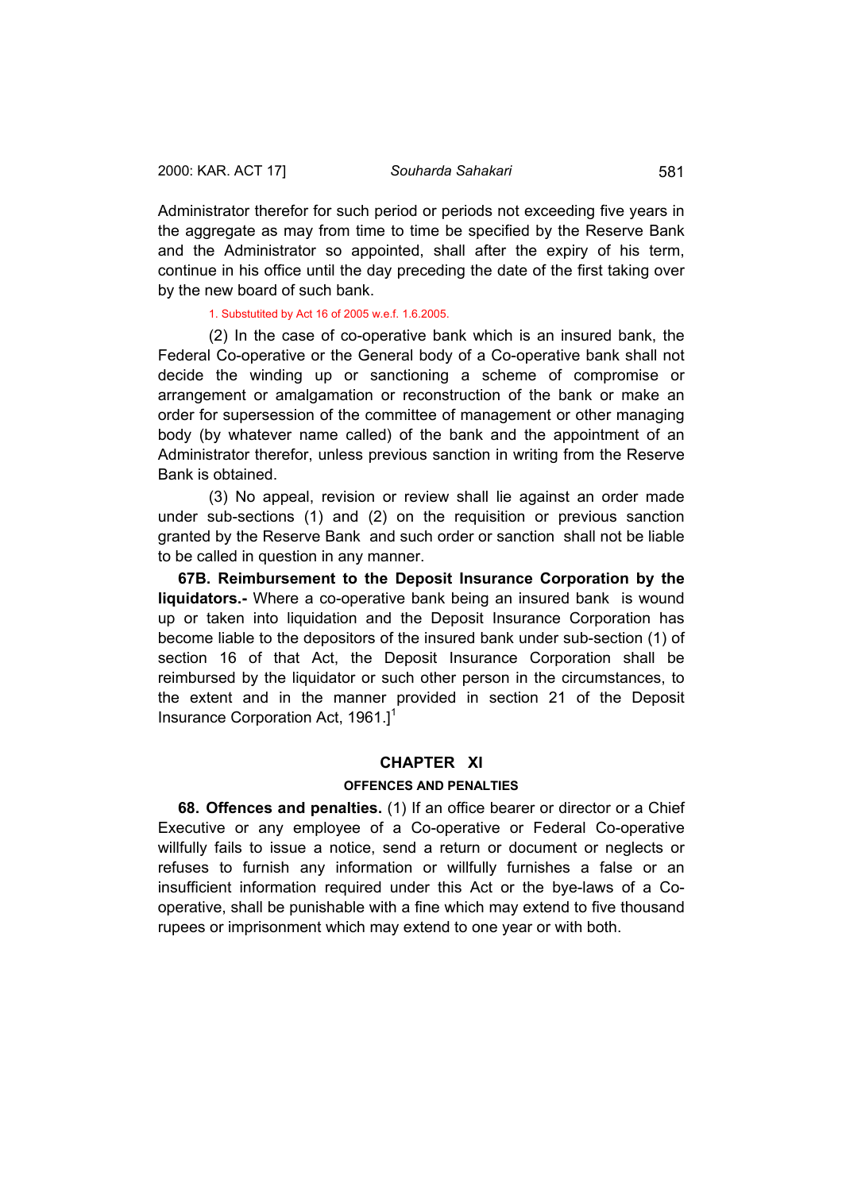Administrator therefor for such period or periods not exceeding five years in the aggregate as may from time to time be specified by the Reserve Bank and the Administrator so appointed, shall after the expiry of his term, continue in his office until the day preceding the date of the first taking over by the new board of such bank.

1. Substutited by Act 16 of 2005 w.e.f. 1.6.2005.

(2) In the case of co-operative bank which is an insured bank, the Federal Co-operative or the General body of a Co-operative bank shall not decide the winding up or sanctioning a scheme of compromise or arrangement or amalgamation or reconstruction of the bank or make an order for supersession of the committee of management or other managing body (by whatever name called) of the bank and the appointment of an Administrator therefor, unless previous sanction in writing from the Reserve Bank is obtained.

(3) No appeal, revision or review shall lie against an order made under sub-sections (1) and (2) on the requisition or previous sanction granted by the Reserve Bank and such order or sanction shall not be liable to be called in question in any manner.

**67B. Reimbursement to the Deposit Insurance Corporation by the liquidators.-** Where a co-operative bank being an insured bank is wound up or taken into liquidation and the Deposit Insurance Corporation has become liable to the depositors of the insured bank under sub-section (1) of section 16 of that Act, the Deposit Insurance Corporation shall be reimbursed by the liquidator or such other person in the circumstances, to the extent and in the manner provided in section 21 of the Deposit Insurance Corporation Act, 1961.][1]

## CHAPTER XI

### OFFENCES AND PENALTIES

**68. Offences and penalties.** (1) If an office bearer or director or a Chief Executive or any employee of a Co-operative or Federal Co-operative willfully fails to issue a notice, send a return or document or neglects or refuses to furnish any information or willfully furnishes a false or an insufficient information required under this Act or the bye-laws of a Co-operative, shall be punishable with a fine which may extend to five thousand rupees or imprisonment which may extend to one year or with both.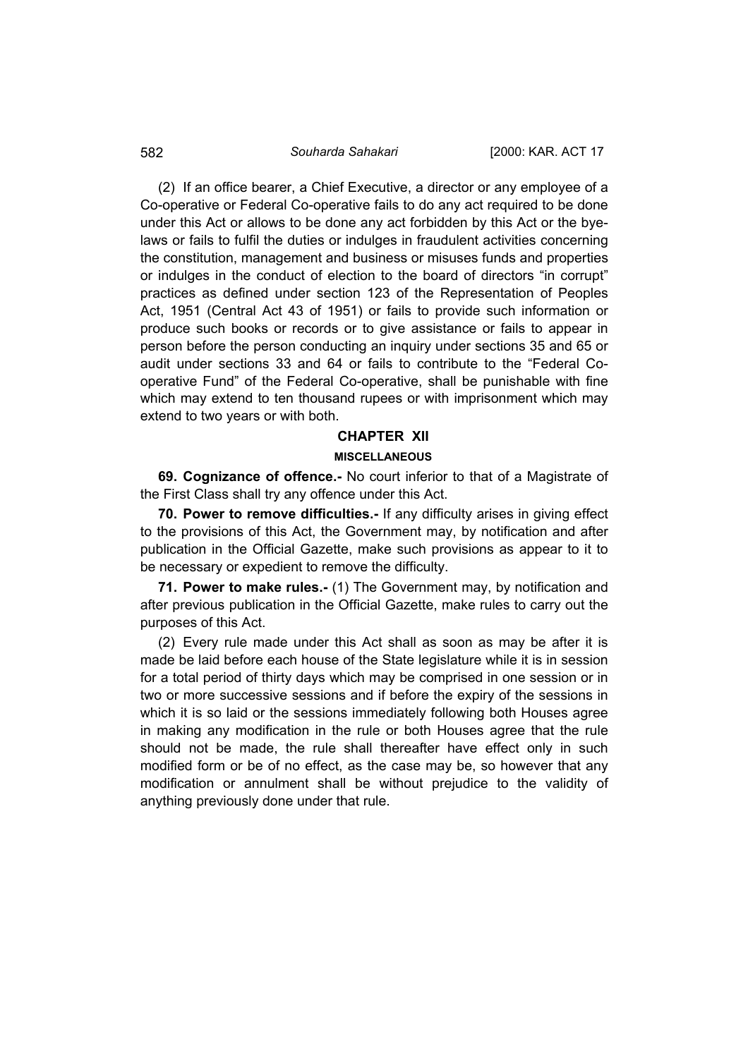(2) If an office bearer, a Chief Executive, a director or any employee of a Co-operative or Federal Co-operative fails to do any act required to be done under this Act or allows to be done any act forbidden by this Act or the bye-laws or fails to fulfil the duties or indulges in fraudulent activities concerning the constitution, management and business or misuses funds and properties or indulges in the conduct of election to the board of directors "in corrupt" practices as defined under section 123 of the Representation of Peoples Act, 1951 (Central Act 43 of 1951) or fails to provide such information or produce such books or records or to give assistance or fails to appear in person before the person conducting an inquiry under sections 35 and 65 or audit under sections 33 and 64 or fails to contribute to the "Federal Co-operative Fund" of the Federal Co-operative, shall be punishable with fine which may extend to ten thousand rupees or with imprisonment which may extend to two years or with both.

## CHAPTER XII

### MISCELLANEOUS

**69. Cognizance of offence.-** No court inferior to that of a Magistrate of the First Class shall try any offence under this Act.

**70. Power to remove difficulties.-** If any difficulty arises in giving effect to the provisions of this Act, the Government may, by notification and after publication in the Official Gazette, make such provisions as appear to it to be necessary or expedient to remove the difficulty.

**71. Power to make rules.-** (1) The Government may, by notification and after previous publication in the Official Gazette, make rules to carry out the purposes of this Act.

(2) Every rule made under this Act shall as soon as may be after it is made be laid before each house of the State legislature while it is in session for a total period of thirty days which may be comprised in one session or in two or more successive sessions and if before the expiry of the sessions in which it is so laid or the sessions immediately following both Houses agree in making any modification in the rule or both Houses agree that the rule should not be made, the rule shall thereafter have effect only in such modified form or be of no effect, as the case may be, so however that any modification or annulment shall be without prejudice to the validity of anything previously done under that rule.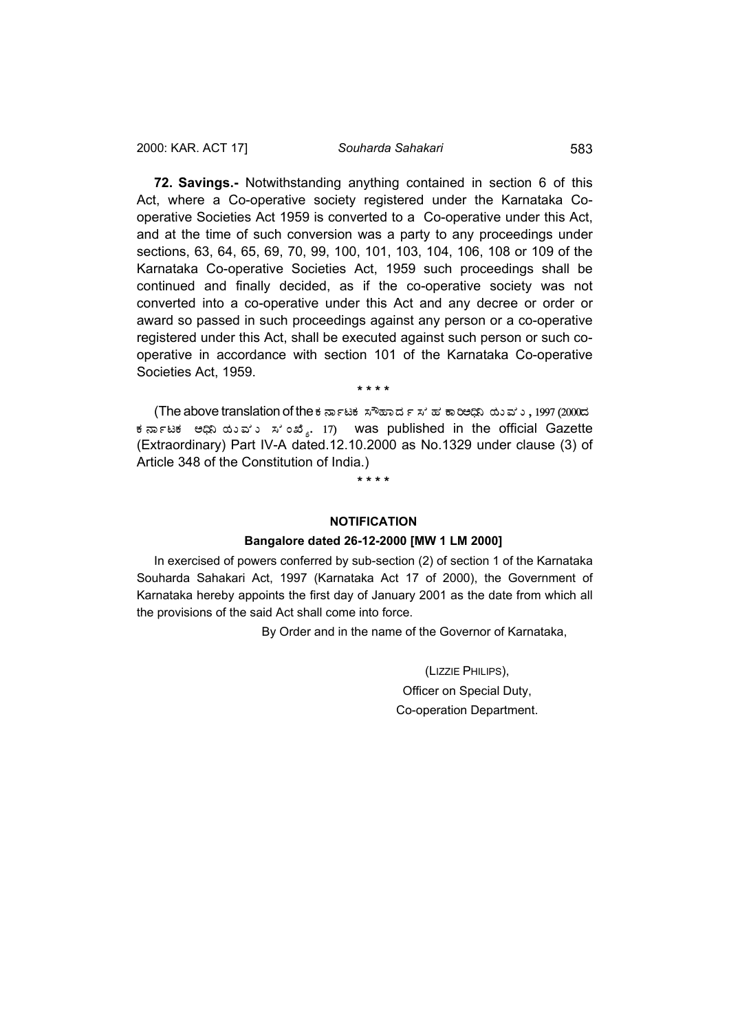**72. Savings.-** Notwithstanding anything contained in section 6 of this Act, where a Co-operative society registered under the Karnataka Co-operative Societies Act 1959 is converted to a Co-operative under this Act, and at the time of such conversion was a party to any proceedings under sections, 63, 64, 65, 69, 70, 99, 100, 101, 103, 104, 106, 108 or 109 of the Karnataka Co-operative Societies Act, 1959 such proceedings shall be continued and finally decided, as if the co-operative society was not converted into a co-operative under this Act and any decree or order or award so passed in such proceedings against any person or a co-operative registered under this Act, shall be executed against such person or such co-operative in accordance with section 101 of the Karnataka Co-operative Societies Act, 1959.

\* \* \* \*

(The above translation of the ಕರ್ನಾಟಕ ಸೌಹಾರ್ದ ಸಹಕಾರಿ ಅಧಿನಿಯಮ, 1997 (2000ದ ಕರ್ನಾಟಕ ಅಧಿನಿಯಮ ಸಂಖ್ಯೆ 17) was published in the official Gazette (Extraordinary) Part IV-A dated.12.10.2000 as No.1329 under clause (3) of Article 348 of the Constitution of India.)

\* \* \* \*

**NOTIFICATION**

**Bangalore dated 26-12-2000 [MW 1 LM 2000]**

In exercised of powers conferred by sub-section (2) of section 1 of the Karnataka Souharda Sahakari Act, 1997 (Karnataka Act 17 of 2000), the Government of Karnataka hereby appoints the first day of January 2001 as the date from which all the provisions of the said Act shall come into force.

By Order and in the name of the Governor of Karnataka,

(LIZZIE PHILIPS),
Officer on Special Duty,
Co-operation Department.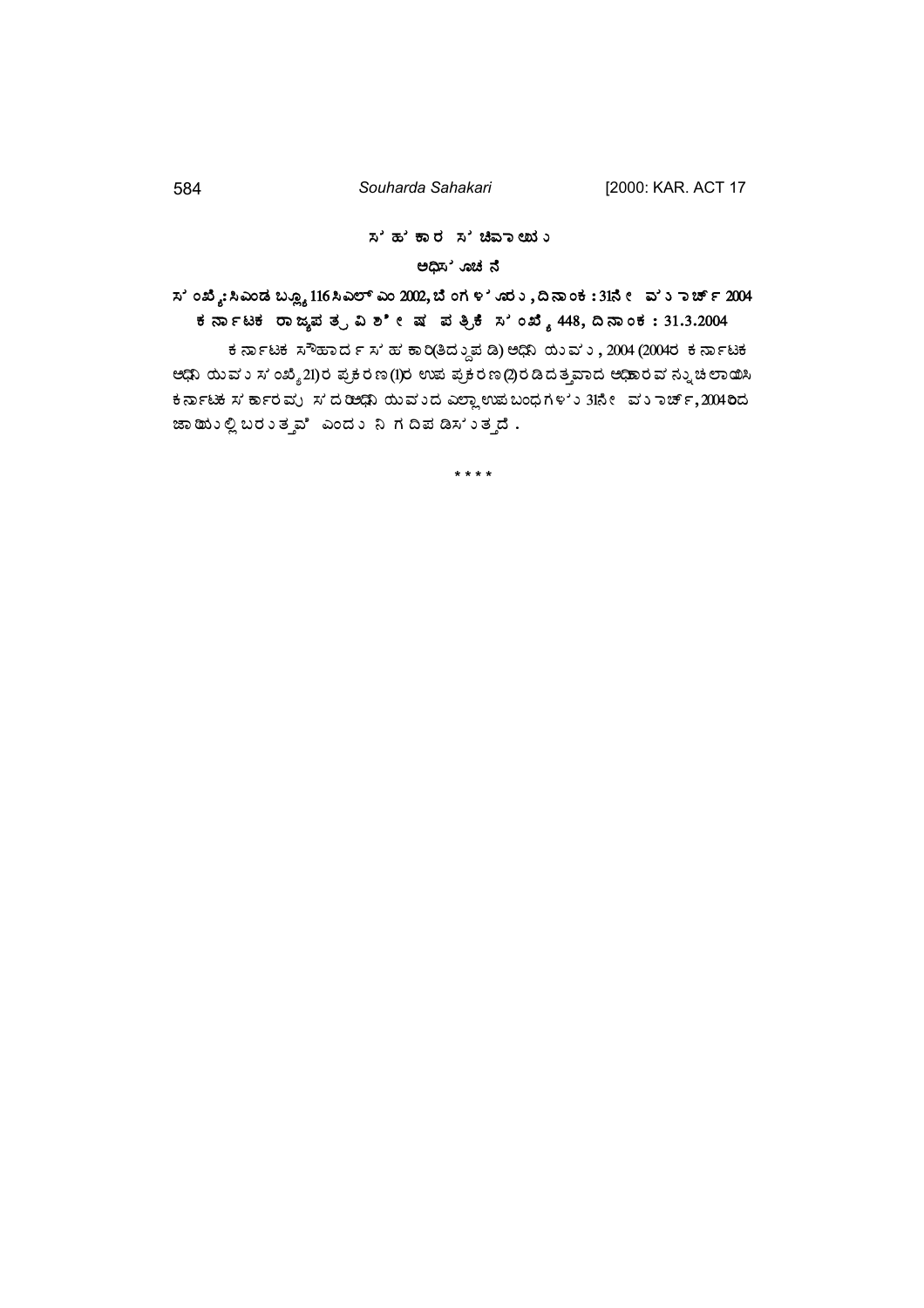**ಸಹಕಾರ ಸಚಿವಾಲಯ**

**ಅಧಿಸೂಚನೆ**

**ಸಂಖ್ಯೆ: ಸಿಎಂಡ ಬ್ಲ್ಯೂ 116 ಸಿಎಲ್ ಎಂ 2002, ಬೆಂಗಳೂರು, ದಿನಾಂಕ : 31ನೇ ಮಾರ್ಚ್ 2004**
**ಕರ್ನಾಟಕ ರಾಜ್ಯಪತ್ರ ವಿಶೇಷ ಪತ್ರಿಕೆ ಸಂಖ್ಯೆ 448, ದಿನಾಂಕ : 31.3.2004**

ಕರ್ನಾಟಕ ಸೌಹಾರ್ದ ಸಹಕಾರಿ(ತಿದ್ದುಪಡಿ) ಅಧಿನಿಯಮ, 2004 (2004ರ ಕರ್ನಾಟಕ ಅಧಿನಿಯಮ ಸಂಖ್ಯೆ 21)ರ ಪ್ರಕರಣ (1)ರ ಉಪ ಪ್ರಕರಣ (2)ರಿಂದ ದತ್ತವಾದ ಅಧಿಕಾರವನ್ನು ಚಲಾಯಿಸಿ ಕರ್ನಾಟಕ ಸರ್ಕಾರವು ಸದರಿ ಅಧಿನಿಯಮದ ಎಲ್ಲಾ ಉಪಬಂಧಗಳು 31ನೇ ಮಾರ್ಚ್, 2004 ರಿಂದ ಜಾರಿಯಲ್ಲಿ ಬರುತ್ತವೆ ಎಂದು ನಿಗದಿಪಡಿಸುತ್ತದೆ.

\* \* \* \*